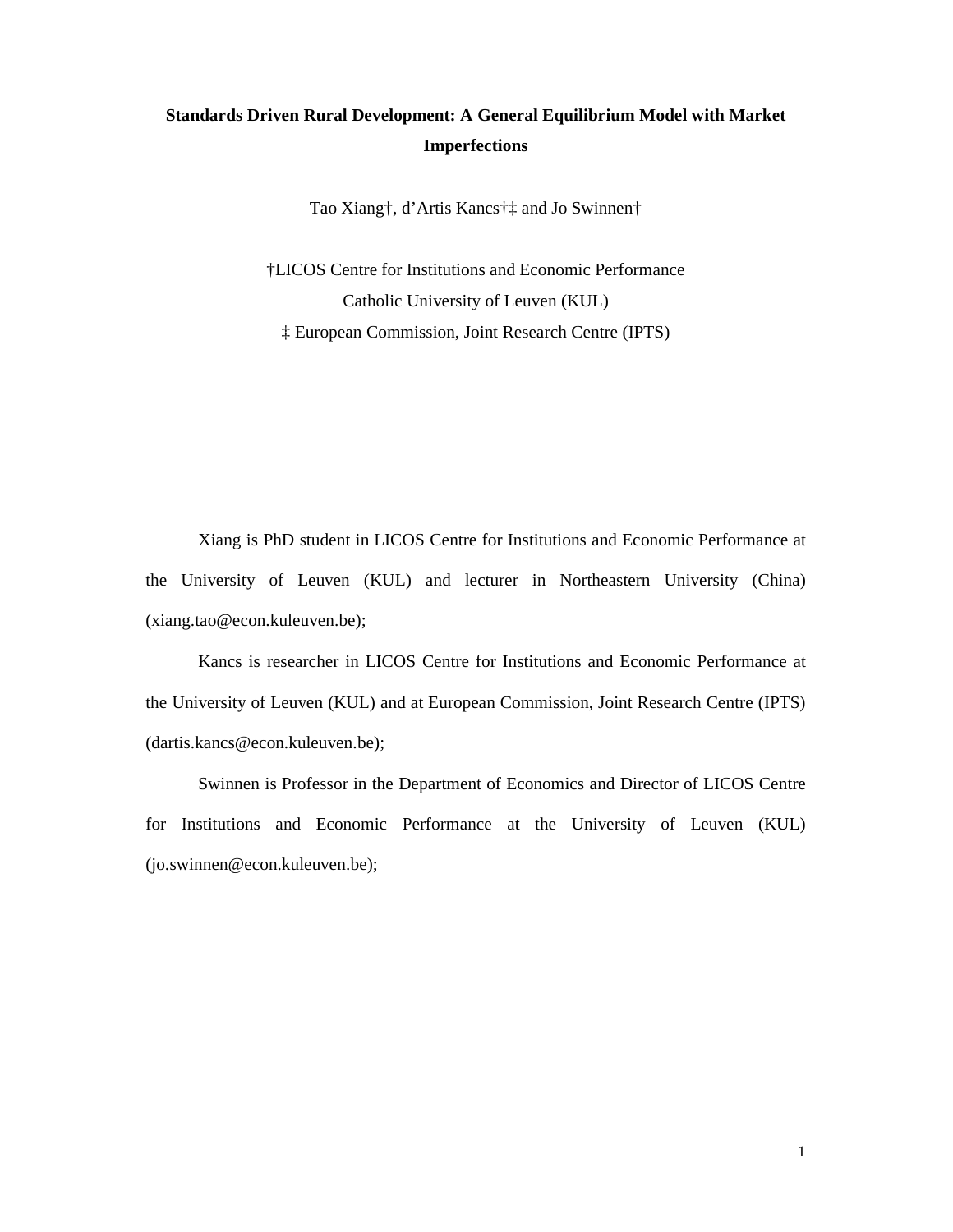# Standards Driven Rural Development: A General Equilibrium Model with Market Imperfections

Tao Xiang†, d'Artis Kancs†‡ and Jo Swinnen†

†LICOS Centre for Institutions and Economic Performance
Catholic University of Leuven (KUL)
‡ European Commission, Joint Research Centre (IPTS)

Xiang is PhD student in LICOS Centre for Institutions and Economic Performance at the University of Leuven (KUL) and lecturer in Northeastern University (China) (xiang.tao@econ.kuleuven.be);

Kancs is researcher in LICOS Centre for Institutions and Economic Performance at the University of Leuven (KUL) and at European Commission, Joint Research Centre (IPTS) (dartis.kancs@econ.kuleuven.be);

Swinnen is Professor in the Department of Economics and Director of LICOS Centre for Institutions and Economic Performance at the University of Leuven (KUL) (jo.swinnen@econ.kuleuven.be);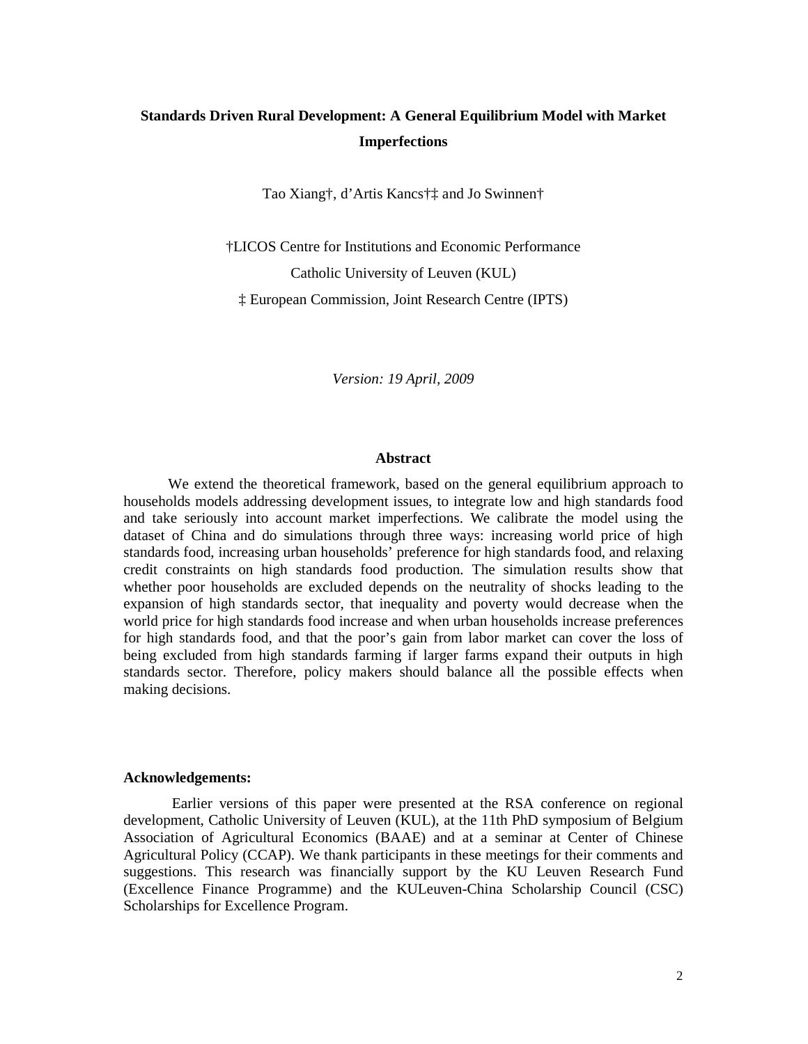# Standards Driven Rural Development: A General Equilibrium Model with Market Imperfections

Tao Xiang†, d'Artis Kancs†‡ and Jo Swinnen†

†LICOS Centre for Institutions and Economic Performance
Catholic University of Leuven (KUL)
‡ European Commission, Joint Research Centre (IPTS)

*Version: 19 April, 2009*

## Abstract

We extend the theoretical framework, based on the general equilibrium approach to households models addressing development issues, to integrate low and high standards food and take seriously into account market imperfections. We calibrate the model using the dataset of China and do simulations through three ways: increasing world price of high standards food, increasing urban households' preference for high standards food, and relaxing credit constraints on high standards food production. The simulation results show that whether poor households are excluded depends on the neutrality of shocks leading to the expansion of high standards sector, that inequality and poverty would decrease when the world price for high standards food increase and when urban households increase preferences for high standards food, and that the poor's gain from labor market can cover the loss of being excluded from high standards farming if larger farms expand their outputs in high standards sector. Therefore, policy makers should balance all the possible effects when making decisions.

**Acknowledgements:**

Earlier versions of this paper were presented at the RSA conference on regional development, Catholic University of Leuven (KUL), at the 11th PhD symposium of Belgium Association of Agricultural Economics (BAAE) and at a seminar at Center of Chinese Agricultural Policy (CCAP). We thank participants in these meetings for their comments and suggestions. This research was financially support by the KU Leuven Research Fund (Excellence Finance Programme) and the KULeuven-China Scholarship Council (CSC) Scholarships for Excellence Program.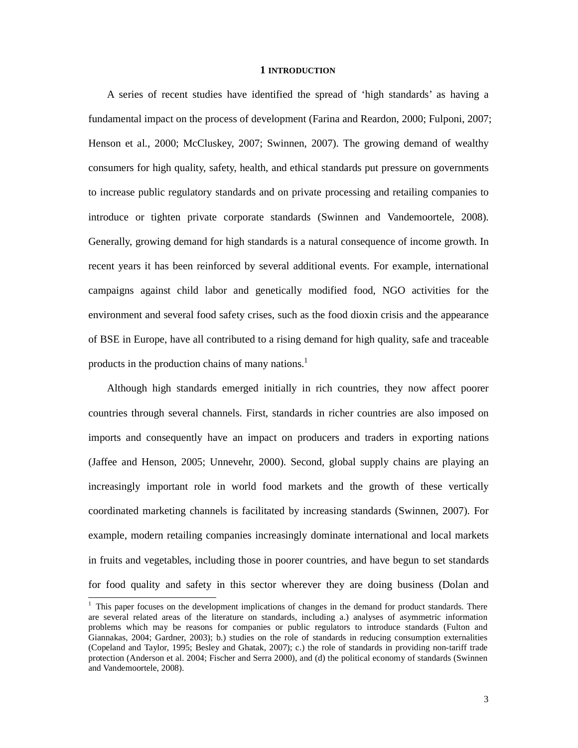# 1 INTRODUCTION

A series of recent studies have identified the spread of 'high standards' as having a fundamental impact on the process of development (Farina and Reardon, 2000; Fulponi, 2007; Henson et al., 2000; McCluskey, 2007; Swinnen, 2007). The growing demand of wealthy consumers for high quality, safety, health, and ethical standards put pressure on governments to increase public regulatory standards and on private processing and retailing companies to introduce or tighten private corporate standards (Swinnen and Vandemoortele, 2008). Generally, growing demand for high standards is a natural consequence of income growth. In recent years it has been reinforced by several additional events. For example, international campaigns against child labor and genetically modified food, NGO activities for the environment and several food safety crises, such as the food dioxin crisis and the appearance of BSE in Europe, have all contributed to a rising demand for high quality, safe and traceable products in the production chains of many nations.[1]

Although high standards emerged initially in rich countries, they now affect poorer countries through several channels. First, standards in richer countries are also imposed on imports and consequently have an impact on producers and traders in exporting nations (Jaffee and Henson, 2005; Unnevehr, 2000). Second, global supply chains are playing an increasingly important role in world food markets and the growth of these vertically coordinated marketing channels is facilitated by increasing standards (Swinnen, 2007). For example, modern retailing companies increasingly dominate international and local markets in fruits and vegetables, including those in poorer countries, and have begun to set standards for food quality and safety in this sector wherever they are doing business (Dolan and

[1] This paper focuses on the development implications of changes in the demand for product standards. There are several related areas of the literature on standards, including a.) analyses of asymmetric information problems which may be reasons for companies or public regulators to introduce standards (Fulton and Giannakas, 2004; Gardner, 2003); b.) studies on the role of standards in reducing consumption externalities (Copeland and Taylor, 1995; Besley and Ghatak, 2007); c.) the role of standards in providing non-tariff trade protection (Anderson et al. 2004; Fischer and Serra 2000), and (d) the political economy of standards (Swinnen and Vandemoortele, 2008).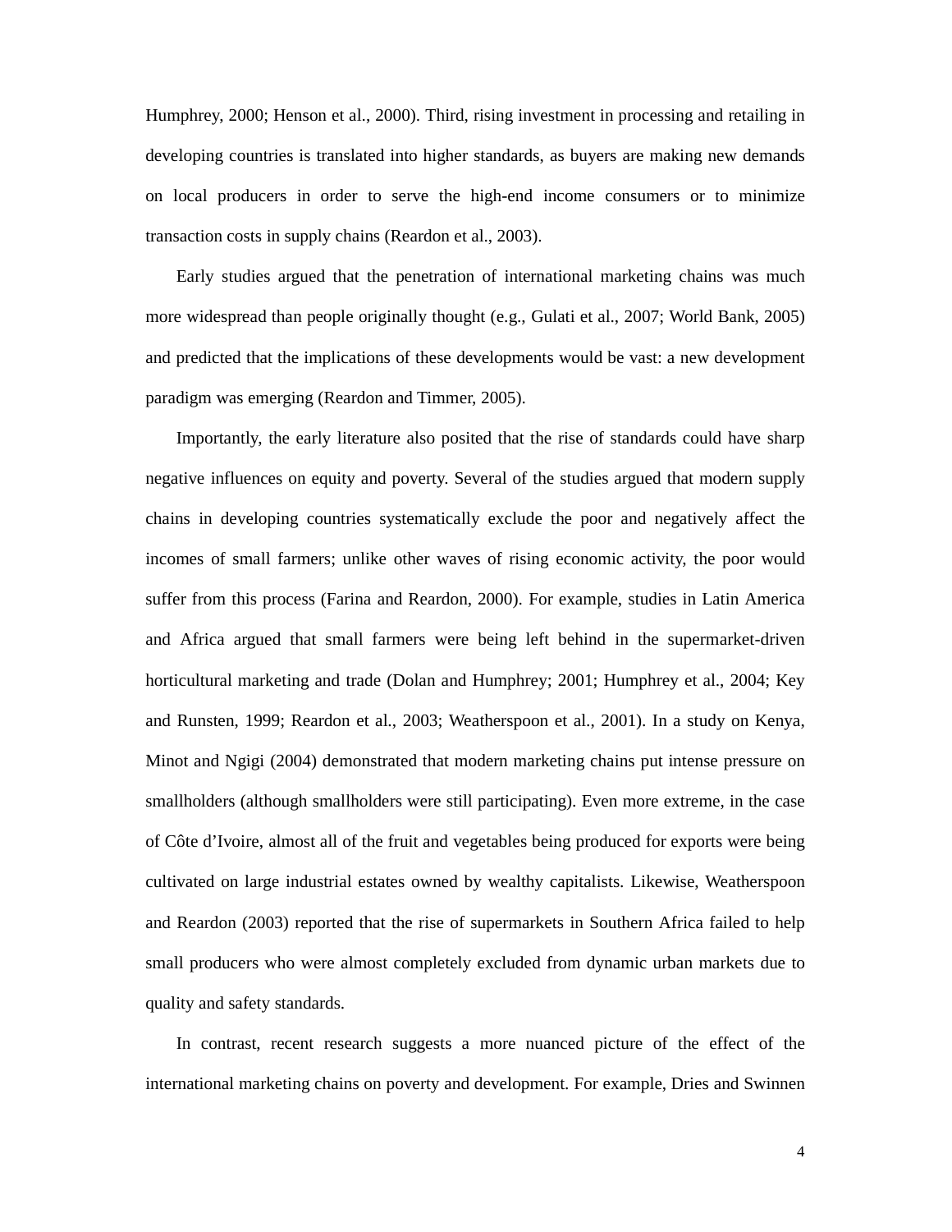Humphrey, 2000; Henson et al., 2000). Third, rising investment in processing and retailing in developing countries is translated into higher standards, as buyers are making new demands on local producers in order to serve the high-end income consumers or to minimize transaction costs in supply chains (Reardon et al., 2003).

Early studies argued that the penetration of international marketing chains was much more widespread than people originally thought (e.g., Gulati et al., 2007; World Bank, 2005) and predicted that the implications of these developments would be vast: a new development paradigm was emerging (Reardon and Timmer, 2005).

Importantly, the early literature also posited that the rise of standards could have sharp negative influences on equity and poverty. Several of the studies argued that modern supply chains in developing countries systematically exclude the poor and negatively affect the incomes of small farmers; unlike other waves of rising economic activity, the poor would suffer from this process (Farina and Reardon, 2000). For example, studies in Latin America and Africa argued that small farmers were being left behind in the supermarket-driven horticultural marketing and trade (Dolan and Humphrey; 2001; Humphrey et al., 2004; Key and Runsten, 1999; Reardon et al., 2003; Weatherspoon et al., 2001). In a study on Kenya, Minot and Ngigi (2004) demonstrated that modern marketing chains put intense pressure on smallholders (although smallholders were still participating). Even more extreme, in the case of Côte d'Ivoire, almost all of the fruit and vegetables being produced for exports were being cultivated on large industrial estates owned by wealthy capitalists. Likewise, Weatherspoon and Reardon (2003) reported that the rise of supermarkets in Southern Africa failed to help small producers who were almost completely excluded from dynamic urban markets due to quality and safety standards.

In contrast, recent research suggests a more nuanced picture of the effect of the international marketing chains on poverty and development. For example, Dries and Swinnen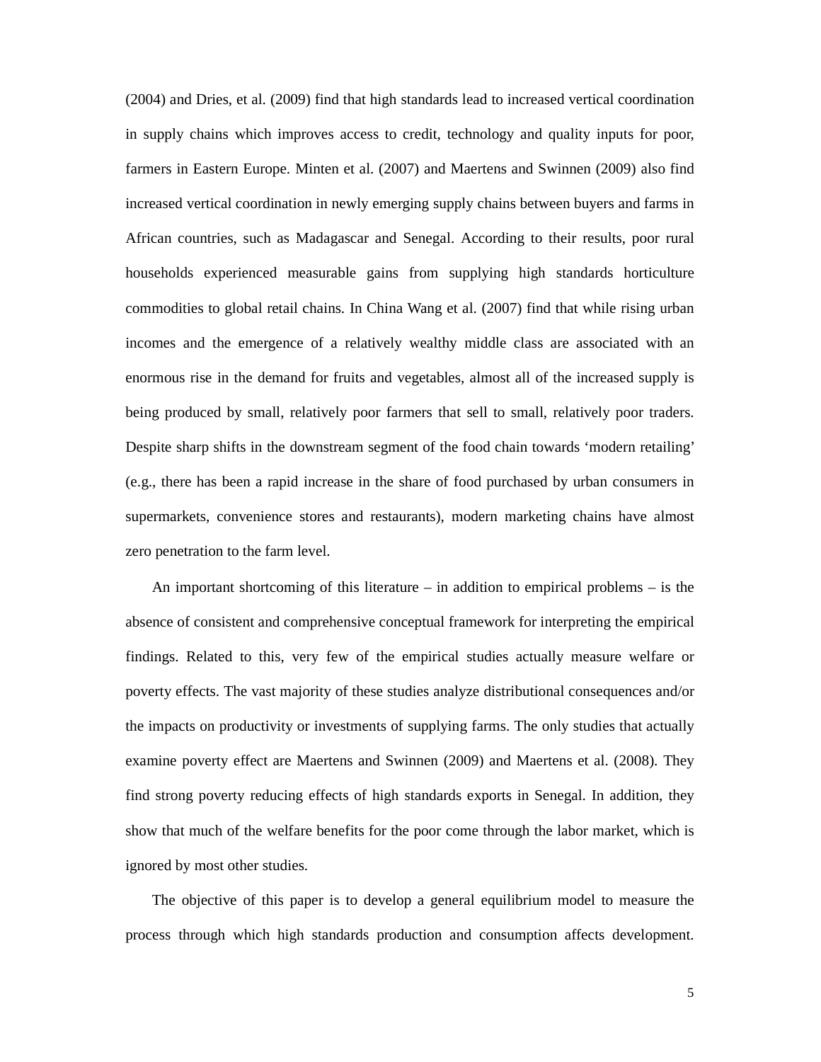(2004) and Dries, et al. (2009) find that high standards lead to increased vertical coordination in supply chains which improves access to credit, technology and quality inputs for poor, farmers in Eastern Europe. Minten et al. (2007) and Maertens and Swinnen (2009) also find increased vertical coordination in newly emerging supply chains between buyers and farms in African countries, such as Madagascar and Senegal. According to their results, poor rural households experienced measurable gains from supplying high standards horticulture commodities to global retail chains. In China Wang et al. (2007) find that while rising urban incomes and the emergence of a relatively wealthy middle class are associated with an enormous rise in the demand for fruits and vegetables, almost all of the increased supply is being produced by small, relatively poor farmers that sell to small, relatively poor traders. Despite sharp shifts in the downstream segment of the food chain towards ‘modern retailing’ (e.g., there has been a rapid increase in the share of food purchased by urban consumers in supermarkets, convenience stores and restaurants), modern marketing chains have almost zero penetration to the farm level.

An important shortcoming of this literature – in addition to empirical problems – is the absence of consistent and comprehensive conceptual framework for interpreting the empirical findings. Related to this, very few of the empirical studies actually measure welfare or poverty effects. The vast majority of these studies analyze distributional consequences and/or the impacts on productivity or investments of supplying farms. The only studies that actually examine poverty effect are Maertens and Swinnen (2009) and Maertens et al. (2008). They find strong poverty reducing effects of high standards exports in Senegal. In addition, they show that much of the welfare benefits for the poor come through the labor market, which is ignored by most other studies.

The objective of this paper is to develop a general equilibrium model to measure the process through which high standards production and consumption affects development.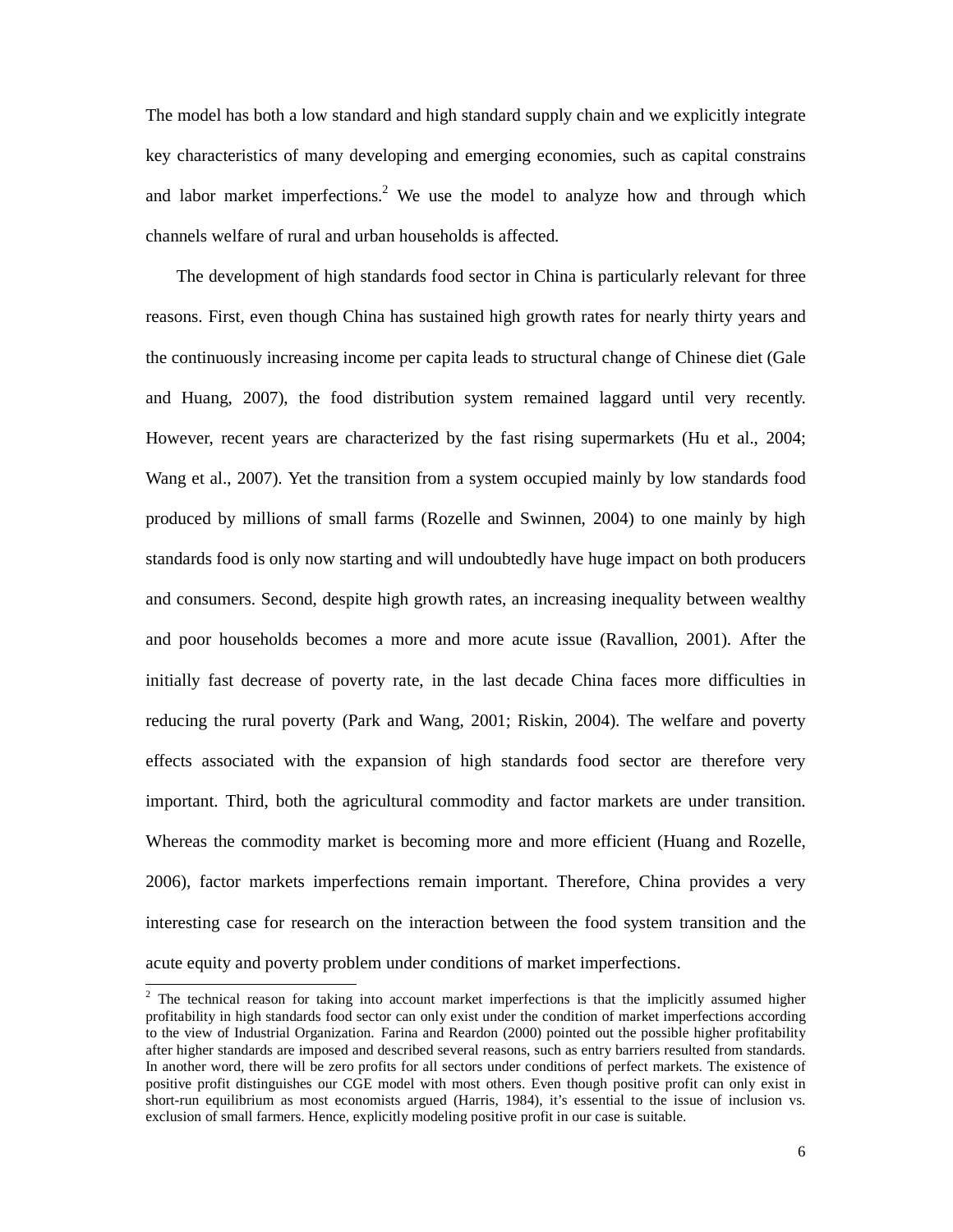The model has both a low standard and high standard supply chain and we explicitly integrate key characteristics of many developing and emerging economies, such as capital constrains and labor market imperfections.[2] We use the model to analyze how and through which channels welfare of rural and urban households is affected.

The development of high standards food sector in China is particularly relevant for three reasons. First, even though China has sustained high growth rates for nearly thirty years and the continuously increasing income per capita leads to structural change of Chinese diet (Gale and Huang, 2007), the food distribution system remained laggard until very recently. However, recent years are characterized by the fast rising supermarkets (Hu et al., 2004; Wang et al., 2007). Yet the transition from a system occupied mainly by low standards food produced by millions of small farms (Rozelle and Swinnen, 2004) to one mainly by high standards food is only now starting and will undoubtedly have huge impact on both producers and consumers. Second, despite high growth rates, an increasing inequality between wealthy and poor households becomes a more and more acute issue (Ravallion, 2001). After the initially fast decrease of poverty rate, in the last decade China faces more difficulties in reducing the rural poverty (Park and Wang, 2001; Riskin, 2004). The welfare and poverty effects associated with the expansion of high standards food sector are therefore very important. Third, both the agricultural commodity and factor markets are under transition. Whereas the commodity market is becoming more and more efficient (Huang and Rozelle, 2006), factor markets imperfections remain important. Therefore, China provides a very interesting case for research on the interaction between the food system transition and the acute equity and poverty problem under conditions of market imperfections.

---

[2] The technical reason for taking into account market imperfections is that the implicitly assumed higher profitability in high standards food sector can only exist under the condition of market imperfections according to the view of Industrial Organization. Farina and Reardon (2000) pointed out the possible higher profitability after higher standards are imposed and described several reasons, such as entry barriers resulted from standards. In another word, there will be zero profits for all sectors under conditions of perfect markets. The existence of positive profit distinguishes our CGE model with most others. Even though positive profit can only exist in short-run equilibrium as most economists argued (Harris, 1984), it's essential to the issue of inclusion vs. exclusion of small farmers. Hence, explicitly modeling positive profit in our case is suitable.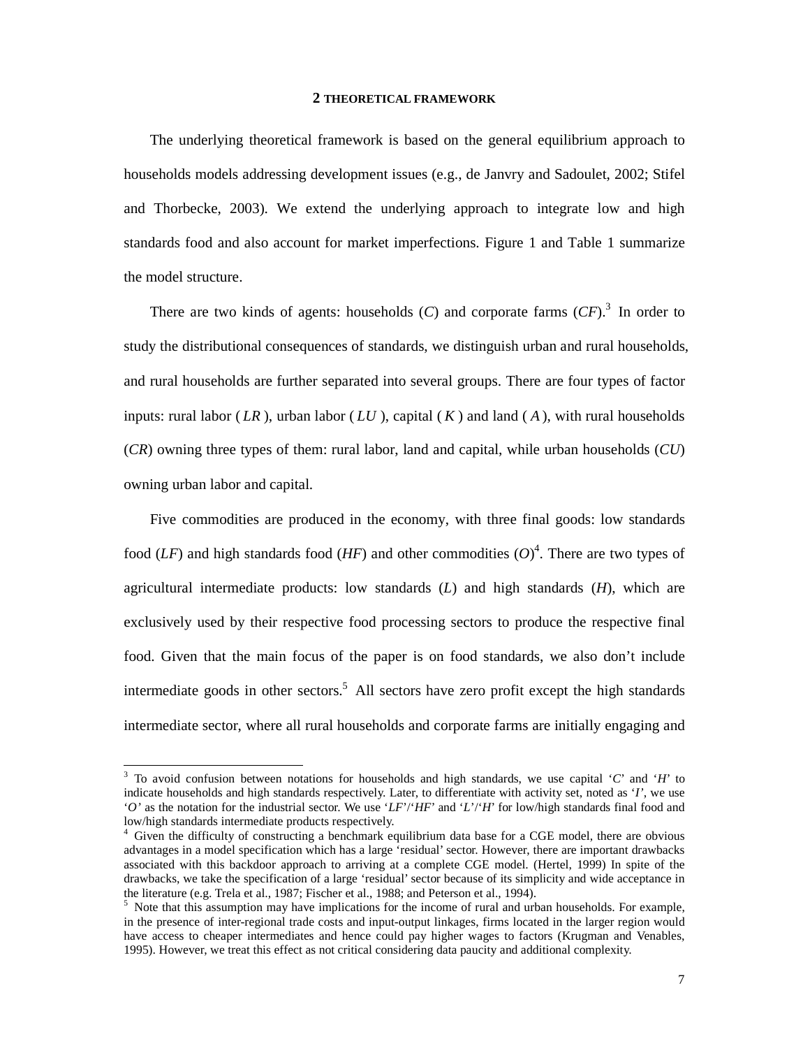## 2 THEORETICAL FRAMEWORK

The underlying theoretical framework is based on the general equilibrium approach to households models addressing development issues (e.g., de Janvry and Sadoulet, 2002; Stifel and Thorbecke, 2003). We extend the underlying approach to integrate low and high standards food and also account for market imperfections. Figure 1 and Table 1 summarize the model structure.

There are two kinds of agents: households (*C*) and corporate farms (*CF*).[3] In order to study the distributional consequences of standards, we distinguish urban and rural households, and rural households are further separated into several groups. There are four types of factor inputs: rural labor ( $LR$ ), urban labor ( $LU$ ), capital ( $K$ ) and land ( $A$ ), with rural households (*CR*) owning three types of them: rural labor, land and capital, while urban households (*CU*) owning urban labor and capital.

Five commodities are produced in the economy, with three final goods: low standards food (*LF*) and high standards food (*HF*) and other commodities (*O*)[4]. There are two types of agricultural intermediate products: low standards (*L*) and high standards (*H*), which are exclusively used by their respective food processing sectors to produce the respective final food. Given that the main focus of the paper is on food standards, we also don't include intermediate goods in other sectors.[5] All sectors have zero profit except the high standards intermediate sector, where all rural households and corporate farms are initially engaging and

---

[3] To avoid confusion between notations for households and high standards, we use capital '*C*' and '*H*' to indicate households and high standards respectively. Later, to differentiate with activity set, noted as '*I*', we use '*O'* as the notation for the industrial sector. We use '*LF*'/'*HF*' and '*L*'/'*H*' for low/high standards final food and low/high standards intermediate products respectively.

[4] Given the difficulty of constructing a benchmark equilibrium data base for a CGE model, there are obvious advantages in a model specification which has a large 'residual' sector. However, there are important drawbacks associated with this backdoor approach to arriving at a complete CGE model. (Hertel, 1999) In spite of the drawbacks, we take the specification of a large 'residual' sector because of its simplicity and wide acceptance in the literature (e.g. Trela et al., 1987; Fischer et al., 1988; and Peterson et al., 1994).

[5] Note that this assumption may have implications for the income of rural and urban households. For example, in the presence of inter-regional trade costs and input-output linkages, firms located in the larger region would have access to cheaper intermediates and hence could pay higher wages to factors (Krugman and Venables, 1995). However, we treat this effect as not critical considering data paucity and additional complexity.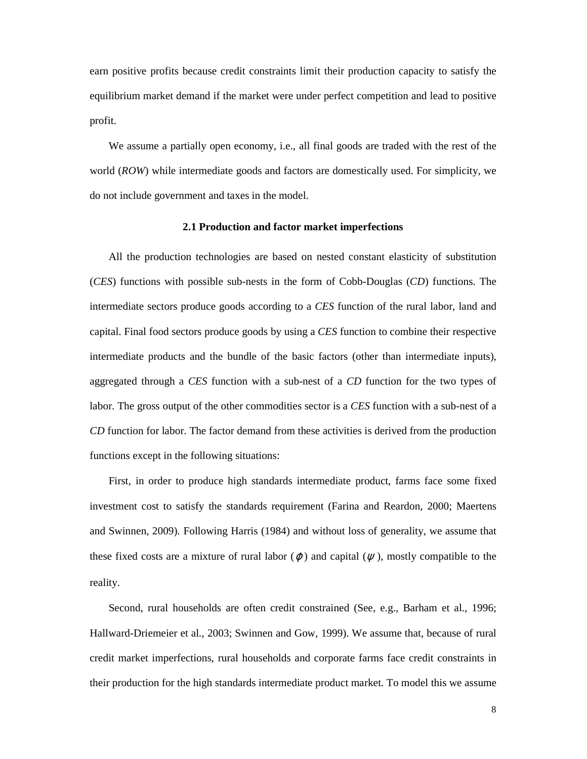earn positive profits because credit constraints limit their production capacity to satisfy the equilibrium market demand if the market were under perfect competition and lead to positive profit.

We assume a partially open economy, i.e., all final goods are traded with the rest of the world (*ROW*) while intermediate goods and factors are domestically used. For simplicity, we do not include government and taxes in the model.

### 2.1 Production and factor market imperfections

All the production technologies are based on nested constant elasticity of substitution (*CES*) functions with possible sub-nests in the form of Cobb-Douglas (*CD*) functions. The intermediate sectors produce goods according to a *CES* function of the rural labor, land and capital. Final food sectors produce goods by using a *CES* function to combine their respective intermediate products and the bundle of the basic factors (other than intermediate inputs), aggregated through a *CES* function with a sub-nest of a *CD* function for the two types of labor. The gross output of the other commodities sector is a *CES* function with a sub-nest of a *CD* function for labor. The factor demand from these activities is derived from the production functions except in the following situations:

First, in order to produce high standards intermediate product, farms face some fixed investment cost to satisfy the standards requirement (Farina and Reardon, 2000; Maertens and Swinnen, 2009). Following Harris (1984) and without loss of generality, we assume that these fixed costs are a mixture of rural labor ($\varphi$) and capital ($\psi$), mostly compatible to the reality.

Second, rural households are often credit constrained (See, e.g., Barham et al., 1996; Hallward-Driemeier et al., 2003; Swinnen and Gow, 1999). We assume that, because of rural credit market imperfections, rural households and corporate farms face credit constraints in their production for the high standards intermediate product market. To model this we assume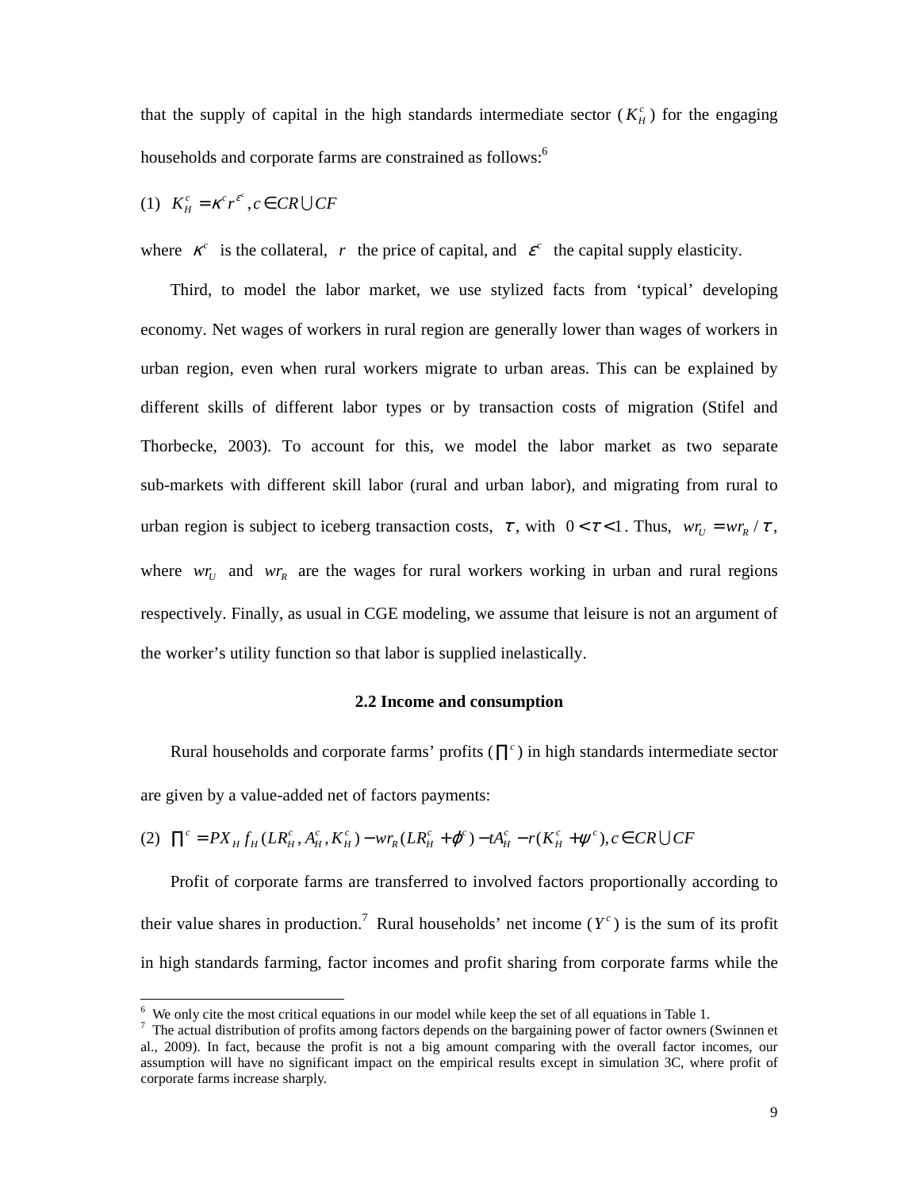that the supply of capital in the high standards intermediate sector ($K_H^c$) for the engaging households and corporate farms are constrained as follows:[6]

$$(1) \quad K_H^c = \kappa^c r^{\varepsilon^c}, c \in CR \cup CF$$

where $\kappa^c$ is the collateral, $r$ the price of capital, and $\varepsilon^c$ the capital supply elasticity.

Third, to model the labor market, we use stylized facts from 'typical' developing economy. Net wages of workers in rural region are generally lower than wages of workers in urban region, even when rural workers migrate to urban areas. This can be explained by different skills of different labor types or by transaction costs of migration (Stifel and Thorbecke, 2003). To account for this, we model the labor market as two separate sub-markets with different skill labor (rural and urban labor), and migrating from rural to urban region is subject to iceberg transaction costs, $\tau$, with $0 < \tau < 1$. Thus, $wr_U = wr_R / \tau$, where $wr_U$ and $wr_R$ are the wages for rural workers working in urban and rural regions respectively. Finally, as usual in CGE modeling, we assume that leisure is not an argument of the worker's utility function so that labor is supplied inelastically.

### 2.2 Income and consumption

Rural households and corporate farms' profits ($\prod^c$) in high standards intermediate sector are given by a value-added net of factors payments:

$$(2) \quad \prod^c = PX_H f_H(LR_H^c, A_H^c, K_H^c) - wr_R(LR_H^c + \varphi^c) - tA_H^c - r(K_H^c + \psi^c), c \in CR \cup CF$$

Profit of corporate farms are transferred to involved factors proportionally according to their value shares in production.[7] Rural households' net income ($Y^c$) is the sum of its profit in high standards farming, factor incomes and profit sharing from corporate farms while the

---

[6] We only cite the most critical equations in our model while keep the set of all equations in Table 1.

[7] The actual distribution of profits among factors depends on the bargaining power of factor owners (Swinnen et al., 2009). In fact, because the profit is not a big amount comparing with the overall factor incomes, our assumption will have no significant impact on the empirical results except in simulation 3C, where profit of corporate farms increase sharply.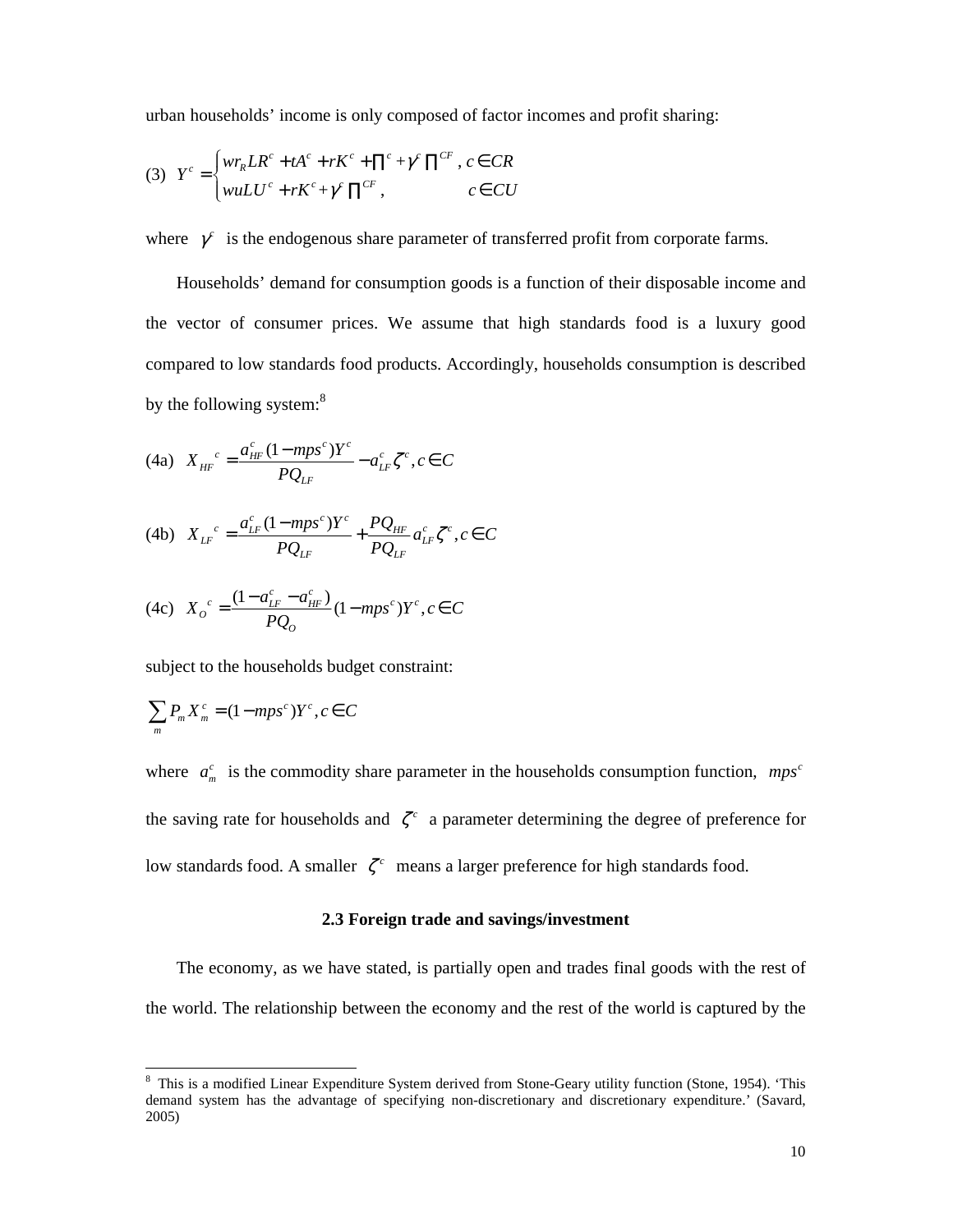urban households' income is only composed of factor incomes and profit sharing:

$$
(3)\quad Y^c = \begin{cases} wr_R LR^c + tA^c + rK^c + \prod^c + \gamma^c \prod^{CF}, & c \in CR \\ wuLU^c + rK^c + \gamma^c \prod^{CF}, & c \in CU \end{cases}
$$

where $\gamma^c$ is the endogenous share parameter of transferred profit from corporate farms.

Households' demand for consumption goods is a function of their disposable income and the vector of consumer prices. We assume that high standards food is a luxury good compared to low standards food products. Accordingly, households consumption is described by the following system:[8]

$$
(4a)\quad X_{HF}{}^c = \frac{a_{HF}^c(1 - mps^c)Y^c}{PQ_{LF}} - a_{LF}^c \zeta^c, c \in C
$$

$$
(4b)\quad X_{LF}{}^c = \frac{a_{LF}^c(1 - mps^c)Y^c}{PQ_{LF}} + \frac{PQ_{HF}}{PQ_{LF}} a_{LF}^c \zeta^c, c \in C
$$

$$
(4c)\quad X_O{}^c = \frac{(1 - a_{LF}^c - a_{HF}^c)}{PQ_O}(1 - mps^c)Y^c, c \in C
$$

subject to the households budget constraint:

$$
\sum_m P_m X_m^c = (1 - mps^c)Y^c, c \in C
$$

where $a_m^c$ is the commodity share parameter in the households consumption function, $mps^c$ the saving rate for households and $\zeta^c$ a parameter determining the degree of preference for low standards food. A smaller $\zeta^c$ means a larger preference for high standards food.

### 2.3 Foreign trade and savings/investment

The economy, as we have stated, is partially open and trades final goods with the rest of the world. The relationship between the economy and the rest of the world is captured by the

---

[8] This is a modified Linear Expenditure System derived from Stone-Geary utility function (Stone, 1954). 'This demand system has the advantage of specifying non-discretionary and discretionary expenditure.' (Savard, 2005)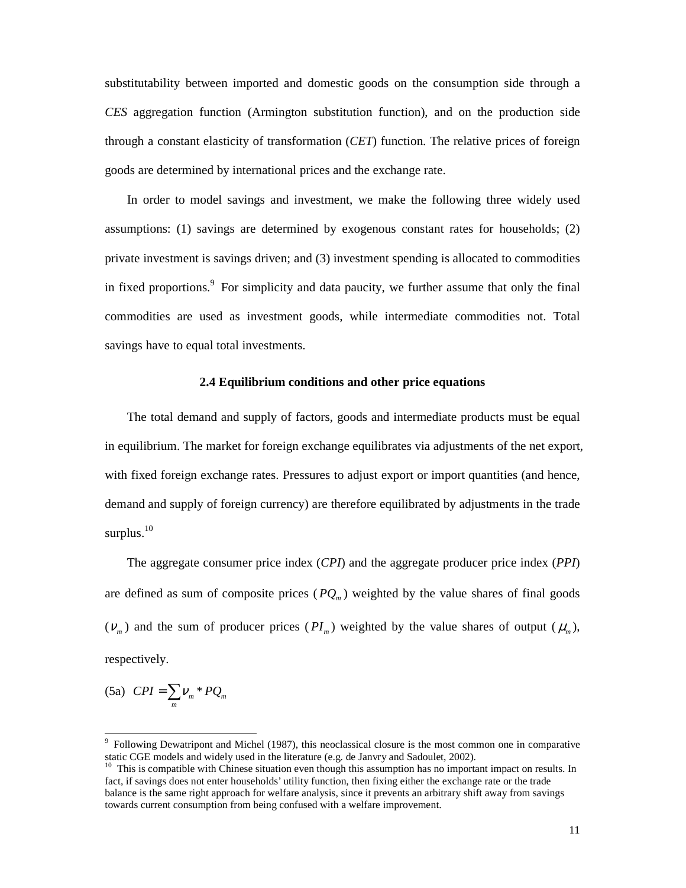substitutability between imported and domestic goods on the consumption side through a *CES* aggregation function (Armington substitution function), and on the production side through a constant elasticity of transformation (*CET*) function. The relative prices of foreign goods are determined by international prices and the exchange rate.

In order to model savings and investment, we make the following three widely used assumptions: (1) savings are determined by exogenous constant rates for households; (2) private investment is savings driven; and (3) investment spending is allocated to commodities in fixed proportions.[9] For simplicity and data paucity, we further assume that only the final commodities are used as investment goods, while intermediate commodities not. Total savings have to equal total investments.

### 2.4 Equilibrium conditions and other price equations

The total demand and supply of factors, goods and intermediate products must be equal in equilibrium. The market for foreign exchange equilibrates via adjustments of the net export, with fixed foreign exchange rates. Pressures to adjust export or import quantities (and hence, demand and supply of foreign currency) are therefore equilibrated by adjustments in the trade surplus.[10]

The aggregate consumer price index (*CPI*) and the aggregate producer price index (*PPI*) are defined as sum of composite prices ($PQ_m$) weighted by the value shares of final goods ($\nu_m$) and the sum of producer prices ($PI_m$) weighted by the value shares of output ($\mu_m$), respectively.

(5a) $$CPI = \sum_m \nu_m * PQ_m$$

---

[9] Following Dewatripont and Michel (1987), this neoclassical closure is the most common one in comparative static CGE models and widely used in the literature (e.g. de Janvry and Sadoulet, 2002).

[10] This is compatible with Chinese situation even though this assumption has no important impact on results. In fact, if savings does not enter households' utility function, then fixing either the exchange rate or the trade balance is the same right approach for welfare analysis, since it prevents an arbitrary shift away from savings towards current consumption from being confused with a welfare improvement.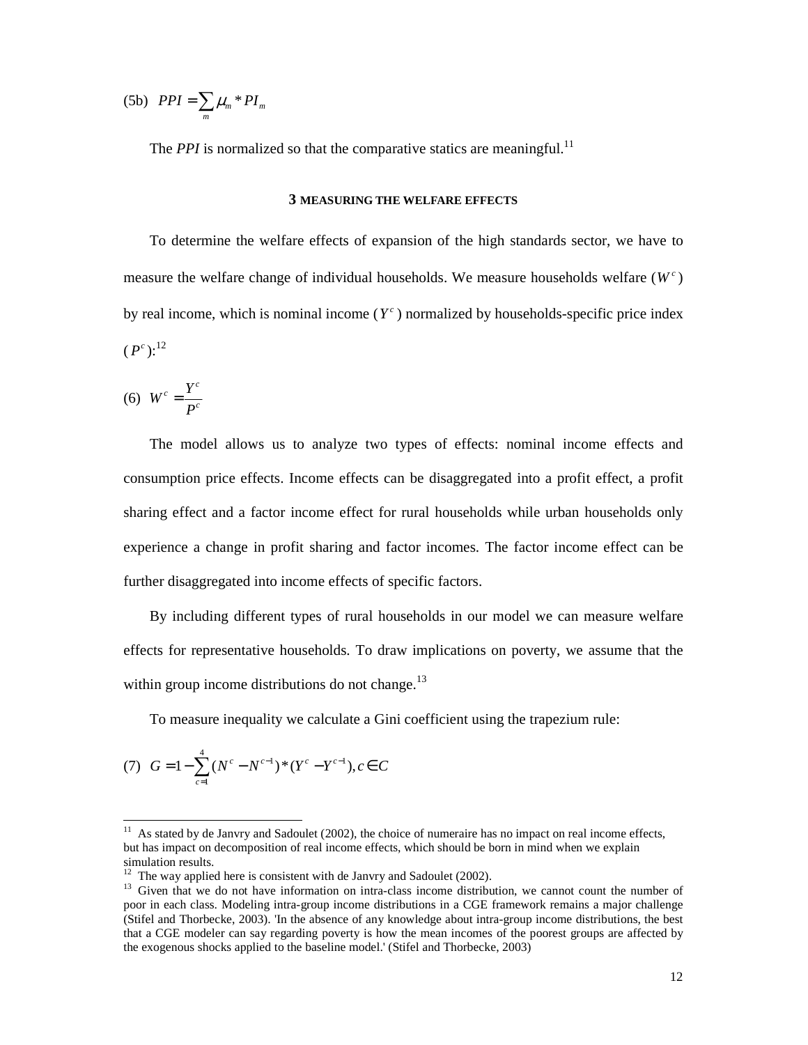(5b) $PPI = \sum_{m} \mu_m * PI_m$

The *PPI* is normalized so that the comparative statics are meaningful.[11]

## 3 MEASURING THE WELFARE EFFECTS

To determine the welfare effects of expansion of the high standards sector, we have to measure the welfare change of individual households. We measure households welfare ($W^c$) by real income, which is nominal income ($Y^c$) normalized by households-specific price index ($P^c$):[12]

(6) $W^c = \dfrac{Y^c}{P^c}$

The model allows us to analyze two types of effects: nominal income effects and consumption price effects. Income effects can be disaggregated into a profit effect, a profit sharing effect and a factor income effect for rural households while urban households only experience a change in profit sharing and factor incomes. The factor income effect can be further disaggregated into income effects of specific factors.

By including different types of rural households in our model we can measure welfare effects for representative households. To draw implications on poverty, we assume that the within group income distributions do not change.[13]

To measure inequality we calculate a Gini coefficient using the trapezium rule:

(7) $G = 1 - \sum_{c=1}^{4} (N^c - N^{c-1}) * (Y^c - Y^{c-1}), c \in C$

---

[11] As stated by de Janvry and Sadoulet (2002), the choice of numeraire has no impact on real income effects, but has impact on decomposition of real income effects, which should be born in mind when we explain simulation results.

[12] The way applied here is consistent with de Janvry and Sadoulet (2002).

[13] Given that we do not have information on intra-class income distribution, we cannot count the number of poor in each class. Modeling intra-group income distributions in a CGE framework remains a major challenge (Stifel and Thorbecke, 2003). 'In the absence of any knowledge about intra-group income distributions, the best that a CGE modeler can say regarding poverty is how the mean incomes of the poorest groups are affected by the exogenous shocks applied to the baseline model.' (Stifel and Thorbecke, 2003)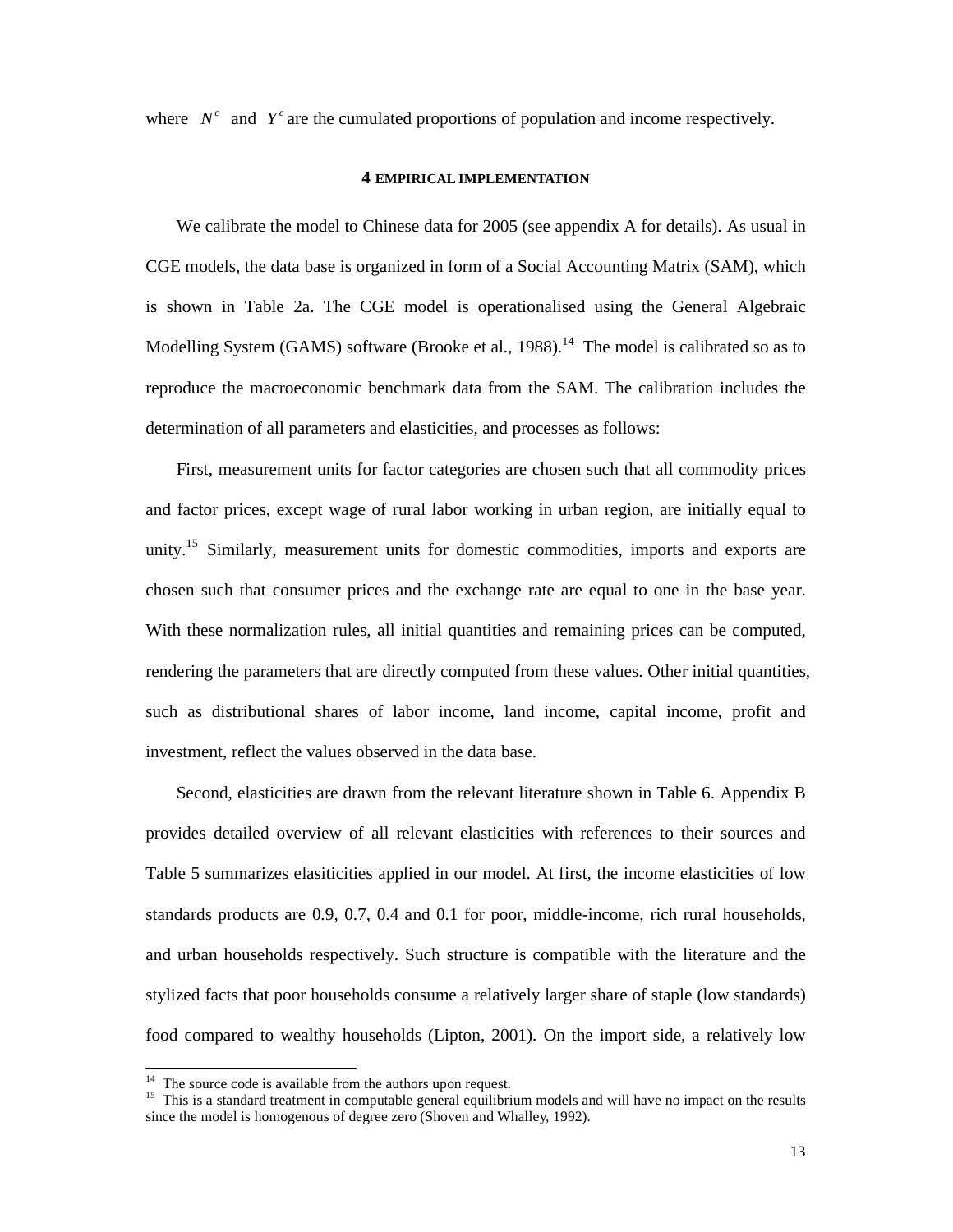where $N^c$ and $Y^c$ are the cumulated proportions of population and income respectively.

## 4 EMPIRICAL IMPLEMENTATION

We calibrate the model to Chinese data for 2005 (see appendix A for details). As usual in CGE models, the data base is organized in form of a Social Accounting Matrix (SAM), which is shown in Table 2a. The CGE model is operationalised using the General Algebraic Modelling System (GAMS) software (Brooke et al., 1988).[14] The model is calibrated so as to reproduce the macroeconomic benchmark data from the SAM. The calibration includes the determination of all parameters and elasticities, and processes as follows:

First, measurement units for factor categories are chosen such that all commodity prices and factor prices, except wage of rural labor working in urban region, are initially equal to unity.[15] Similarly, measurement units for domestic commodities, imports and exports are chosen such that consumer prices and the exchange rate are equal to one in the base year. With these normalization rules, all initial quantities and remaining prices can be computed, rendering the parameters that are directly computed from these values. Other initial quantities, such as distributional shares of labor income, land income, capital income, profit and investment, reflect the values observed in the data base.

Second, elasticities are drawn from the relevant literature shown in Table 6. Appendix B provides detailed overview of all relevant elasticities with references to their sources and Table 5 summarizes elasiticities applied in our model. At first, the income elasticities of low standards products are 0.9, 0.7, 0.4 and 0.1 for poor, middle-income, rich rural households, and urban households respectively. Such structure is compatible with the literature and the stylized facts that poor households consume a relatively larger share of staple (low standards) food compared to wealthy households (Lipton, 2001). On the import side, a relatively low

[14] The source code is available from the authors upon request.

[15] This is a standard treatment in computable general equilibrium models and will have no impact on the results since the model is homogenous of degree zero (Shoven and Whalley, 1992).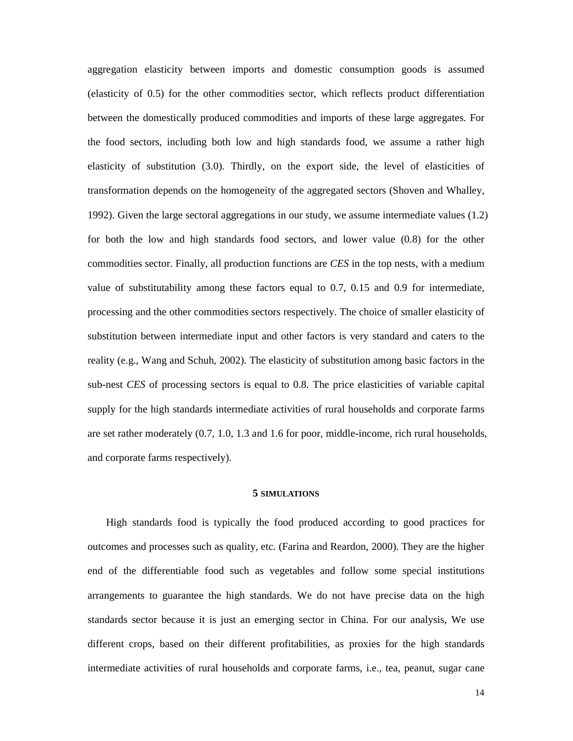aggregation elasticity between imports and domestic consumption goods is assumed (elasticity of 0.5) for the other commodities sector, which reflects product differentiation between the domestically produced commodities and imports of these large aggregates. For the food sectors, including both low and high standards food, we assume a rather high elasticity of substitution (3.0). Thirdly, on the export side, the level of elasticities of transformation depends on the homogeneity of the aggregated sectors (Shoven and Whalley, 1992). Given the large sectoral aggregations in our study, we assume intermediate values (1.2) for both the low and high standards food sectors, and lower value (0.8) for the other commodities sector. Finally, all production functions are *CES* in the top nests, with a medium value of substitutability among these factors equal to 0.7, 0.15 and 0.9 for intermediate, processing and the other commodities sectors respectively. The choice of smaller elasticity of substitution between intermediate input and other factors is very standard and caters to the reality (e.g., Wang and Schuh, 2002). The elasticity of substitution among basic factors in the sub-nest *CES* of processing sectors is equal to 0.8. The price elasticities of variable capital supply for the high standards intermediate activities of rural households and corporate farms are set rather moderately (0.7, 1.0, 1.3 and 1.6 for poor, middle-income, rich rural households, and corporate farms respectively).

## 5 SIMULATIONS

High standards food is typically the food produced according to good practices for outcomes and processes such as quality, etc. (Farina and Reardon, 2000). They are the higher end of the differentiable food such as vegetables and follow some special institutions arrangements to guarantee the high standards. We do not have precise data on the high standards sector because it is just an emerging sector in China. For our analysis, We use different crops, based on their different profitabilities, as proxies for the high standards intermediate activities of rural households and corporate farms, i.e., tea, peanut, sugar cane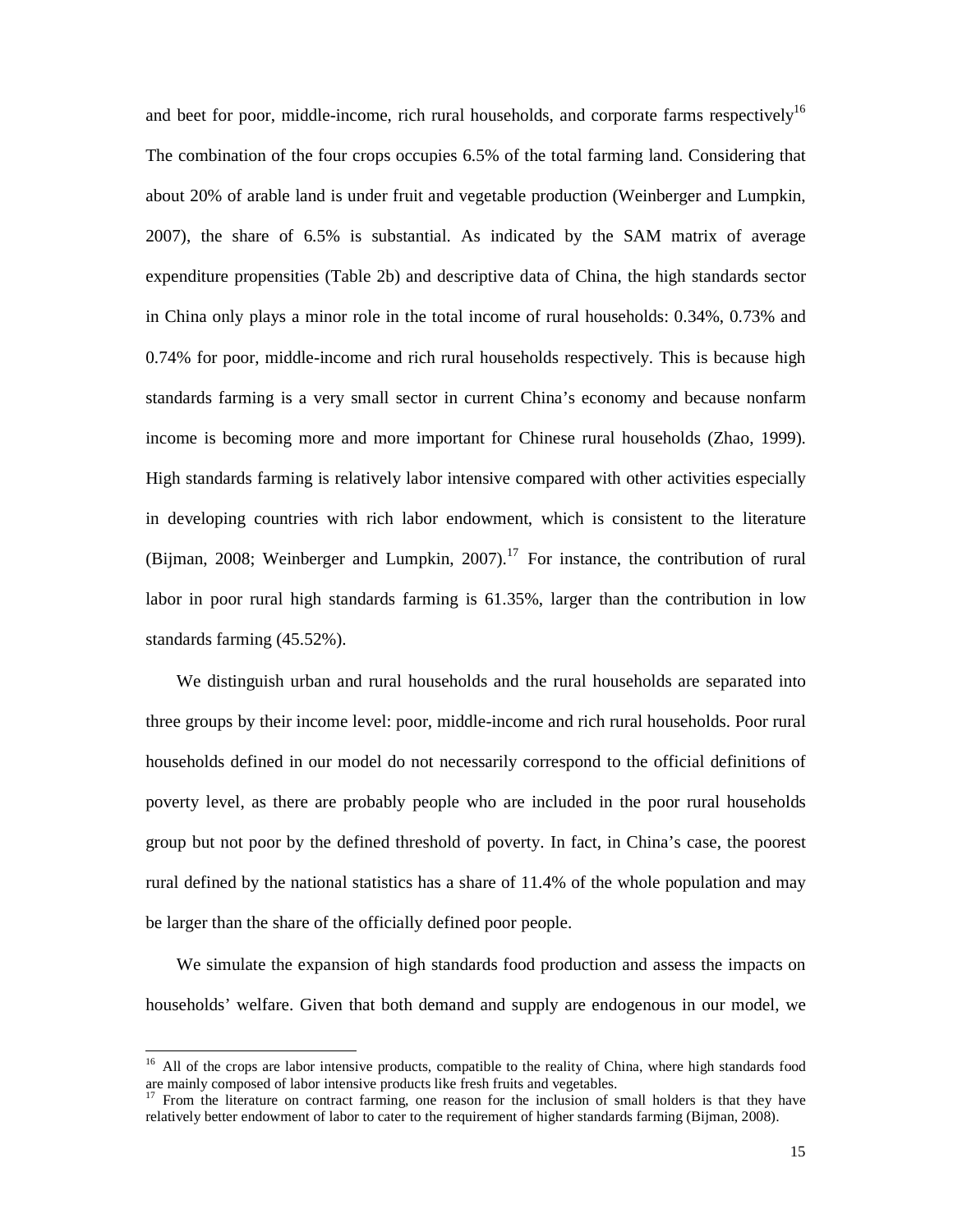and beet for poor, middle-income, rich rural households, and corporate farms respectively[16] The combination of the four crops occupies 6.5% of the total farming land. Considering that about 20% of arable land is under fruit and vegetable production (Weinberger and Lumpkin, 2007), the share of 6.5% is substantial. As indicated by the SAM matrix of average expenditure propensities (Table 2b) and descriptive data of China, the high standards sector in China only plays a minor role in the total income of rural households: 0.34%, 0.73% and 0.74% for poor, middle-income and rich rural households respectively. This is because high standards farming is a very small sector in current China's economy and because nonfarm income is becoming more and more important for Chinese rural households (Zhao, 1999). High standards farming is relatively labor intensive compared with other activities especially in developing countries with rich labor endowment, which is consistent to the literature (Bijman, 2008; Weinberger and Lumpkin, 2007).[17] For instance, the contribution of rural labor in poor rural high standards farming is 61.35%, larger than the contribution in low standards farming (45.52%).

We distinguish urban and rural households and the rural households are separated into three groups by their income level: poor, middle-income and rich rural households. Poor rural households defined in our model do not necessarily correspond to the official definitions of poverty level, as there are probably people who are included in the poor rural households group but not poor by the defined threshold of poverty. In fact, in China's case, the poorest rural defined by the national statistics has a share of 11.4% of the whole population and may be larger than the share of the officially defined poor people.

We simulate the expansion of high standards food production and assess the impacts on households' welfare. Given that both demand and supply are endogenous in our model, we

---

[16] All of the crops are labor intensive products, compatible to the reality of China, where high standards food are mainly composed of labor intensive products like fresh fruits and vegetables.

[17] From the literature on contract farming, one reason for the inclusion of small holders is that they have relatively better endowment of labor to cater to the requirement of higher standards farming (Bijman, 2008).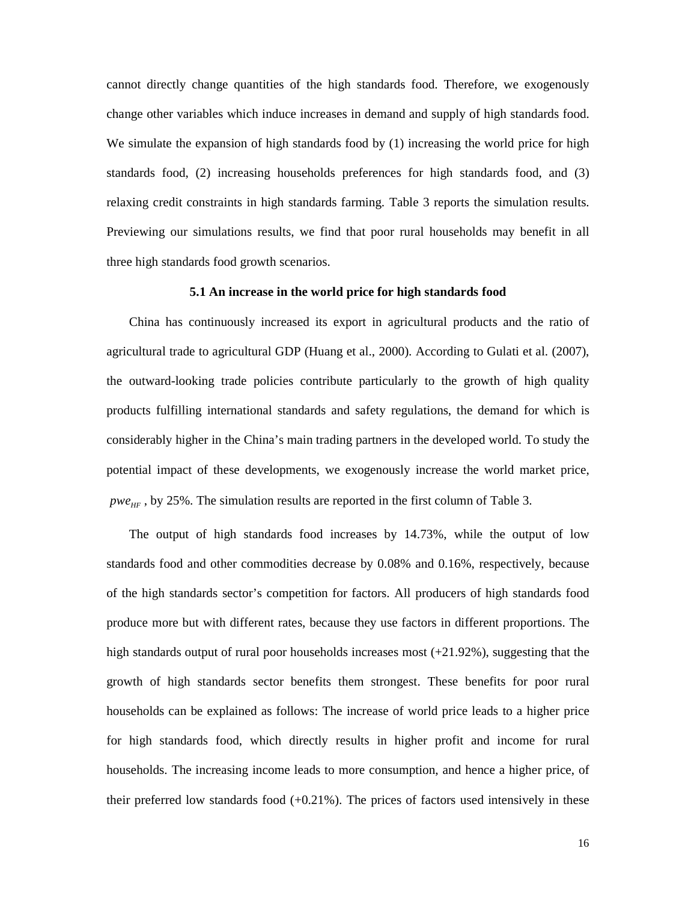cannot directly change quantities of the high standards food. Therefore, we exogenously change other variables which induce increases in demand and supply of high standards food. We simulate the expansion of high standards food by (1) increasing the world price for high standards food, (2) increasing households preferences for high standards food, and (3) relaxing credit constraints in high standards farming. Table 3 reports the simulation results. Previewing our simulations results, we find that poor rural households may benefit in all three high standards food growth scenarios.

### 5.1 An increase in the world price for high standards food

China has continuously increased its export in agricultural products and the ratio of agricultural trade to agricultural GDP (Huang et al., 2000). According to Gulati et al. (2007), the outward-looking trade policies contribute particularly to the growth of high quality products fulfilling international standards and safety regulations, the demand for which is considerably higher in the China's main trading partners in the developed world. To study the potential impact of these developments, we exogenously increase the world market price, $pwe_{HF}$, by 25%. The simulation results are reported in the first column of Table 3.

The output of high standards food increases by 14.73%, while the output of low standards food and other commodities decrease by 0.08% and 0.16%, respectively, because of the high standards sector's competition for factors. All producers of high standards food produce more but with different rates, because they use factors in different proportions. The high standards output of rural poor households increases most (+21.92%), suggesting that the growth of high standards sector benefits them strongest. These benefits for poor rural households can be explained as follows: The increase of world price leads to a higher price for high standards food, which directly results in higher profit and income for rural households. The increasing income leads to more consumption, and hence a higher price, of their preferred low standards food (+0.21%). The prices of factors used intensively in these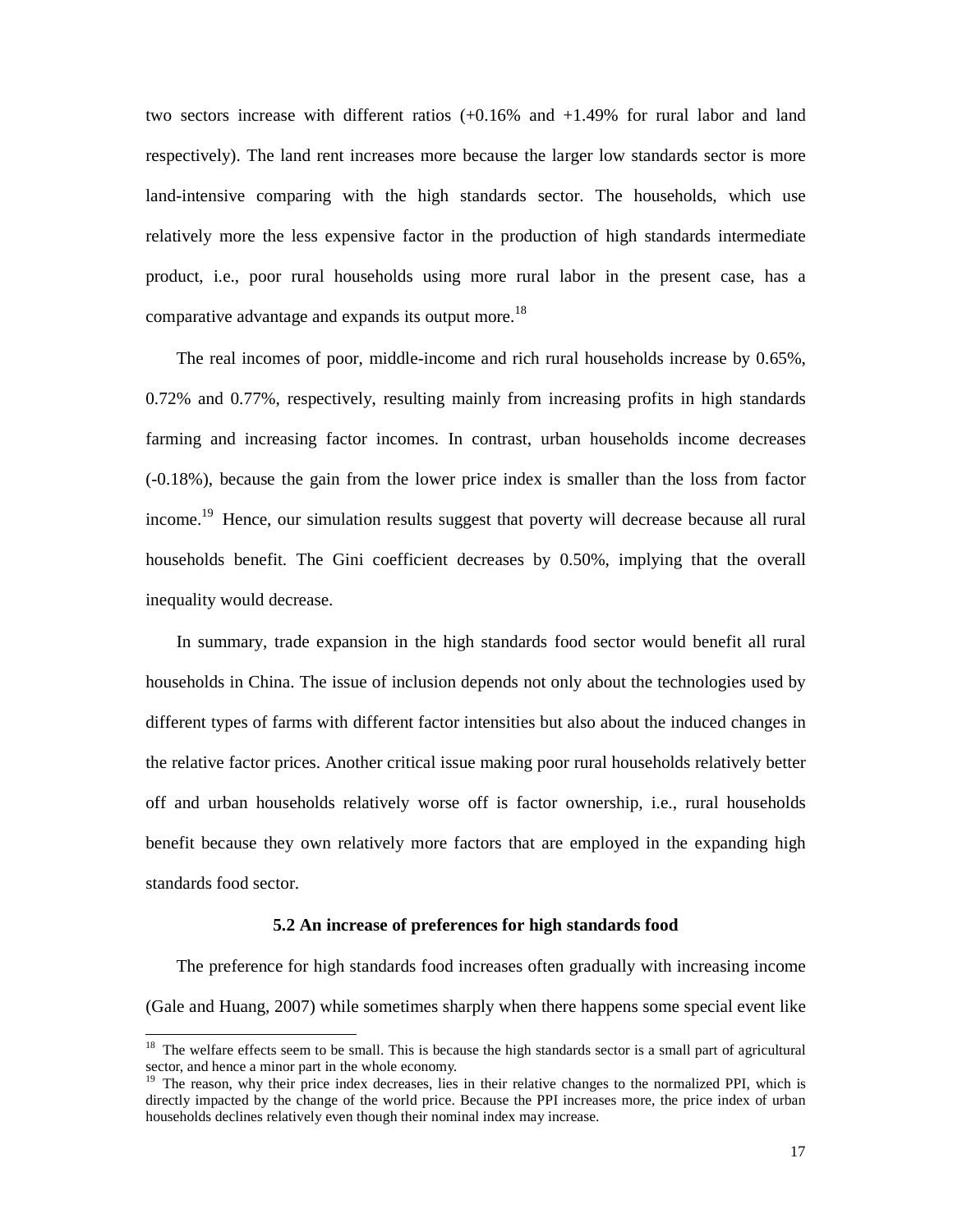two sectors increase with different ratios (+0.16% and +1.49% for rural labor and land respectively). The land rent increases more because the larger low standards sector is more land-intensive comparing with the high standards sector. The households, which use relatively more the less expensive factor in the production of high standards intermediate product, i.e., poor rural households using more rural labor in the present case, has a comparative advantage and expands its output more.[18]

The real incomes of poor, middle-income and rich rural households increase by 0.65%, 0.72% and 0.77%, respectively, resulting mainly from increasing profits in high standards farming and increasing factor incomes. In contrast, urban households income decreases (-0.18%), because the gain from the lower price index is smaller than the loss from factor income.[19] Hence, our simulation results suggest that poverty will decrease because all rural households benefit. The Gini coefficient decreases by 0.50%, implying that the overall inequality would decrease.

In summary, trade expansion in the high standards food sector would benefit all rural households in China. The issue of inclusion depends not only about the technologies used by different types of farms with different factor intensities but also about the induced changes in the relative factor prices. Another critical issue making poor rural households relatively better off and urban households relatively worse off is factor ownership, i.e., rural households benefit because they own relatively more factors that are employed in the expanding high standards food sector.

### 5.2 An increase of preferences for high standards food

The preference for high standards food increases often gradually with increasing income (Gale and Huang, 2007) while sometimes sharply when there happens some special event like

[18] The welfare effects seem to be small. This is because the high standards sector is a small part of agricultural sector, and hence a minor part in the whole economy.

[19] The reason, why their price index decreases, lies in their relative changes to the normalized PPI, which is directly impacted by the change of the world price. Because the PPI increases more, the price index of urban households declines relatively even though their nominal index may increase.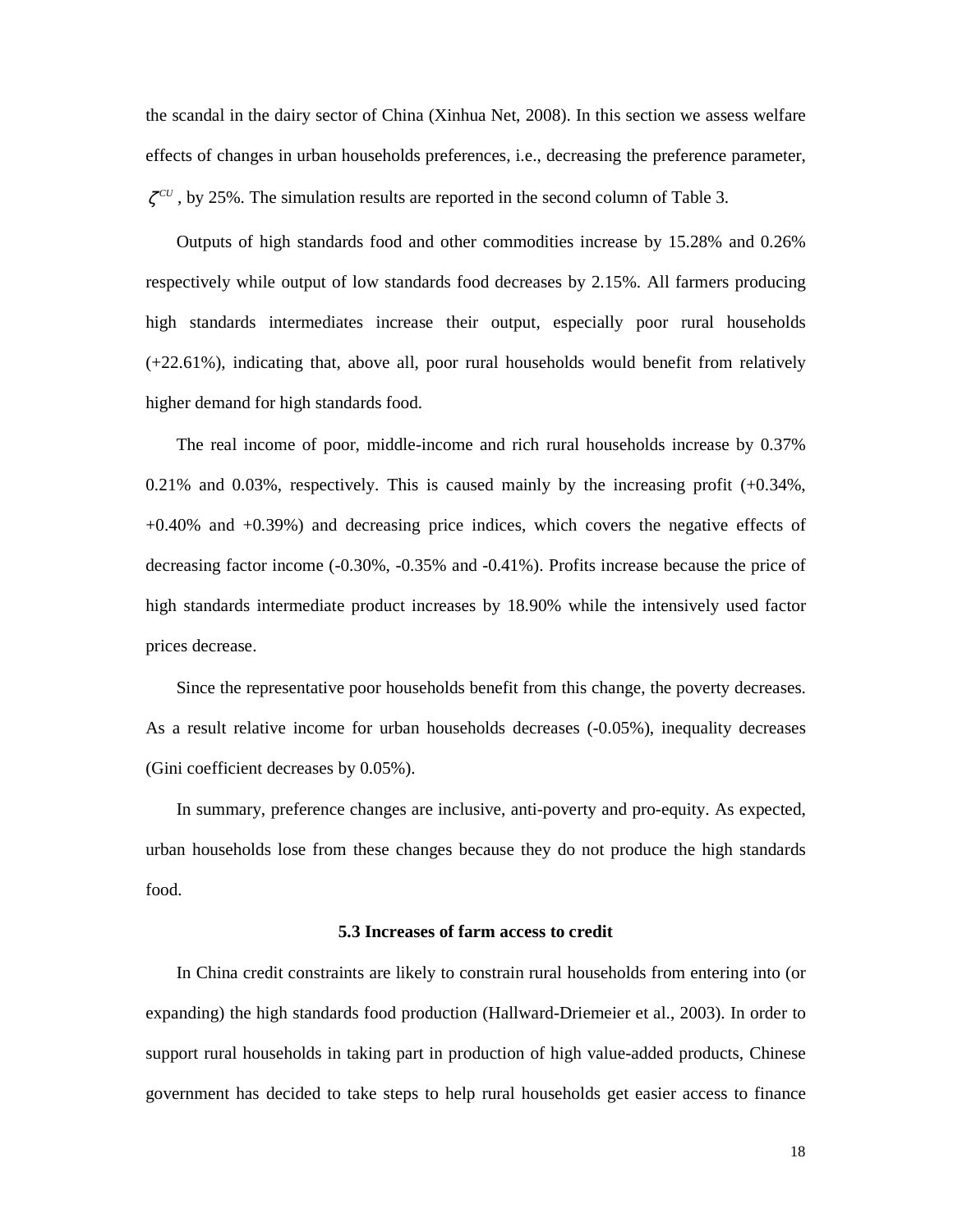the scandal in the dairy sector of China (Xinhua Net, 2008). In this section we assess welfare effects of changes in urban households preferences, i.e., decreasing the preference parameter, $\zeta^{CU}$, by 25%. The simulation results are reported in the second column of Table 3.

Outputs of high standards food and other commodities increase by 15.28% and 0.26% respectively while output of low standards food decreases by 2.15%. All farmers producing high standards intermediates increase their output, especially poor rural households (+22.61%), indicating that, above all, poor rural households would benefit from relatively higher demand for high standards food.

The real income of poor, middle-income and rich rural households increase by 0.37% 0.21% and 0.03%, respectively. This is caused mainly by the increasing profit (+0.34%, +0.40% and +0.39%) and decreasing price indices, which covers the negative effects of decreasing factor income (-0.30%, -0.35% and -0.41%). Profits increase because the price of high standards intermediate product increases by 18.90% while the intensively used factor prices decrease.

Since the representative poor households benefit from this change, the poverty decreases. As a result relative income for urban households decreases (-0.05%), inequality decreases (Gini coefficient decreases by 0.05%).

In summary, preference changes are inclusive, anti-poverty and pro-equity. As expected, urban households lose from these changes because they do not produce the high standards food.

### 5.3 Increases of farm access to credit

In China credit constraints are likely to constrain rural households from entering into (or expanding) the high standards food production (Hallward-Driemeier et al., 2003). In order to support rural households in taking part in production of high value-added products, Chinese government has decided to take steps to help rural households get easier access to finance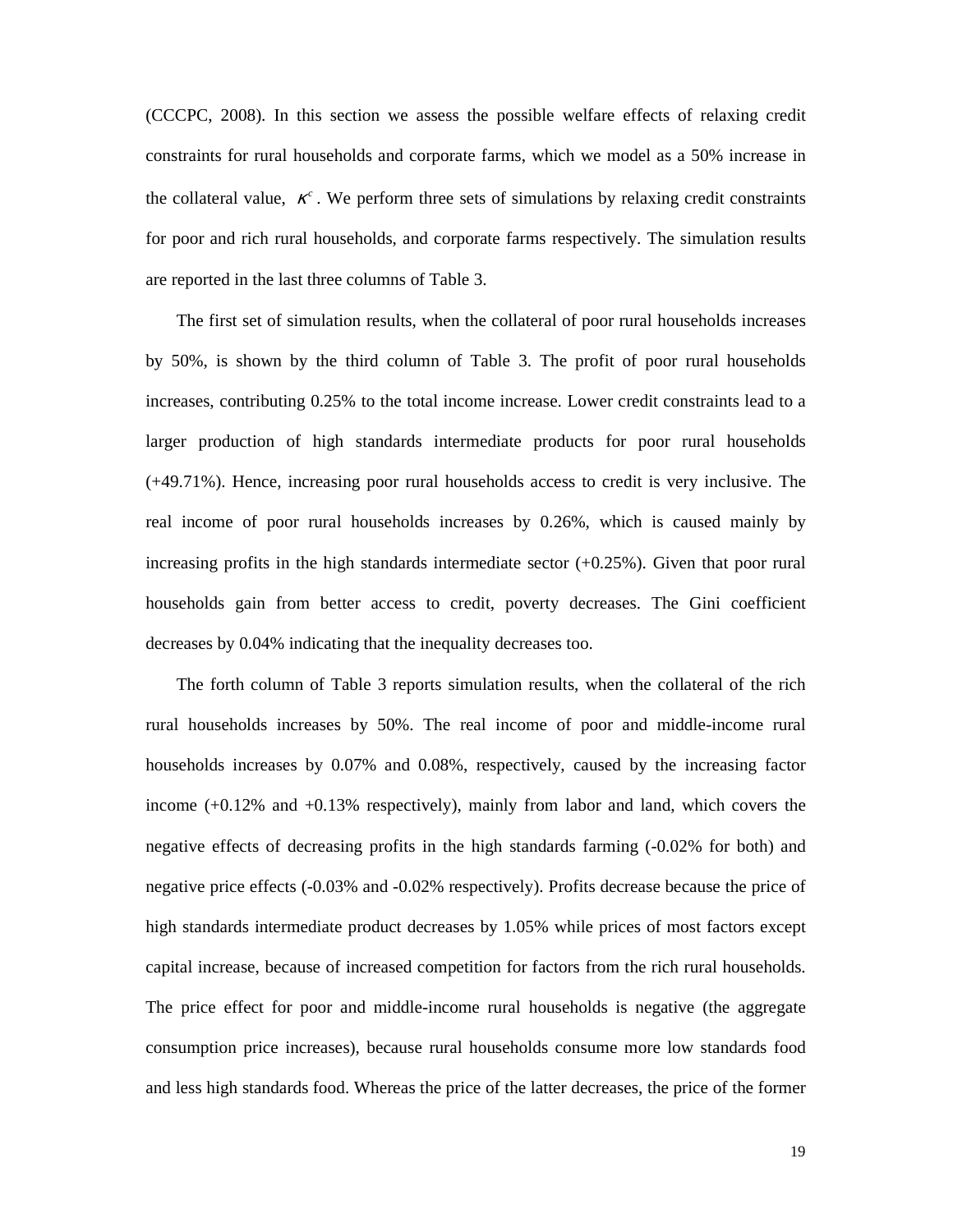(CCCPC, 2008). In this section we assess the possible welfare effects of relaxing credit constraints for rural households and corporate farms, which we model as a 50% increase in the collateral value, $\kappa^c$. We perform three sets of simulations by relaxing credit constraints for poor and rich rural households, and corporate farms respectively. The simulation results are reported in the last three columns of Table 3.

The first set of simulation results, when the collateral of poor rural households increases by 50%, is shown by the third column of Table 3. The profit of poor rural households increases, contributing 0.25% to the total income increase. Lower credit constraints lead to a larger production of high standards intermediate products for poor rural households (+49.71%). Hence, increasing poor rural households access to credit is very inclusive. The real income of poor rural households increases by 0.26%, which is caused mainly by increasing profits in the high standards intermediate sector (+0.25%). Given that poor rural households gain from better access to credit, poverty decreases. The Gini coefficient decreases by 0.04% indicating that the inequality decreases too.

The forth column of Table 3 reports simulation results, when the collateral of the rich rural households increases by 50%. The real income of poor and middle-income rural households increases by 0.07% and 0.08%, respectively, caused by the increasing factor income (+0.12% and +0.13% respectively), mainly from labor and land, which covers the negative effects of decreasing profits in the high standards farming (-0.02% for both) and negative price effects (-0.03% and -0.02% respectively). Profits decrease because the price of high standards intermediate product decreases by 1.05% while prices of most factors except capital increase, because of increased competition for factors from the rich rural households. The price effect for poor and middle-income rural households is negative (the aggregate consumption price increases), because rural households consume more low standards food and less high standards food. Whereas the price of the latter decreases, the price of the former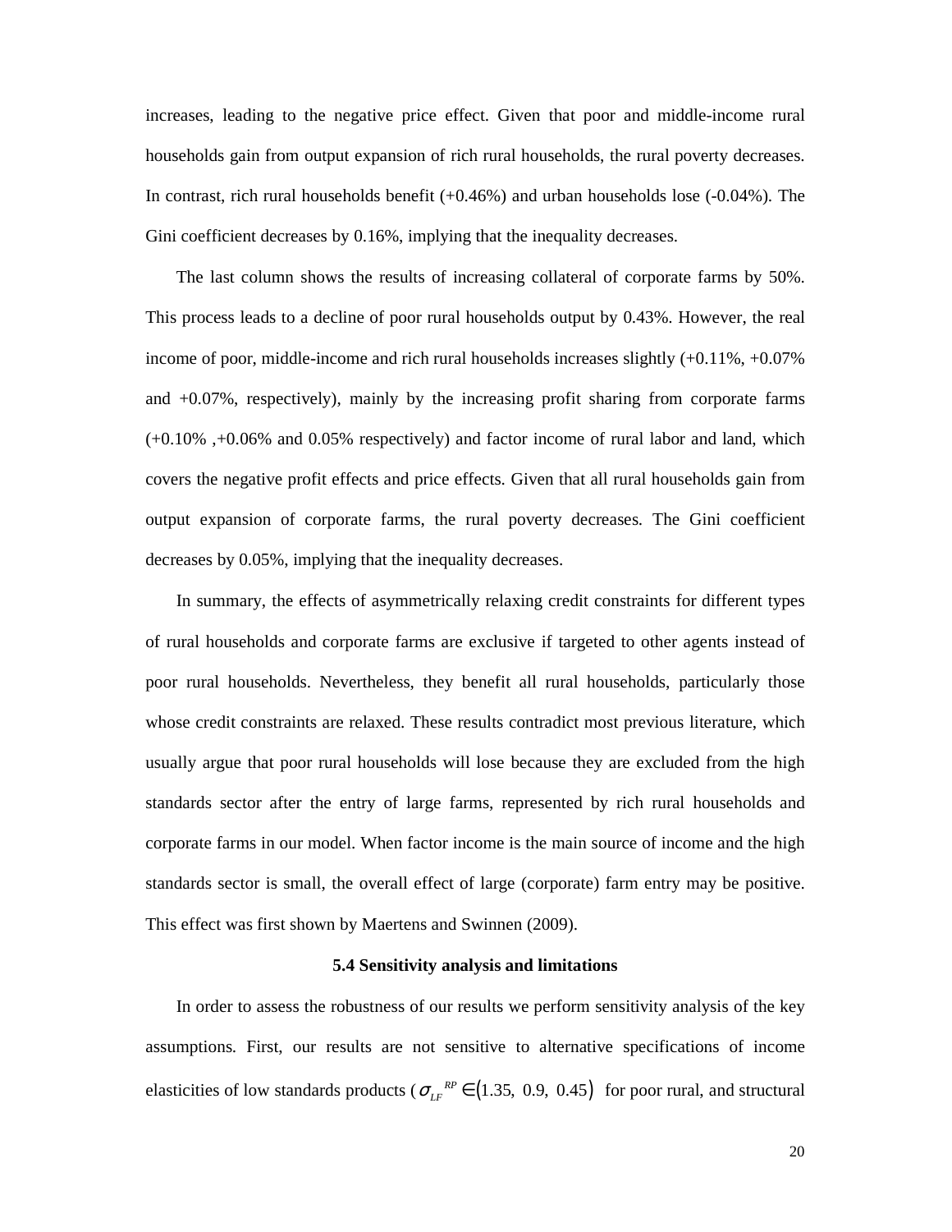increases, leading to the negative price effect. Given that poor and middle-income rural households gain from output expansion of rich rural households, the rural poverty decreases. In contrast, rich rural households benefit (+0.46%) and urban households lose (-0.04%). The Gini coefficient decreases by 0.16%, implying that the inequality decreases.

The last column shows the results of increasing collateral of corporate farms by 50%. This process leads to a decline of poor rural households output by 0.43%. However, the real income of poor, middle-income and rich rural households increases slightly (+0.11%, +0.07% and +0.07%, respectively), mainly by the increasing profit sharing from corporate farms (+0.10% ,+0.06% and 0.05% respectively) and factor income of rural labor and land, which covers the negative profit effects and price effects. Given that all rural households gain from output expansion of corporate farms, the rural poverty decreases. The Gini coefficient decreases by 0.05%, implying that the inequality decreases.

In summary, the effects of asymmetrically relaxing credit constraints for different types of rural households and corporate farms are exclusive if targeted to other agents instead of poor rural households. Nevertheless, they benefit all rural households, particularly those whose credit constraints are relaxed. These results contradict most previous literature, which usually argue that poor rural households will lose because they are excluded from the high standards sector after the entry of large farms, represented by rich rural households and corporate farms in our model. When factor income is the main source of income and the high standards sector is small, the overall effect of large (corporate) farm entry may be positive. This effect was first shown by Maertens and Swinnen (2009).

**5.4 Sensitivity analysis and limitations**

In order to assess the robustness of our results we perform sensitivity analysis of the key assumptions. First, our results are not sensitive to alternative specifications of income elasticities of low standards products ($\sigma_{LF}{}^{RP} \in (1.35,\ 0.9,\ 0.45)$ for poor rural, and structural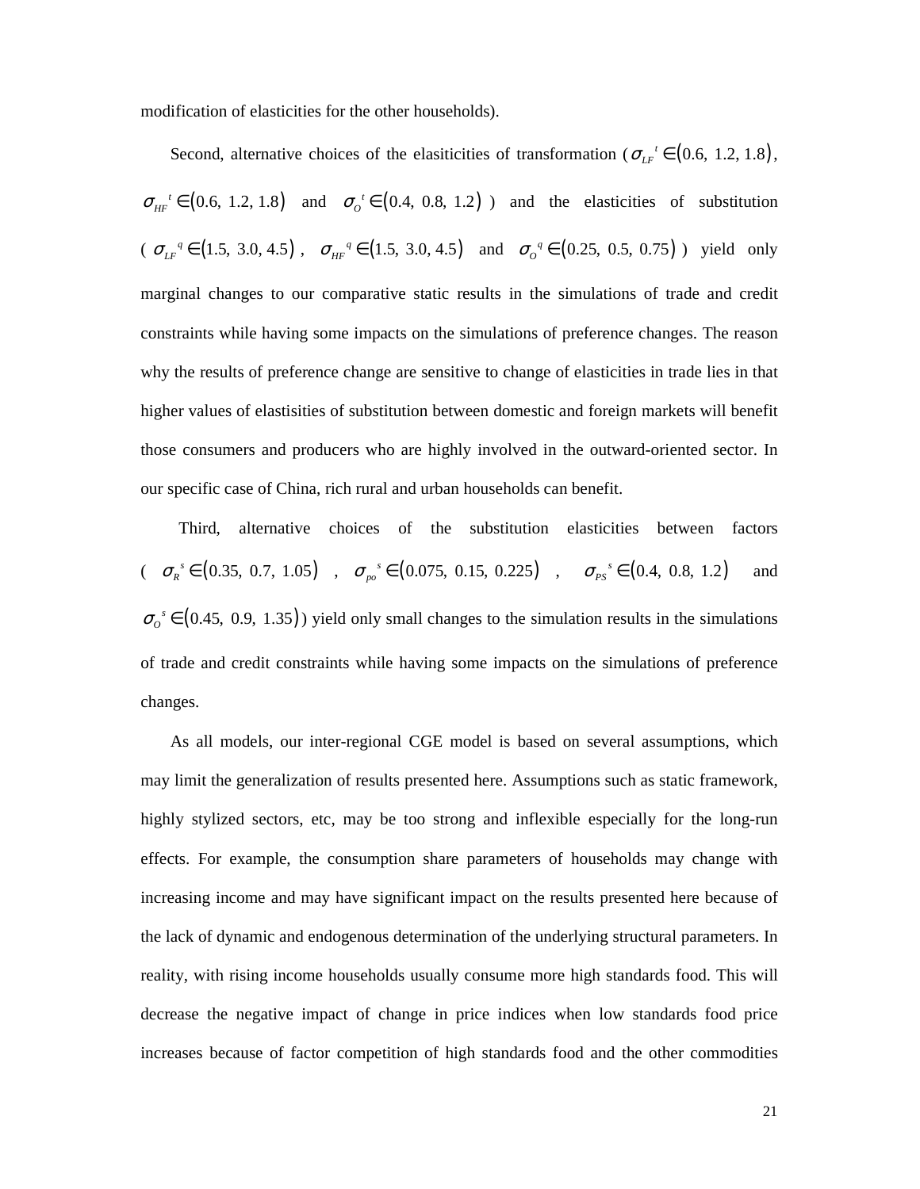modification of elasticities for the other households).

Second, alternative choices of the elasiticities of transformation ($\sigma_{LF}{}^{t} \in (0.6,\ 1.2,\ 1.8)$, $\sigma_{HF}{}^{t} \in (0.6,\ 1.2,\ 1.8)$ and $\sigma_{O}{}^{t} \in (0.4,\ 0.8,\ 1.2)$) and the elasticities of substitution ($\sigma_{LF}{}^{q} \in (1.5,\ 3.0,\ 4.5)$, $\sigma_{HF}{}^{q} \in (1.5,\ 3.0,\ 4.5)$ and $\sigma_{O}{}^{q} \in (0.25,\ 0.5,\ 0.75)$) yield only marginal changes to our comparative static results in the simulations of trade and credit constraints while having some impacts on the simulations of preference changes. The reason why the results of preference change are sensitive to change of elasticities in trade lies in that higher values of elastisities of substitution between domestic and foreign markets will benefit those consumers and producers who are highly involved in the outward-oriented sector. In our specific case of China, rich rural and urban households can benefit.

Third, alternative choices of the substitution elasticities between factors ($\sigma_{R}{}^{s} \in (0.35,\ 0.7,\ 1.05)$, $\sigma_{po}{}^{s} \in (0.075,\ 0.15,\ 0.225)$, $\sigma_{PS}{}^{s} \in (0.4,\ 0.8,\ 1.2)$ and $\sigma_{O}{}^{s} \in (0.45,\ 0.9,\ 1.35)$) yield only small changes to the simulation results in the simulations of trade and credit constraints while having some impacts on the simulations of preference changes.

As all models, our inter-regional CGE model is based on several assumptions, which may limit the generalization of results presented here. Assumptions such as static framework, highly stylized sectors, etc, may be too strong and inflexible especially for the long-run effects. For example, the consumption share parameters of households may change with increasing income and may have significant impact on the results presented here because of the lack of dynamic and endogenous determination of the underlying structural parameters. In reality, with rising income households usually consume more high standards food. This will decrease the negative impact of change in price indices when low standards food price increases because of factor competition of high standards food and the other commodities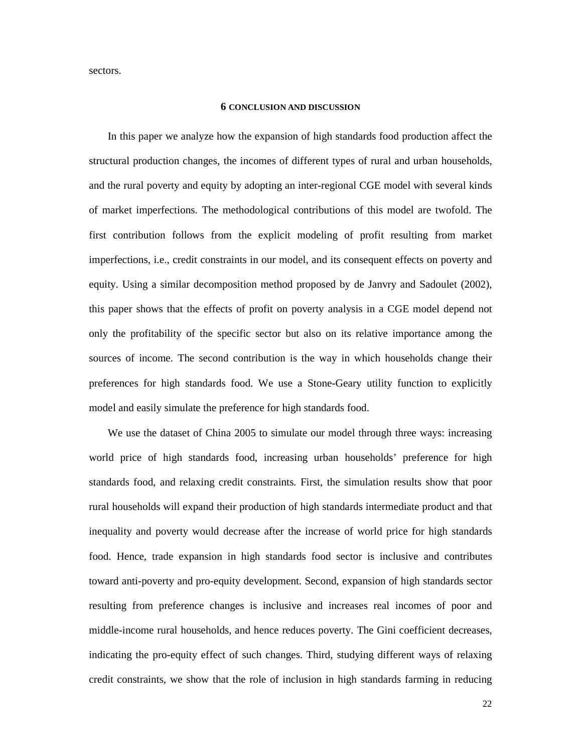sectors.

## 6 CONCLUSION AND DISCUSSION

In this paper we analyze how the expansion of high standards food production affect the structural production changes, the incomes of different types of rural and urban households, and the rural poverty and equity by adopting an inter-regional CGE model with several kinds of market imperfections. The methodological contributions of this model are twofold. The first contribution follows from the explicit modeling of profit resulting from market imperfections, i.e., credit constraints in our model, and its consequent effects on poverty and equity. Using a similar decomposition method proposed by de Janvry and Sadoulet (2002), this paper shows that the effects of profit on poverty analysis in a CGE model depend not only the profitability of the specific sector but also on its relative importance among the sources of income. The second contribution is the way in which households change their preferences for high standards food. We use a Stone-Geary utility function to explicitly model and easily simulate the preference for high standards food.

We use the dataset of China 2005 to simulate our model through three ways: increasing world price of high standards food, increasing urban households' preference for high standards food, and relaxing credit constraints. First, the simulation results show that poor rural households will expand their production of high standards intermediate product and that inequality and poverty would decrease after the increase of world price for high standards food. Hence, trade expansion in high standards food sector is inclusive and contributes toward anti-poverty and pro-equity development. Second, expansion of high standards sector resulting from preference changes is inclusive and increases real incomes of poor and middle-income rural households, and hence reduces poverty. The Gini coefficient decreases, indicating the pro-equity effect of such changes. Third, studying different ways of relaxing credit constraints, we show that the role of inclusion in high standards farming in reducing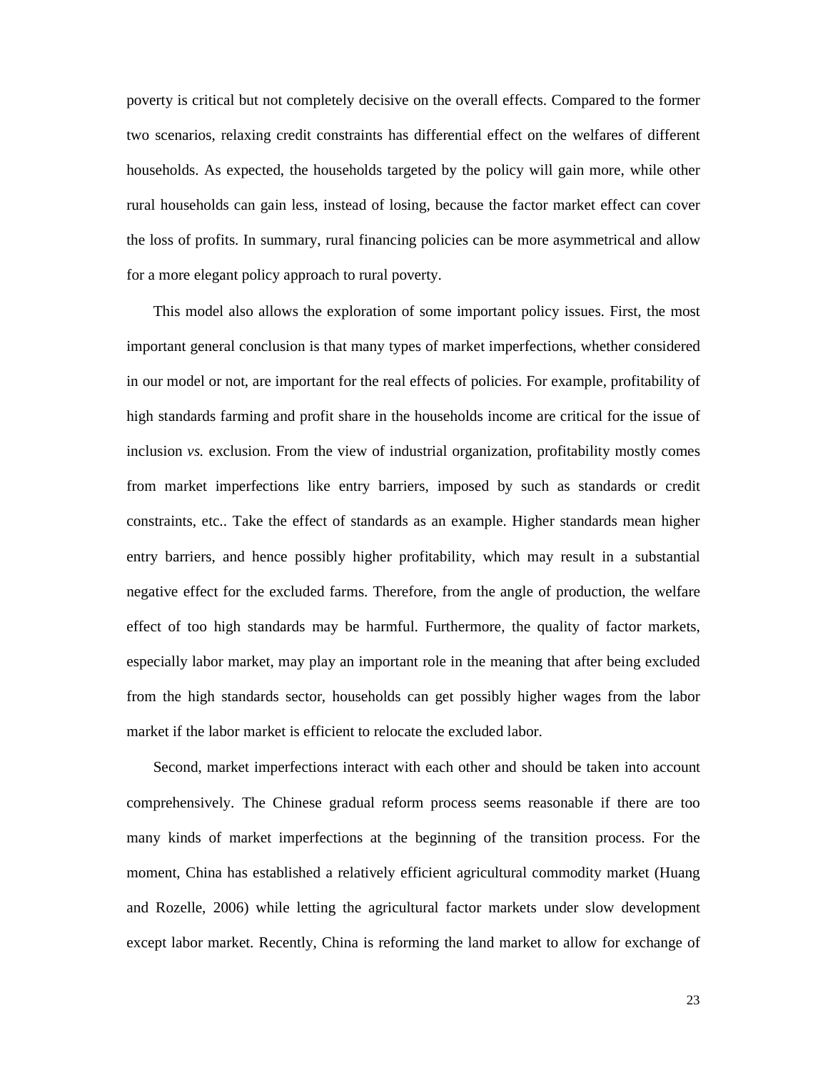poverty is critical but not completely decisive on the overall effects. Compared to the former two scenarios, relaxing credit constraints has differential effect on the welfares of different households. As expected, the households targeted by the policy will gain more, while other rural households can gain less, instead of losing, because the factor market effect can cover the loss of profits. In summary, rural financing policies can be more asymmetrical and allow for a more elegant policy approach to rural poverty.

This model also allows the exploration of some important policy issues. First, the most important general conclusion is that many types of market imperfections, whether considered in our model or not, are important for the real effects of policies. For example, profitability of high standards farming and profit share in the households income are critical for the issue of inclusion *vs.* exclusion. From the view of industrial organization, profitability mostly comes from market imperfections like entry barriers, imposed by such as standards or credit constraints, etc.. Take the effect of standards as an example. Higher standards mean higher entry barriers, and hence possibly higher profitability, which may result in a substantial negative effect for the excluded farms. Therefore, from the angle of production, the welfare effect of too high standards may be harmful. Furthermore, the quality of factor markets, especially labor market, may play an important role in the meaning that after being excluded from the high standards sector, households can get possibly higher wages from the labor market if the labor market is efficient to relocate the excluded labor.

Second, market imperfections interact with each other and should be taken into account comprehensively. The Chinese gradual reform process seems reasonable if there are too many kinds of market imperfections at the beginning of the transition process. For the moment, China has established a relatively efficient agricultural commodity market (Huang and Rozelle, 2006) while letting the agricultural factor markets under slow development except labor market. Recently, China is reforming the land market to allow for exchange of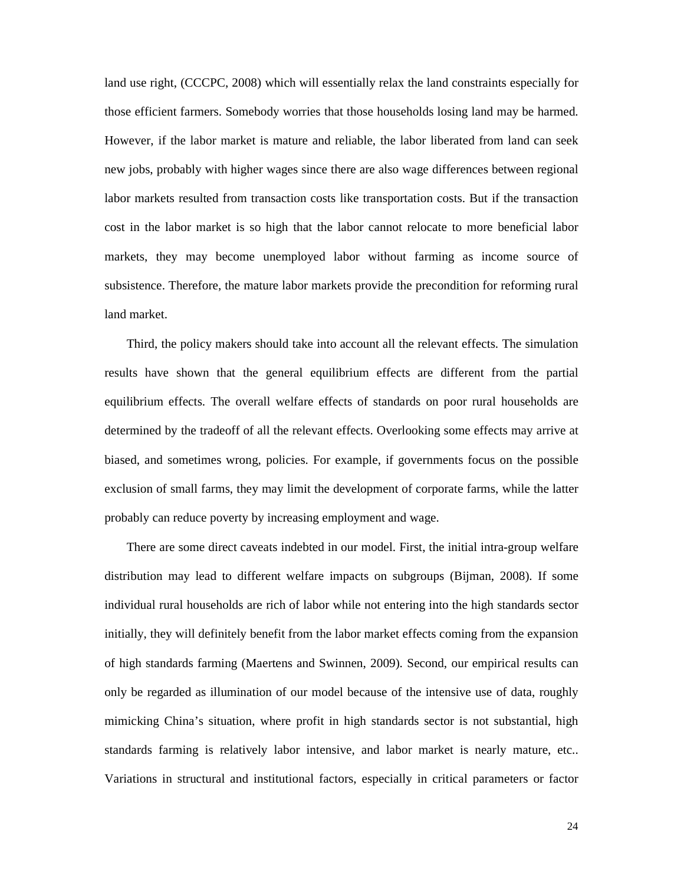land use right, (CCCPC, 2008) which will essentially relax the land constraints especially for those efficient farmers. Somebody worries that those households losing land may be harmed. However, if the labor market is mature and reliable, the labor liberated from land can seek new jobs, probably with higher wages since there are also wage differences between regional labor markets resulted from transaction costs like transportation costs. But if the transaction cost in the labor market is so high that the labor cannot relocate to more beneficial labor markets, they may become unemployed labor without farming as income source of subsistence. Therefore, the mature labor markets provide the precondition for reforming rural land market.

Third, the policy makers should take into account all the relevant effects. The simulation results have shown that the general equilibrium effects are different from the partial equilibrium effects. The overall welfare effects of standards on poor rural households are determined by the tradeoff of all the relevant effects. Overlooking some effects may arrive at biased, and sometimes wrong, policies. For example, if governments focus on the possible exclusion of small farms, they may limit the development of corporate farms, while the latter probably can reduce poverty by increasing employment and wage.

There are some direct caveats indebted in our model. First, the initial intra-group welfare distribution may lead to different welfare impacts on subgroups (Bijman, 2008). If some individual rural households are rich of labor while not entering into the high standards sector initially, they will definitely benefit from the labor market effects coming from the expansion of high standards farming (Maertens and Swinnen, 2009). Second, our empirical results can only be regarded as illumination of our model because of the intensive use of data, roughly mimicking China's situation, where profit in high standards sector is not substantial, high standards farming is relatively labor intensive, and labor market is nearly mature, etc.. Variations in structural and institutional factors, especially in critical parameters or factor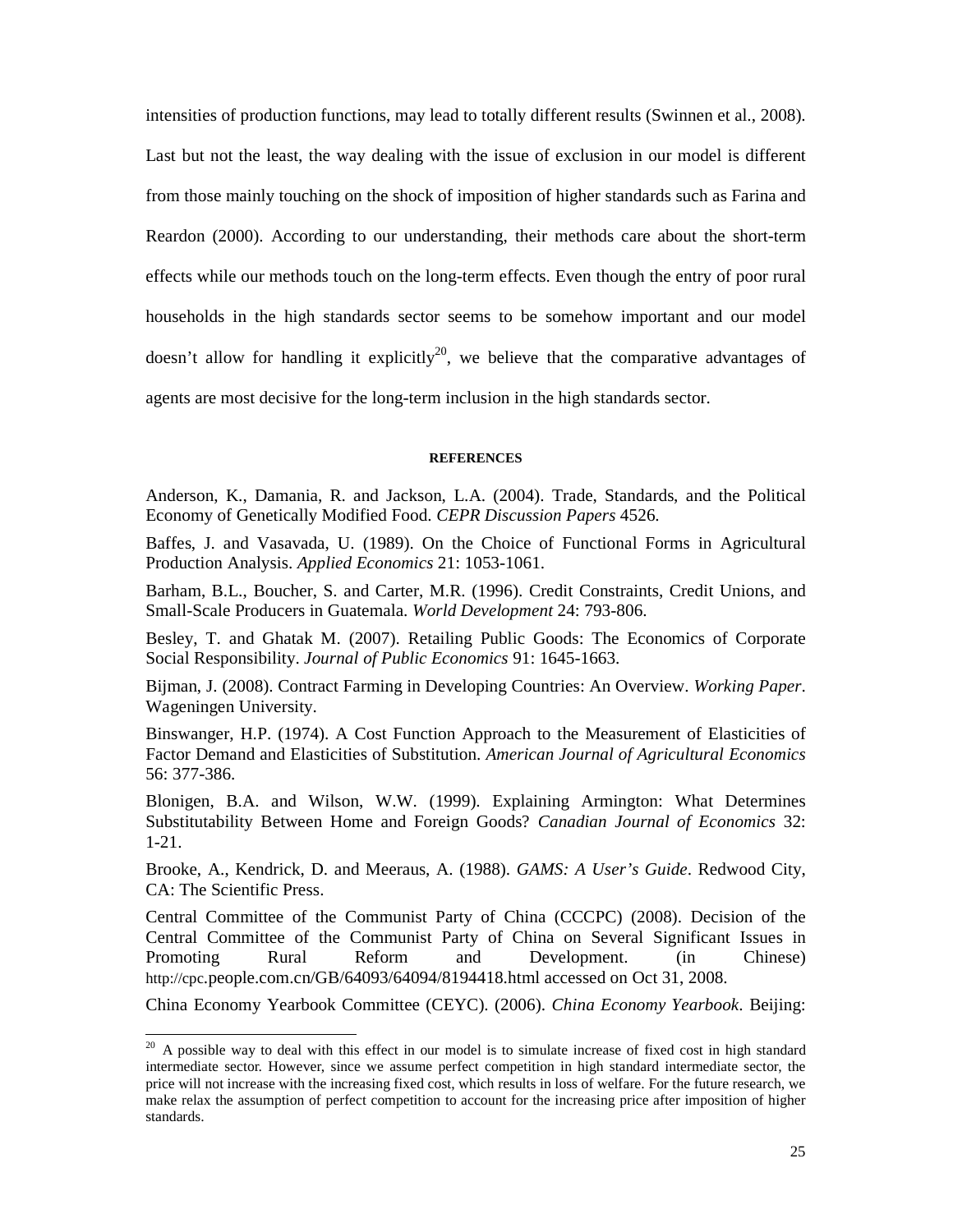intensities of production functions, may lead to totally different results (Swinnen et al., 2008). Last but not the least, the way dealing with the issue of exclusion in our model is different from those mainly touching on the shock of imposition of higher standards such as Farina and Reardon (2000). According to our understanding, their methods care about the short-term effects while our methods touch on the long-term effects. Even though the entry of poor rural households in the high standards sector seems to be somehow important and our model doesn't allow for handling it explicitly[20], we believe that the comparative advantages of agents are most decisive for the long-term inclusion in the high standards sector.

## REFERENCES

Anderson, K., Damania, R. and Jackson, L.A. (2004). Trade, Standards, and the Political Economy of Genetically Modified Food. *CEPR Discussion Papers* 4526.

Baffes, J. and Vasavada, U. (1989). On the Choice of Functional Forms in Agricultural Production Analysis. *Applied Economics* 21: 1053-1061.

Barham, B.L., Boucher, S. and Carter, M.R. (1996). Credit Constraints, Credit Unions, and Small-Scale Producers in Guatemala. *World Development* 24: 793-806.

Besley, T. and Ghatak M. (2007). Retailing Public Goods: The Economics of Corporate Social Responsibility. *Journal of Public Economics* 91: 1645-1663.

Bijman, J. (2008). Contract Farming in Developing Countries: An Overview. *Working Paper*. Wageningen University.

Binswanger, H.P. (1974). A Cost Function Approach to the Measurement of Elasticities of Factor Demand and Elasticities of Substitution. *American Journal of Agricultural Economics* 56: 377-386.

Blonigen, B.A. and Wilson, W.W. (1999). Explaining Armington: What Determines Substitutability Between Home and Foreign Goods? *Canadian Journal of Economics* 32: 1-21.

Brooke, A., Kendrick, D. and Meeraus, A. (1988). *GAMS: A User's Guide*. Redwood City, CA: The Scientific Press.

Central Committee of the Communist Party of China (CCCPC) (2008). Decision of the Central Committee of the Communist Party of China on Several Significant Issues in Promoting Rural Reform and Development. (in Chinese) http://cpc.people.com.cn/GB/64093/64094/8194418.html accessed on Oct 31, 2008.

China Economy Yearbook Committee (CEYC). (2006). *China Economy Yearbook*. Beijing:

---

[20] A possible way to deal with this effect in our model is to simulate increase of fixed cost in high standard intermediate sector. However, since we assume perfect competition in high standard intermediate sector, the price will not increase with the increasing fixed cost, which results in loss of welfare. For the future research, we make relax the assumption of perfect competition to account for the increasing price after imposition of higher standards.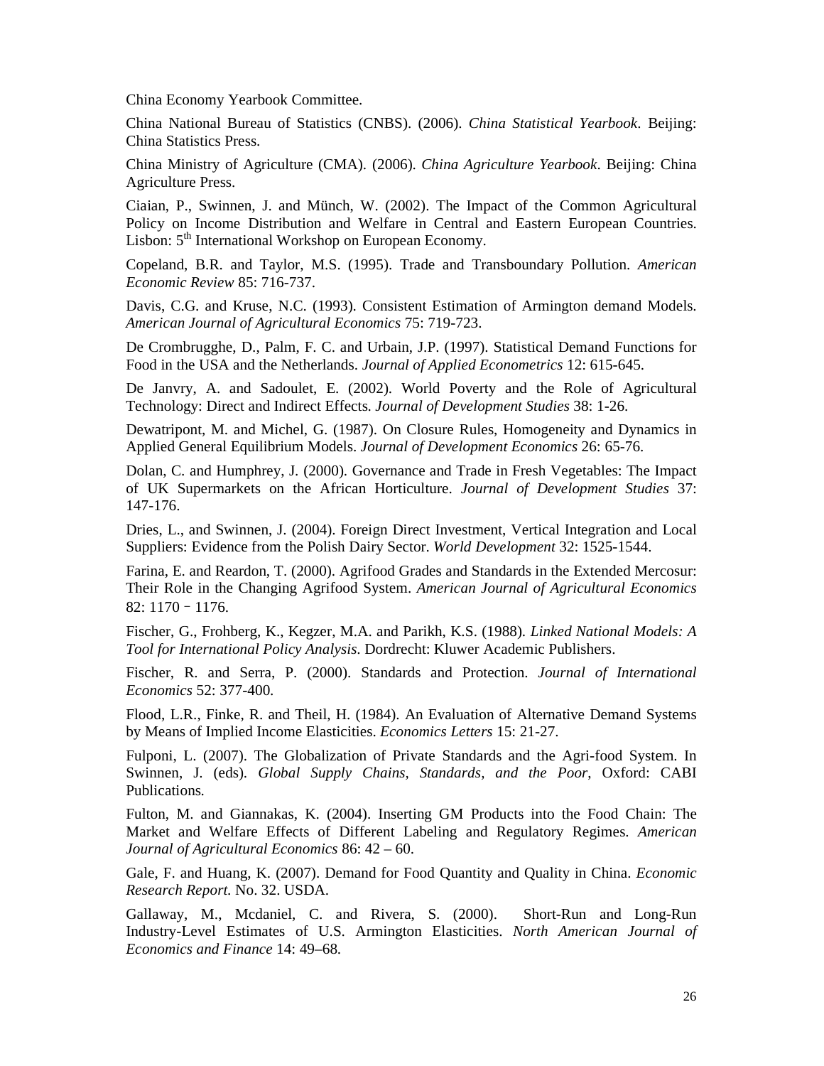China Economy Yearbook Committee.

China National Bureau of Statistics (CNBS). (2006). *China Statistical Yearbook*. Beijing: China Statistics Press.

China Ministry of Agriculture (CMA). (2006). *China Agriculture Yearbook*. Beijing: China Agriculture Press.

Ciaian, P., Swinnen, J. and Münch, W. (2002). The Impact of the Common Agricultural Policy on Income Distribution and Welfare in Central and Eastern European Countries. Lisbon: 5th International Workshop on European Economy.

Copeland, B.R. and Taylor, M.S. (1995). Trade and Transboundary Pollution. *American Economic Review* 85: 716-737.

Davis, C.G. and Kruse, N.C. (1993). Consistent Estimation of Armington demand Models. *American Journal of Agricultural Economics* 75: 719-723.

De Crombrugghe, D., Palm, F. C. and Urbain, J.P. (1997). Statistical Demand Functions for Food in the USA and the Netherlands. *Journal of Applied Econometrics* 12: 615-645.

De Janvry, A. and Sadoulet, E. (2002). World Poverty and the Role of Agricultural Technology: Direct and Indirect Effects. *Journal of Development Studies* 38: 1-26.

Dewatripont, M. and Michel, G. (1987). On Closure Rules, Homogeneity and Dynamics in Applied General Equilibrium Models. *Journal of Development Economics* 26: 65-76.

Dolan, C. and Humphrey, J. (2000). Governance and Trade in Fresh Vegetables: The Impact of UK Supermarkets on the African Horticulture. *Journal of Development Studies* 37: 147-176.

Dries, L., and Swinnen, J. (2004). Foreign Direct Investment, Vertical Integration and Local Suppliers: Evidence from the Polish Dairy Sector. *World Development* 32: 1525-1544.

Farina, E. and Reardon, T. (2000). Agrifood Grades and Standards in the Extended Mercosur: Their Role in the Changing Agrifood System. *American Journal of Agricultural Economics* 82: 1170 – 1176.

Fischer, G., Frohberg, K., Kegzer, M.A. and Parikh, K.S. (1988). *Linked National Models: A Tool for International Policy Analysis*. Dordrecht: Kluwer Academic Publishers.

Fischer, R. and Serra, P. (2000). Standards and Protection. *Journal of International Economics* 52: 377-400.

Flood, L.R., Finke, R. and Theil, H. (1984). An Evaluation of Alternative Demand Systems by Means of Implied Income Elasticities. *Economics Letters* 15: 21-27.

Fulponi, L. (2007). The Globalization of Private Standards and the Agri-food System. In Swinnen, J. (eds). *Global Supply Chains, Standards, and the Poor*, Oxford: CABI Publications.

Fulton, M. and Giannakas, K. (2004). Inserting GM Products into the Food Chain: The Market and Welfare Effects of Different Labeling and Regulatory Regimes. *American Journal of Agricultural Economics* 86: 42 – 60.

Gale, F. and Huang, K. (2007). Demand for Food Quantity and Quality in China. *Economic Research Report*. No. 32. USDA.

Gallaway, M., Mcdaniel, C. and Rivera, S. (2000). Short-Run and Long-Run Industry-Level Estimates of U.S. Armington Elasticities. *North American Journal of Economics and Finance* 14: 49–68.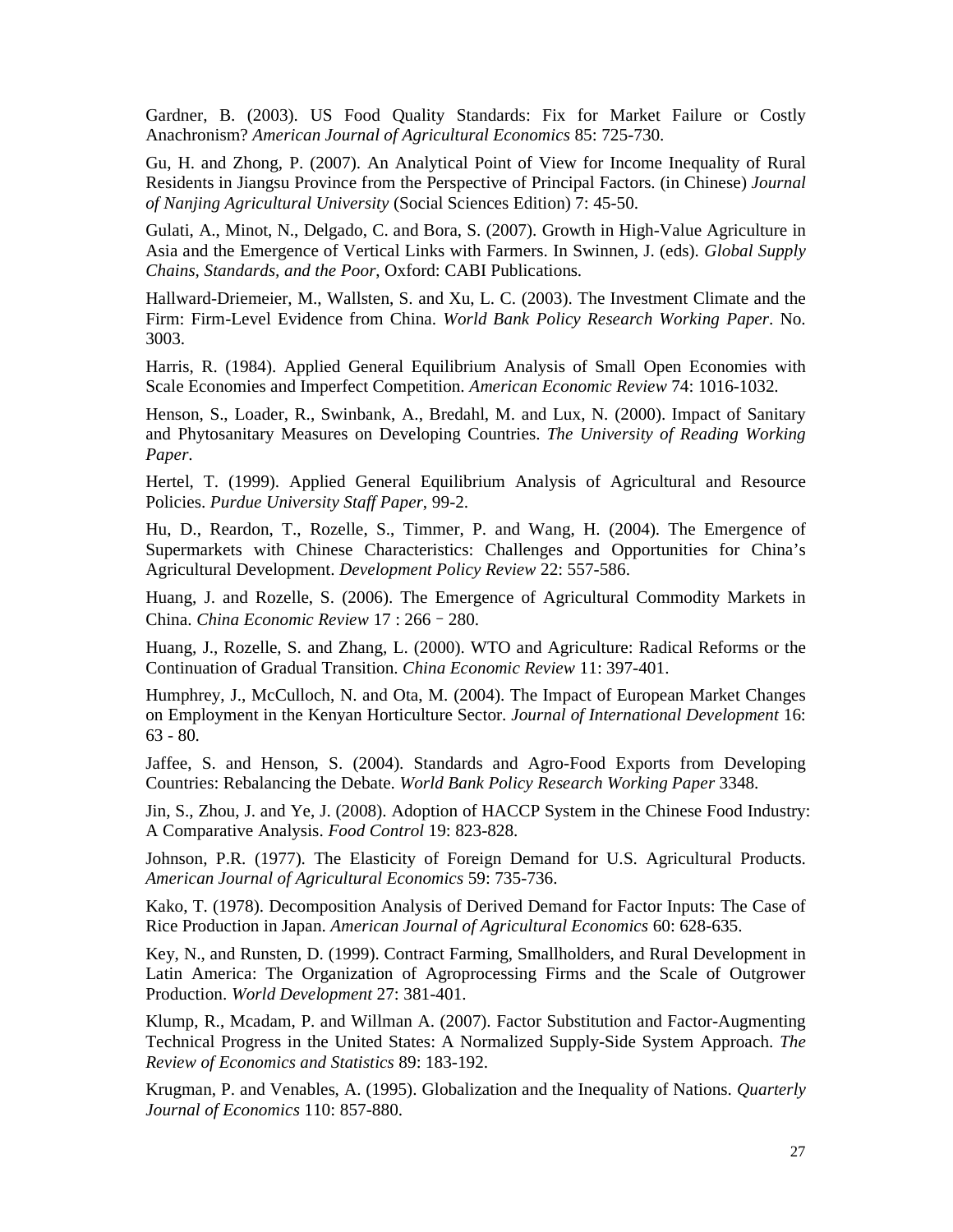Gardner, B. (2003). US Food Quality Standards: Fix for Market Failure or Costly Anachronism? *American Journal of Agricultural Economics* 85: 725-730.

Gu, H. and Zhong, P. (2007). An Analytical Point of View for Income Inequality of Rural Residents in Jiangsu Province from the Perspective of Principal Factors. (in Chinese) *Journal of Nanjing Agricultural University* (Social Sciences Edition) 7: 45-50.

Gulati, A., Minot, N., Delgado, C. and Bora, S. (2007). Growth in High-Value Agriculture in Asia and the Emergence of Vertical Links with Farmers. In Swinnen, J. (eds). *Global Supply Chains, Standards, and the Poor*, Oxford: CABI Publications.

Hallward-Driemeier, M., Wallsten, S. and Xu, L. C. (2003). The Investment Climate and the Firm: Firm-Level Evidence from China. *World Bank Policy Research Working Paper*. No. 3003.

Harris, R. (1984). Applied General Equilibrium Analysis of Small Open Economies with Scale Economies and Imperfect Competition. *American Economic Review* 74: 1016-1032.

Henson, S., Loader, R., Swinbank, A., Bredahl, M. and Lux, N. (2000). Impact of Sanitary and Phytosanitary Measures on Developing Countries. *The University of Reading Working Paper*.

Hertel, T. (1999). Applied General Equilibrium Analysis of Agricultural and Resource Policies. *Purdue University Staff Paper,* 99-2.

Hu, D., Reardon, T., Rozelle, S., Timmer, P. and Wang, H. (2004). The Emergence of Supermarkets with Chinese Characteristics: Challenges and Opportunities for China's Agricultural Development. *Development Policy Review* 22: 557-586.

Huang, J. and Rozelle, S. (2006). The Emergence of Agricultural Commodity Markets in China. *China Economic Review* 17 : 266 – 280.

Huang, J., Rozelle, S. and Zhang, L. (2000). WTO and Agriculture: Radical Reforms or the Continuation of Gradual Transition. *China Economic Review* 11: 397-401.

Humphrey, J., McCulloch, N. and Ota, M. (2004). The Impact of European Market Changes on Employment in the Kenyan Horticulture Sector. *Journal of International Development* 16: 63 - 80.

Jaffee, S. and Henson, S. (2004). Standards and Agro-Food Exports from Developing Countries: Rebalancing the Debate. *World Bank Policy Research Working Paper* 3348.

Jin, S., Zhou, J. and Ye, J. (2008). Adoption of HACCP System in the Chinese Food Industry: A Comparative Analysis. *Food Control* 19: 823-828.

Johnson, P.R. (1977). The Elasticity of Foreign Demand for U.S. Agricultural Products. *American Journal of Agricultural Economics* 59: 735-736.

Kako, T. (1978). Decomposition Analysis of Derived Demand for Factor Inputs: The Case of Rice Production in Japan. *American Journal of Agricultural Economics* 60: 628-635.

Key, N., and Runsten, D. (1999). Contract Farming, Smallholders, and Rural Development in Latin America: The Organization of Agroprocessing Firms and the Scale of Outgrower Production. *World Development* 27: 381-401.

Klump, R., Mcadam, P. and Willman A. (2007). Factor Substitution and Factor-Augmenting Technical Progress in the United States: A Normalized Supply-Side System Approach. *The Review of Economics and Statistics* 89: 183-192.

Krugman, P. and Venables, A. (1995). Globalization and the Inequality of Nations. *Quarterly Journal of Economics* 110: 857-880.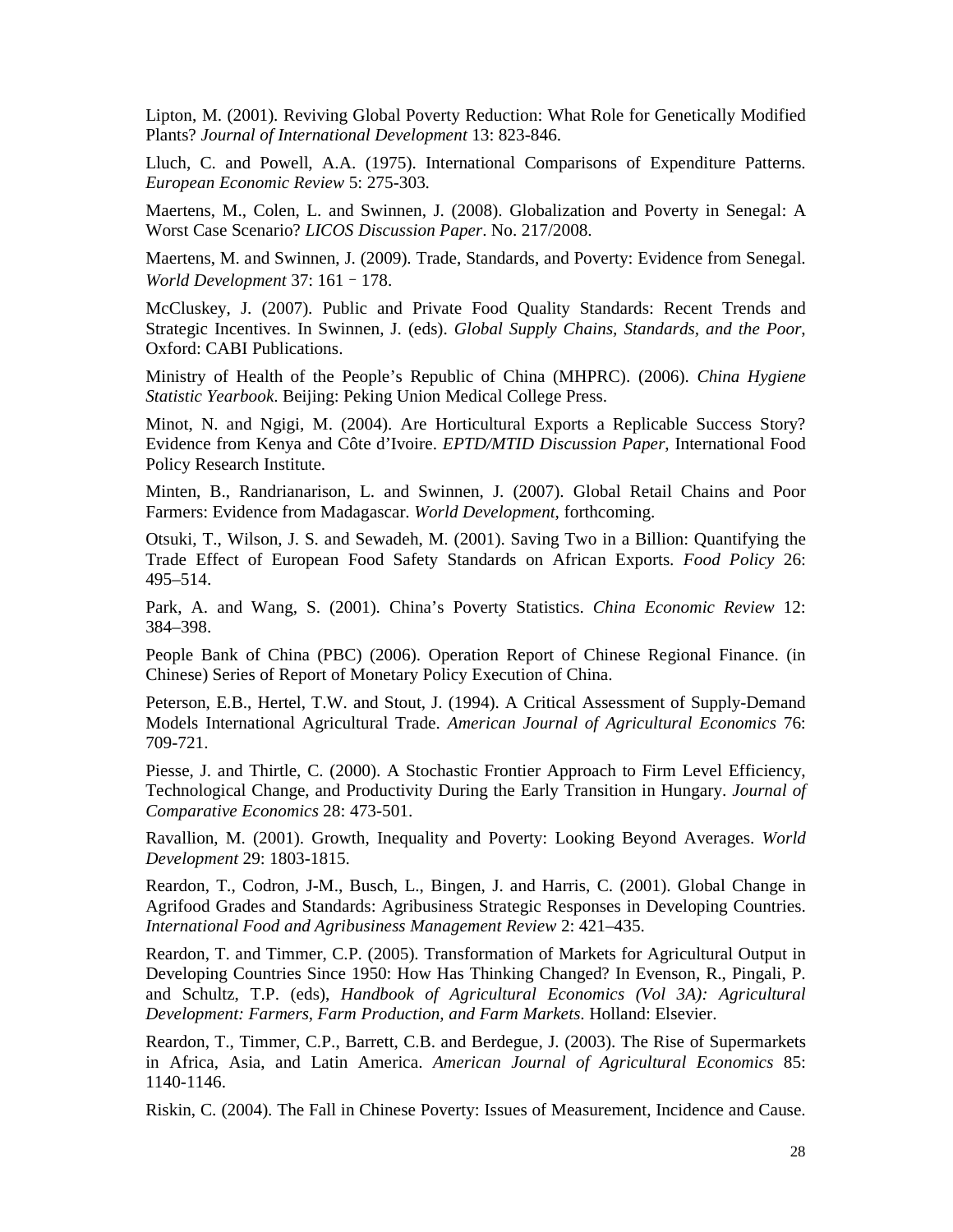Lipton, M. (2001). Reviving Global Poverty Reduction: What Role for Genetically Modified Plants? *Journal of International Development* 13: 823-846.

Lluch, C. and Powell, A.A. (1975). International Comparisons of Expenditure Patterns. *European Economic Review* 5: 275-303.

Maertens, M., Colen, L. and Swinnen, J. (2008). Globalization and Poverty in Senegal: A Worst Case Scenario? *LICOS Discussion Paper*. No. 217/2008.

Maertens, M. and Swinnen, J. (2009). Trade, Standards, and Poverty: Evidence from Senegal. *World Development* 37: 161 – 178.

McCluskey, J. (2007). Public and Private Food Quality Standards: Recent Trends and Strategic Incentives. In Swinnen, J. (eds). *Global Supply Chains, Standards, and the Poor*, Oxford: CABI Publications.

Ministry of Health of the People's Republic of China (MHPRC). (2006). *China Hygiene Statistic Yearbook*. Beijing: Peking Union Medical College Press.

Minot, N. and Ngigi, M. (2004). Are Horticultural Exports a Replicable Success Story? Evidence from Kenya and Côte d'Ivoire. *EPTD/MTID Discussion Paper*, International Food Policy Research Institute.

Minten, B., Randrianarison, L. and Swinnen, J. (2007). Global Retail Chains and Poor Farmers: Evidence from Madagascar. *World Development*, forthcoming.

Otsuki, T., Wilson, J. S. and Sewadeh, M. (2001). Saving Two in a Billion: Quantifying the Trade Effect of European Food Safety Standards on African Exports. *Food Policy* 26: 495–514.

Park, A. and Wang, S. (2001). China's Poverty Statistics. *China Economic Review* 12: 384–398.

People Bank of China (PBC) (2006). Operation Report of Chinese Regional Finance. (in Chinese) Series of Report of Monetary Policy Execution of China.

Peterson, E.B., Hertel, T.W. and Stout, J. (1994). A Critical Assessment of Supply-Demand Models International Agricultural Trade. *American Journal of Agricultural Economics* 76: 709-721.

Piesse, J. and Thirtle, C. (2000). A Stochastic Frontier Approach to Firm Level Efficiency, Technological Change, and Productivity During the Early Transition in Hungary. *Journal of Comparative Economics* 28: 473-501.

Ravallion, M. (2001). Growth, Inequality and Poverty: Looking Beyond Averages. *World Development* 29: 1803-1815.

Reardon, T., Codron, J-M., Busch, L., Bingen, J. and Harris, C. (2001). Global Change in Agrifood Grades and Standards: Agribusiness Strategic Responses in Developing Countries. *International Food and Agribusiness Management Review* 2: 421–435.

Reardon, T. and Timmer, C.P. (2005). Transformation of Markets for Agricultural Output in Developing Countries Since 1950: How Has Thinking Changed? In Evenson, R., Pingali, P. and Schultz, T.P. (eds), *Handbook of Agricultural Economics (Vol 3A): Agricultural Development: Farmers, Farm Production, and Farm Markets*. Holland: Elsevier.

Reardon, T., Timmer, C.P., Barrett, C.B. and Berdegue, J. (2003). The Rise of Supermarkets in Africa, Asia, and Latin America. *American Journal of Agricultural Economics* 85: 1140-1146.

Riskin, C. (2004). The Fall in Chinese Poverty: Issues of Measurement, Incidence and Cause.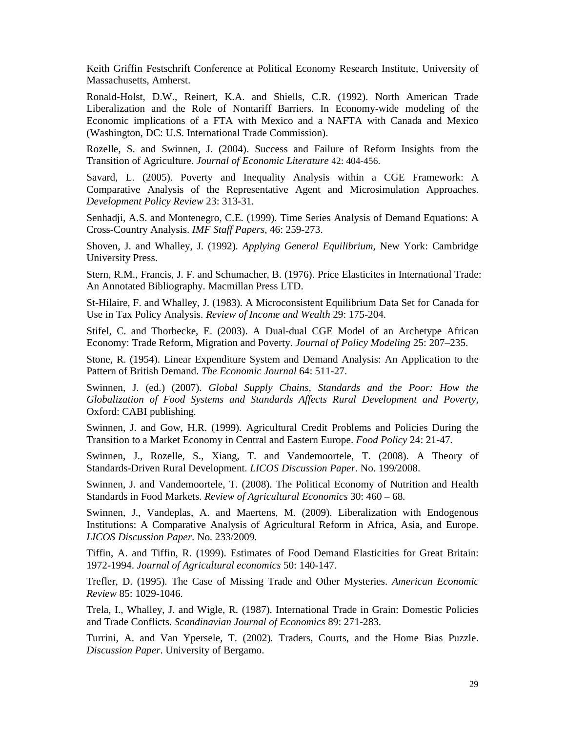Keith Griffin Festschrift Conference at Political Economy Research Institute, University of Massachusetts, Amherst.

Ronald-Holst, D.W., Reinert, K.A. and Shiells, C.R. (1992). North American Trade Liberalization and the Role of Nontariff Barriers. In Economy-wide modeling of the Economic implications of a FTA with Mexico and a NAFTA with Canada and Mexico (Washington, DC: U.S. International Trade Commission).

Rozelle, S. and Swinnen, J. (2004). Success and Failure of Reform Insights from the Transition of Agriculture. *Journal of Economic Literature* 42: 404-456.

Savard, L. (2005). Poverty and Inequality Analysis within a CGE Framework: A Comparative Analysis of the Representative Agent and Microsimulation Approaches. *Development Policy Review* 23: 313-31.

Senhadji, A.S. and Montenegro, C.E. (1999). Time Series Analysis of Demand Equations: A Cross-Country Analysis. *IMF Staff Papers*, 46: 259-273.

Shoven, J. and Whalley, J. (1992). *Applying General Equilibrium*, New York: Cambridge University Press.

Stern, R.M., Francis, J. F. and Schumacher, B. (1976). Price Elasticites in International Trade: An Annotated Bibliography. Macmillan Press LTD.

St-Hilaire, F. and Whalley, J. (1983). A Microconsistent Equilibrium Data Set for Canada for Use in Tax Policy Analysis. *Review of Income and Wealth* 29: 175-204.

Stifel, C. and Thorbecke, E. (2003). A Dual-dual CGE Model of an Archetype African Economy: Trade Reform, Migration and Poverty. *Journal of Policy Modeling* 25: 207–235.

Stone, R. (1954). Linear Expenditure System and Demand Analysis: An Application to the Pattern of British Demand. *The Economic Journal* 64: 511-27.

Swinnen, J. (ed.) (2007). *Global Supply Chains, Standards and the Poor: How the Globalization of Food Systems and Standards Affects Rural Development and Poverty*, Oxford: CABI publishing.

Swinnen, J. and Gow, H.R. (1999). Agricultural Credit Problems and Policies During the Transition to a Market Economy in Central and Eastern Europe. *Food Policy* 24: 21-47.

Swinnen, J., Rozelle, S., Xiang, T. and Vandemoortele, T. (2008). A Theory of Standards-Driven Rural Development. *LICOS Discussion Paper*. No. 199/2008.

Swinnen, J. and Vandemoortele, T. (2008). The Political Economy of Nutrition and Health Standards in Food Markets. *Review of Agricultural Economics* 30: 460 – 68.

Swinnen, J., Vandeplas, A. and Maertens, M. (2009). Liberalization with Endogenous Institutions: A Comparative Analysis of Agricultural Reform in Africa, Asia, and Europe. *LICOS Discussion Paper*. No. 233/2009.

Tiffin, A. and Tiffin, R. (1999). Estimates of Food Demand Elasticicities for Great Britain: 1972-1994. *Journal of Agricultural economics* 50: 140-147.

Trefler, D. (1995). The Case of Missing Trade and Other Mysteries. *American Economic Review* 85: 1029-1046.

Trela, I., Whalley, J. and Wigle, R. (1987). International Trade in Grain: Domestic Policies and Trade Conflicts. *Scandinavian Journal of Economics* 89: 271-283.

Turrini, A. and Van Ypersele, T. (2002). Traders, Courts, and the Home Bias Puzzle. *Discussion Paper*. University of Bergamo.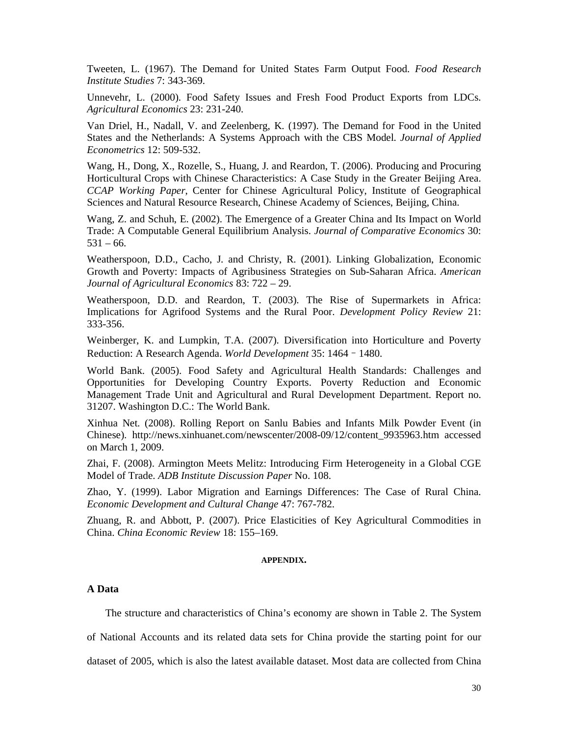Tweeten, L. (1967). The Demand for United States Farm Output Food. *Food Research Institute Studies* 7: 343-369.

Unnevehr, L. (2000). Food Safety Issues and Fresh Food Product Exports from LDCs. *Agricultural Economics* 23: 231-240.

Van Driel, H., Nadall, V. and Zeelenberg, K. (1997). The Demand for Food in the United States and the Netherlands: A Systems Approach with the CBS Model. *Journal of Applied Econometrics* 12: 509-532.

Wang, H., Dong, X., Rozelle, S., Huang, J. and Reardon, T. (2006). Producing and Procuring Horticultural Crops with Chinese Characteristics: A Case Study in the Greater Beijing Area. *CCAP Working Paper*, Center for Chinese Agricultural Policy, Institute of Geographical Sciences and Natural Resource Research, Chinese Academy of Sciences, Beijing, China.

Wang, Z. and Schuh, E. (2002). The Emergence of a Greater China and Its Impact on World Trade: A Computable General Equilibrium Analysis. *Journal of Comparative Economics* 30: 531 – 66.

Weatherspoon, D.D., Cacho, J. and Christy, R. (2001). Linking Globalization, Economic Growth and Poverty: Impacts of Agribusiness Strategies on Sub-Saharan Africa. *American Journal of Agricultural Economics* 83: 722 – 29.

Weatherspoon, D.D. and Reardon, T. (2003). The Rise of Supermarkets in Africa: Implications for Agrifood Systems and the Rural Poor. *Development Policy Review* 21: 333-356.

Weinberger, K. and Lumpkin, T.A. (2007). Diversification into Horticulture and Poverty Reduction: A Research Agenda. *World Development* 35: 1464 – 1480.

World Bank. (2005). Food Safety and Agricultural Health Standards: Challenges and Opportunities for Developing Country Exports. Poverty Reduction and Economic Management Trade Unit and Agricultural and Rural Development Department. Report no. 31207. Washington D.C.: The World Bank.

Xinhua Net. (2008). Rolling Report on Sanlu Babies and Infants Milk Powder Event (in Chinese). http://news.xinhuanet.com/newscenter/2008-09/12/content_9935963.htm accessed on March 1, 2009.

Zhai, F. (2008). Armington Meets Melitz: Introducing Firm Heterogeneity in a Global CGE Model of Trade. *ADB Institute Discussion Paper* No. 108.

Zhao, Y. (1999). Labor Migration and Earnings Differences: The Case of Rural China. *Economic Development and Cultural Change* 47: 767-782.

Zhuang, R. and Abbott, P. (2007). Price Elasticities of Key Agricultural Commodities in China. *China Economic Review* 18: 155–169.

# APPENDIX.

## A Data

The structure and characteristics of China's economy are shown in Table 2. The System of National Accounts and its related data sets for China provide the starting point for our dataset of 2005, which is also the latest available dataset. Most data are collected from China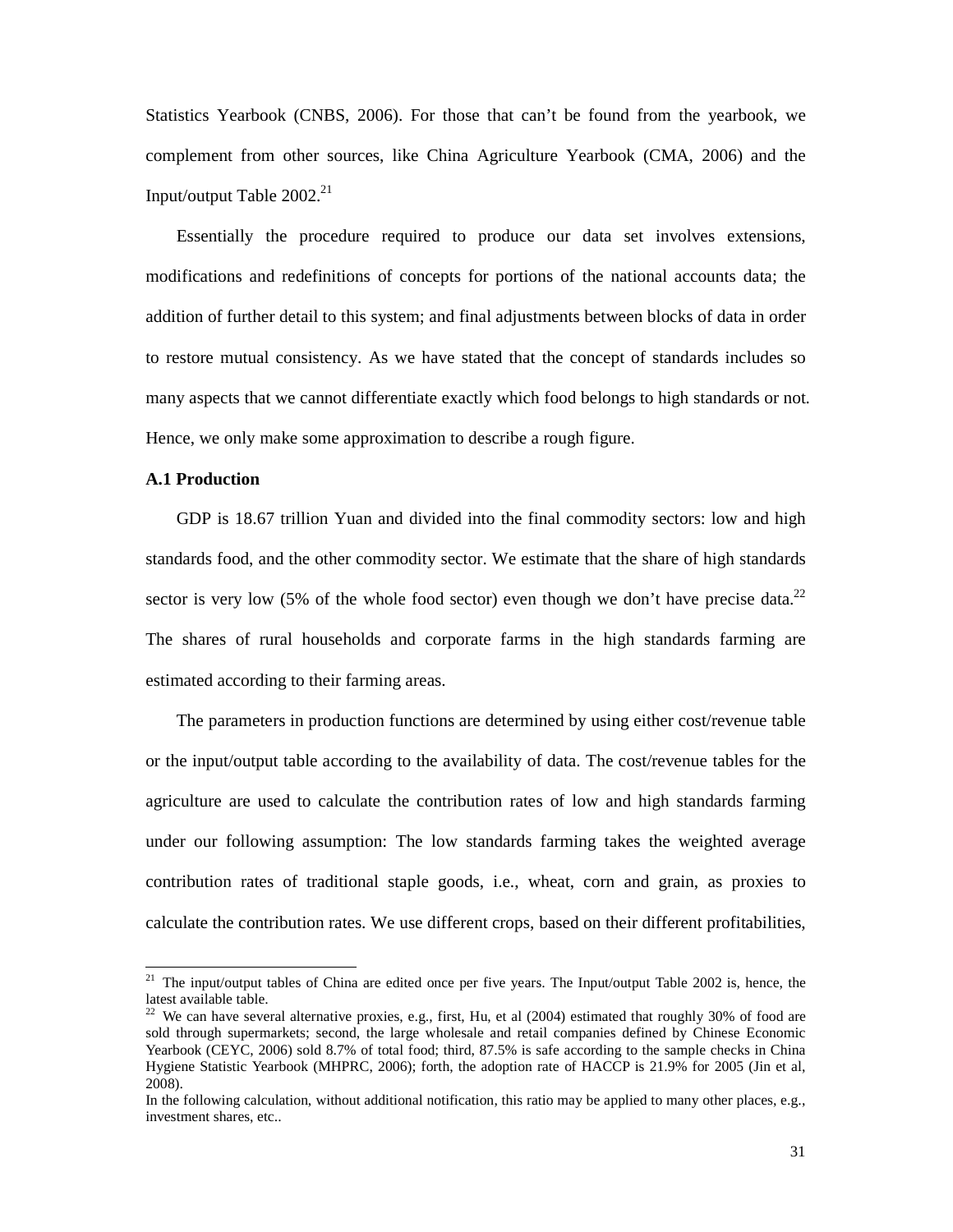Statistics Yearbook (CNBS, 2006). For those that can't be found from the yearbook, we complement from other sources, like China Agriculture Yearbook (CMA, 2006) and the Input/output Table 2002.[21]

Essentially the procedure required to produce our data set involves extensions, modifications and redefinitions of concepts for portions of the national accounts data; the addition of further detail to this system; and final adjustments between blocks of data in order to restore mutual consistency. As we have stated that the concept of standards includes so many aspects that we cannot differentiate exactly which food belongs to high standards or not. Hence, we only make some approximation to describe a rough figure.

**A.1 Production**

GDP is 18.67 trillion Yuan and divided into the final commodity sectors: low and high standards food, and the other commodity sector. We estimate that the share of high standards sector is very low (5% of the whole food sector) even though we don't have precise data.[22] The shares of rural households and corporate farms in the high standards farming are estimated according to their farming areas.

The parameters in production functions are determined by using either cost/revenue table or the input/output table according to the availability of data. The cost/revenue tables for the agriculture are used to calculate the contribution rates of low and high standards farming under our following assumption: The low standards farming takes the weighted average contribution rates of traditional staple goods, i.e., wheat, corn and grain, as proxies to calculate the contribution rates. We use different crops, based on their different profitabilities,

---

[21] The input/output tables of China are edited once per five years. The Input/output Table 2002 is, hence, the latest available table.

[22] We can have several alternative proxies, e.g., first, Hu, et al (2004) estimated that roughly 30% of food are sold through supermarkets; second, the large wholesale and retail companies defined by Chinese Economic Yearbook (CEYC, 2006) sold 8.7% of total food; third, 87.5% is safe according to the sample checks in China Hygiene Statistic Yearbook (MHPRC, 2006); forth, the adoption rate of HACCP is 21.9% for 2005 (Jin et al, 2008).

In the following calculation, without additional notification, this ratio may be applied to many other places, e.g., investment shares, etc..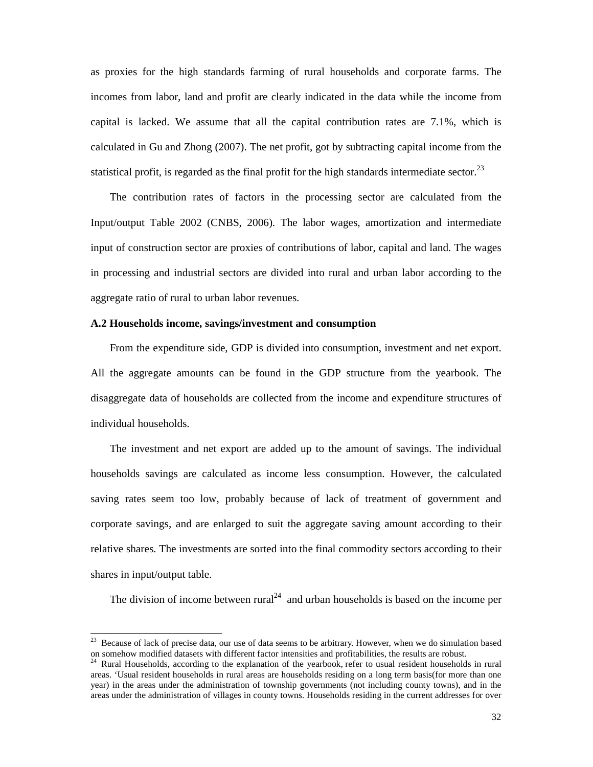as proxies for the high standards farming of rural households and corporate farms. The incomes from labor, land and profit are clearly indicated in the data while the income from capital is lacked. We assume that all the capital contribution rates are 7.1%, which is calculated in Gu and Zhong (2007). The net profit, got by subtracting capital income from the statistical profit, is regarded as the final profit for the high standards intermediate sector.[23]

The contribution rates of factors in the processing sector are calculated from the Input/output Table 2002 (CNBS, 2006). The labor wages, amortization and intermediate input of construction sector are proxies of contributions of labor, capital and land. The wages in processing and industrial sectors are divided into rural and urban labor according to the aggregate ratio of rural to urban labor revenues.

**A.2 Households income, savings/investment and consumption**

From the expenditure side, GDP is divided into consumption, investment and net export. All the aggregate amounts can be found in the GDP structure from the yearbook. The disaggregate data of households are collected from the income and expenditure structures of individual households.

The investment and net export are added up to the amount of savings. The individual households savings are calculated as income less consumption. However, the calculated saving rates seem too low, probably because of lack of treatment of government and corporate savings, and are enlarged to suit the aggregate saving amount according to their relative shares. The investments are sorted into the final commodity sectors according to their shares in input/output table.

The division of income between rural[24] and urban households is based on the income per

---

[23] Because of lack of precise data, our use of data seems to be arbitrary. However, when we do simulation based on somehow modified datasets with different factor intensities and profitabilities, the results are robust.

[24] Rural Households, according to the explanation of the yearbook, refer to usual resident households in rural areas. 'Usual resident households in rural areas are households residing on a long term basis(for more than one year) in the areas under the administration of township governments (not including county towns), and in the areas under the administration of villages in county towns. Households residing in the current addresses for over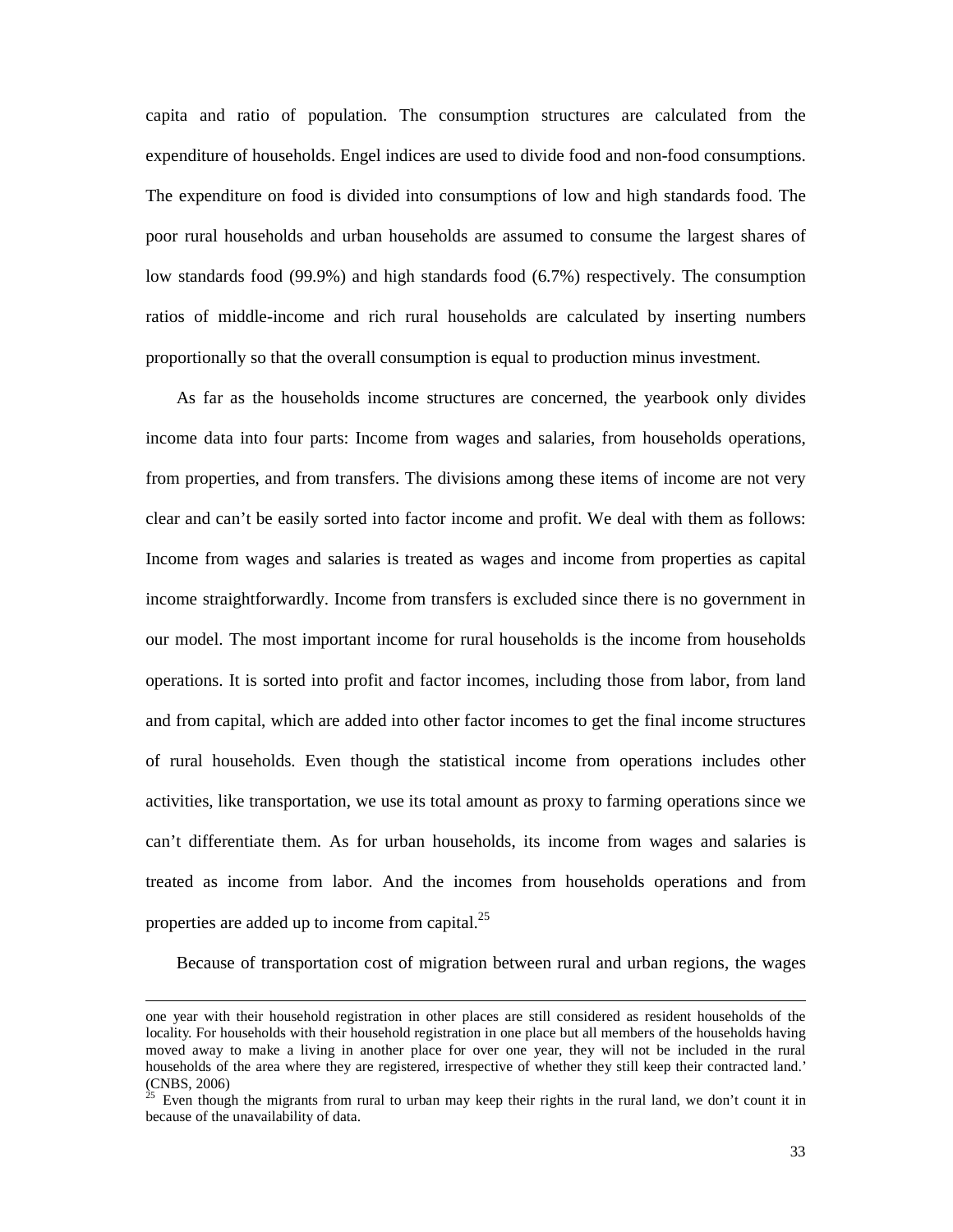capita and ratio of population. The consumption structures are calculated from the expenditure of households. Engel indices are used to divide food and non-food consumptions. The expenditure on food is divided into consumptions of low and high standards food. The poor rural households and urban households are assumed to consume the largest shares of low standards food (99.9%) and high standards food (6.7%) respectively. The consumption ratios of middle-income and rich rural households are calculated by inserting numbers proportionally so that the overall consumption is equal to production minus investment.

As far as the households income structures are concerned, the yearbook only divides income data into four parts: Income from wages and salaries, from households operations, from properties, and from transfers. The divisions among these items of income are not very clear and can't be easily sorted into factor income and profit. We deal with them as follows: Income from wages and salaries is treated as wages and income from properties as capital income straightforwardly. Income from transfers is excluded since there is no government in our model. The most important income for rural households is the income from households operations. It is sorted into profit and factor incomes, including those from labor, from land and from capital, which are added into other factor incomes to get the final income structures of rural households. Even though the statistical income from operations includes other activities, like transportation, we use its total amount as proxy to farming operations since we can't differentiate them. As for urban households, its income from wages and salaries is treated as income from labor. And the incomes from households operations and from properties are added up to income from capital.[25]

Because of transportation cost of migration between rural and urban regions, the wages

---

one year with their household registration in other places are still considered as resident households of the locality. For households with their household registration in one place but all members of the households having moved away to make a living in another place for over one year, they will not be included in the rural households of the area where they are registered, irrespective of whether they still keep their contracted land.' (CNBS, 2006)

[25] Even though the migrants from rural to urban may keep their rights in the rural land, we don't count it in because of the unavailability of data.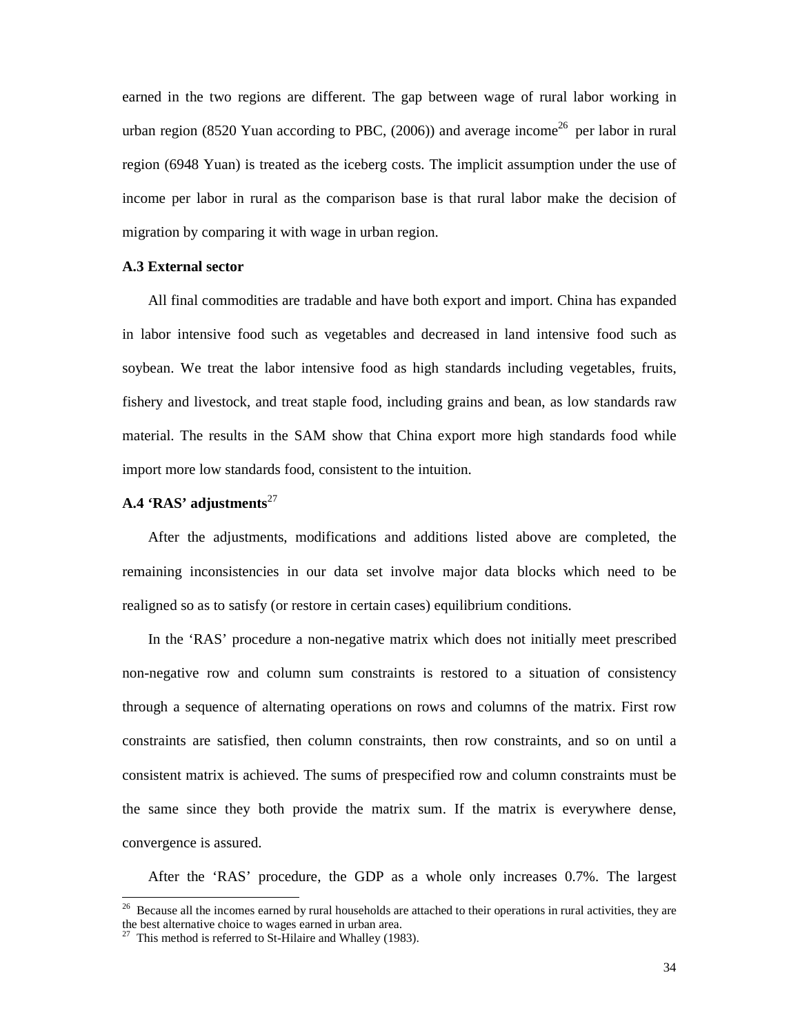earned in the two regions are different. The gap between wage of rural labor working in urban region (8520 Yuan according to PBC, (2006)) and average income[26] per labor in rural region (6948 Yuan) is treated as the iceberg costs. The implicit assumption under the use of income per labor in rural as the comparison base is that rural labor make the decision of migration by comparing it with wage in urban region.

### A.3 External sector

All final commodities are tradable and have both export and import. China has expanded in labor intensive food such as vegetables and decreased in land intensive food such as soybean. We treat the labor intensive food as high standards including vegetables, fruits, fishery and livestock, and treat staple food, including grains and bean, as low standards raw material. The results in the SAM show that China export more high standards food while import more low standards food, consistent to the intuition.

### A.4 'RAS' adjustments[27]

After the adjustments, modifications and additions listed above are completed, the remaining inconsistencies in our data set involve major data blocks which need to be realigned so as to satisfy (or restore in certain cases) equilibrium conditions.

In the 'RAS' procedure a non-negative matrix which does not initially meet prescribed non-negative row and column sum constraints is restored to a situation of consistency through a sequence of alternating operations on rows and columns of the matrix. First row constraints are satisfied, then column constraints, then row constraints, and so on until a consistent matrix is achieved. The sums of prespecified row and column constraints must be the same since they both provide the matrix sum. If the matrix is everywhere dense, convergence is assured.

After the 'RAS' procedure, the GDP as a whole only increases 0.7%. The largest

[26] Because all the incomes earned by rural households are attached to their operations in rural activities, they are the best alternative choice to wages earned in urban area.

[27] This method is referred to St-Hilaire and Whalley (1983).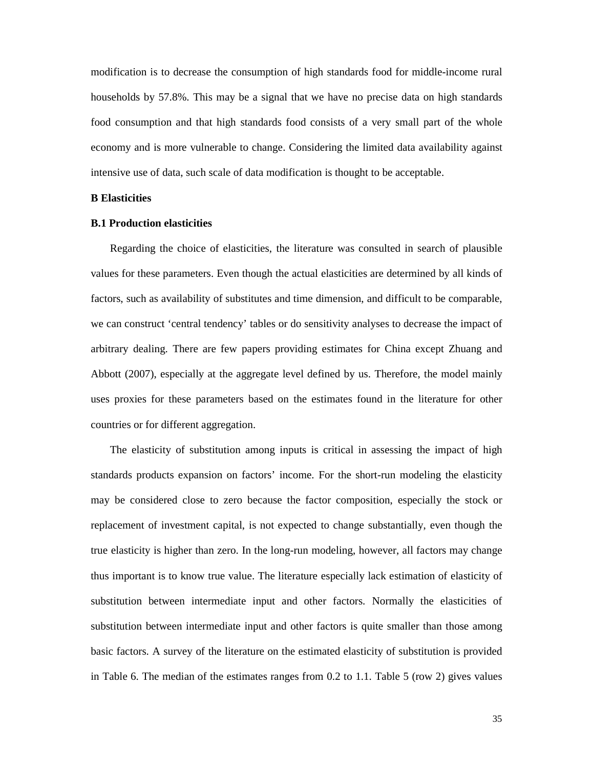modification is to decrease the consumption of high standards food for middle-income rural households by 57.8%. This may be a signal that we have no precise data on high standards food consumption and that high standards food consists of a very small part of the whole economy and is more vulnerable to change. Considering the limited data availability against intensive use of data, such scale of data modification is thought to be acceptable.

## B Elasticities

### B.1 Production elasticities

Regarding the choice of elasticities, the literature was consulted in search of plausible values for these parameters. Even though the actual elasticities are determined by all kinds of factors, such as availability of substitutes and time dimension, and difficult to be comparable, we can construct 'central tendency' tables or do sensitivity analyses to decrease the impact of arbitrary dealing. There are few papers providing estimates for China except Zhuang and Abbott (2007), especially at the aggregate level defined by us. Therefore, the model mainly uses proxies for these parameters based on the estimates found in the literature for other countries or for different aggregation.

The elasticity of substitution among inputs is critical in assessing the impact of high standards products expansion on factors' income. For the short-run modeling the elasticity may be considered close to zero because the factor composition, especially the stock or replacement of investment capital, is not expected to change substantially, even though the true elasticity is higher than zero. In the long-run modeling, however, all factors may change thus important is to know true value. The literature especially lack estimation of elasticity of substitution between intermediate input and other factors. Normally the elasticities of substitution between intermediate input and other factors is quite smaller than those among basic factors. A survey of the literature on the estimated elasticity of substitution is provided in Table 6. The median of the estimates ranges from 0.2 to 1.1. Table 5 (row 2) gives values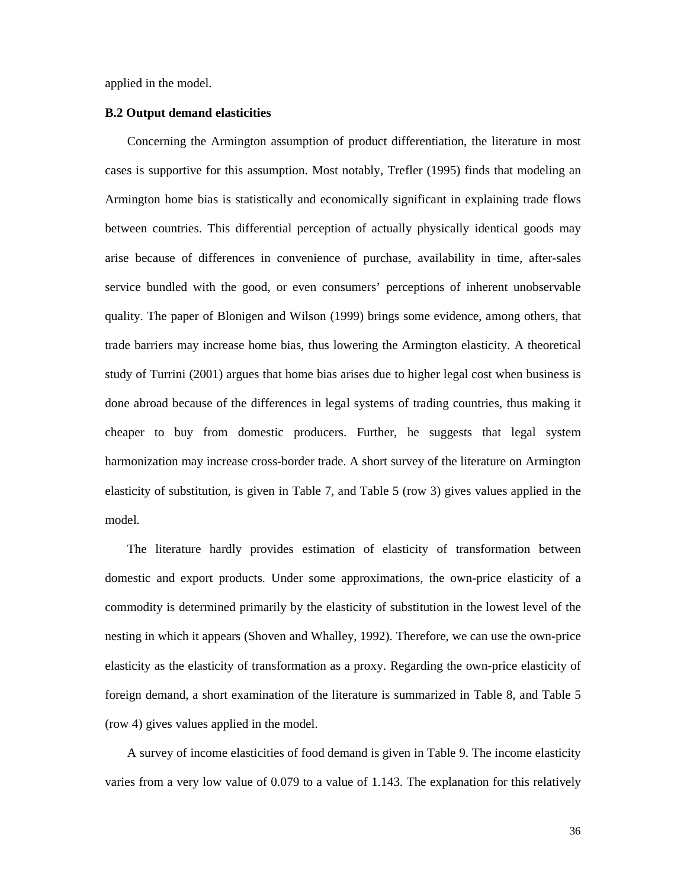applied in the model.

**B.2 Output demand elasticities**

Concerning the Armington assumption of product differentiation, the literature in most cases is supportive for this assumption. Most notably, Trefler (1995) finds that modeling an Armington home bias is statistically and economically significant in explaining trade flows between countries. This differential perception of actually physically identical goods may arise because of differences in convenience of purchase, availability in time, after-sales service bundled with the good, or even consumers' perceptions of inherent unobservable quality. The paper of Blonigen and Wilson (1999) brings some evidence, among others, that trade barriers may increase home bias, thus lowering the Armington elasticity. A theoretical study of Turrini (2001) argues that home bias arises due to higher legal cost when business is done abroad because of the differences in legal systems of trading countries, thus making it cheaper to buy from domestic producers. Further, he suggests that legal system harmonization may increase cross-border trade. A short survey of the literature on Armington elasticity of substitution, is given in Table 7, and Table 5 (row 3) gives values applied in the model.

The literature hardly provides estimation of elasticity of transformation between domestic and export products. Under some approximations, the own-price elasticity of a commodity is determined primarily by the elasticity of substitution in the lowest level of the nesting in which it appears (Shoven and Whalley, 1992). Therefore, we can use the own-price elasticity as the elasticity of transformation as a proxy. Regarding the own-price elasticity of foreign demand, a short examination of the literature is summarized in Table 8, and Table 5 (row 4) gives values applied in the model.

A survey of income elasticities of food demand is given in Table 9. The income elasticity varies from a very low value of 0.079 to a value of 1.143. The explanation for this relatively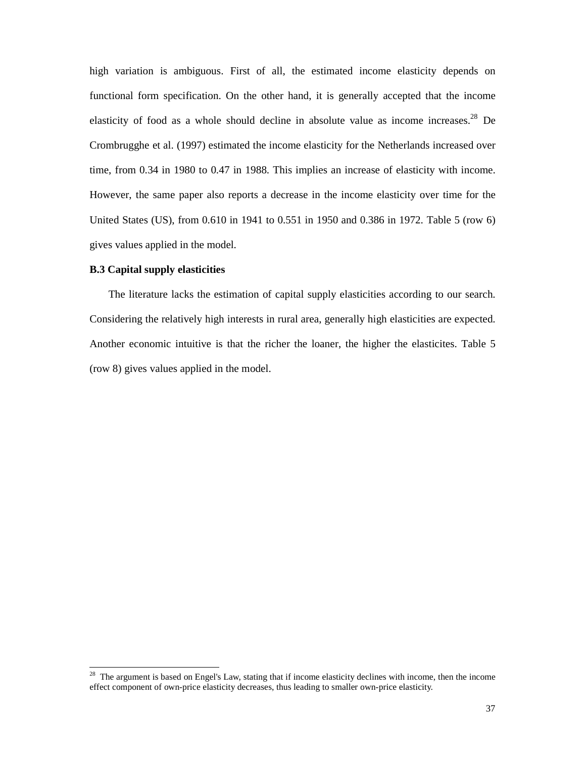high variation is ambiguous. First of all, the estimated income elasticity depends on functional form specification. On the other hand, it is generally accepted that the income elasticity of food as a whole should decline in absolute value as income increases.[28] De Crombrugghe et al. (1997) estimated the income elasticity for the Netherlands increased over time, from 0.34 in 1980 to 0.47 in 1988. This implies an increase of elasticity with income. However, the same paper also reports a decrease in the income elasticity over time for the United States (US), from 0.610 in 1941 to 0.551 in 1950 and 0.386 in 1972. Table 5 (row 6) gives values applied in the model.

**B.3 Capital supply elasticities**

The literature lacks the estimation of capital supply elasticities according to our search. Considering the relatively high interests in rural area, generally high elasticities are expected. Another economic intuitive is that the richer the loaner, the higher the elasticites. Table 5 (row 8) gives values applied in the model.

---

[28] The argument is based on Engel's Law, stating that if income elasticity declines with income, then the income effect component of own-price elasticity decreases, thus leading to smaller own-price elasticity.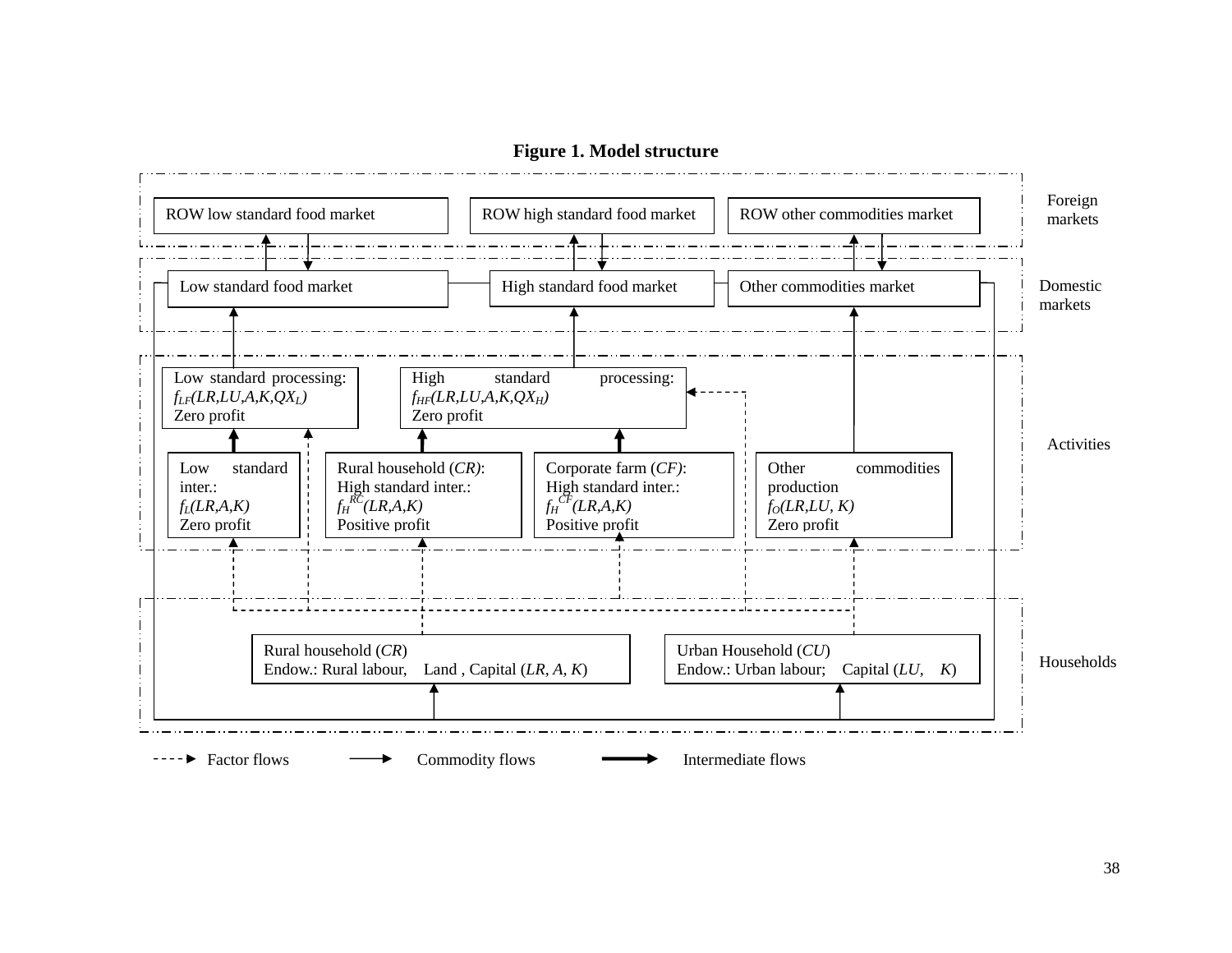**Figure 1. Model structure**

Foreign markets

ROW low standard food market

ROW high standard food market

ROW other commodities market

Domestic markets

Low standard food market

High standard food market

Other commodities market

Activities

Low standard processing: $f_{LF}(LR,LU,A,K,QX_L)$ Zero profit

High standard processing: $f_{HF}(LR,LU,A,K,QX_H)$ Zero profit

Low standard inter.: $f_L(LR,A,K)$ Zero profit

Rural household (*CR*): High standard inter.: $f_H^{RC}(LR,A,K)$ Positive profit

Corporate farm (*CF*): High standard inter.: $f_H^{CF}(LR,A,K)$ Positive profit

Other commodities production $f_O(LR,LU, K)$ Zero profit

Households

Rural household (*CR*) Endow.: Rural labour, Land , Capital (*LR, A, K*)

Urban Household (*CU*) Endow.: Urban labour; Capital (*LU, K*)

Factor flows    Commodity flows    Intermediate flows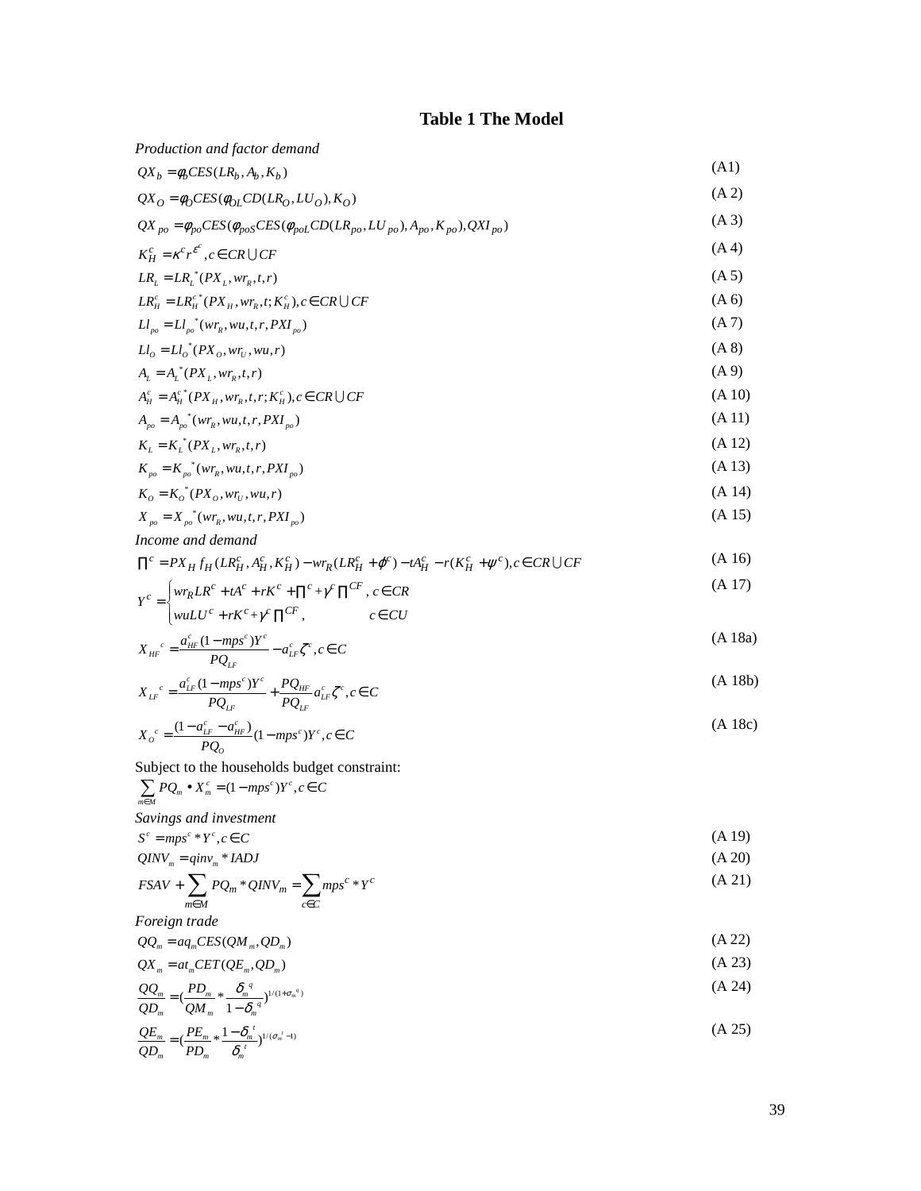**Table 1 The Model**

*Production and factor demand*

$$QX_b = \phi_b CES(LR_b, A_b, K_b) \tag{A1}$$

$$QX_O = \phi_O CES(\phi_{OL} CD(LR_O, LU_O), K_O) \tag{A 2}$$

$$QX_{po} = \phi_{po} CES(\phi_{poS} CES(\phi_{poL} CD(LR_{po}, LU_{po}), A_{po}, K_{po}), QXI_{po}) \tag{A 3}$$

$$K_H^c = \kappa^c r^{\varepsilon^c}, c \in CR \cup CF \tag{A 4}$$

$$LR_L = LR_L^*(PX_L, wr_R, t, r) \tag{A 5}$$

$$LR_H^c = LR_H^{c*}(PX_H, wr_R, t; K_H^c), c \in CR \cup CF \tag{A 6}$$

$$Ll_{po} = Ll_{po}^*(wr_R, wu, t, r, PXI_{po}) \tag{A 7}$$

$$Ll_O = Ll_O^*(PX_O, wr_U, wu, r) \tag{A 8}$$

$$A_L = A_L^*(PX_L, wr_R, t, r) \tag{A 9}$$

$$A_H^c = A_H^{c*}(PX_H, wr_R, t, r; K_H^c), c \in CR \cup CF \tag{A 10}$$

$$A_{po} = A_{po}^*(wr_R, wu, t, r, PXI_{po}) \tag{A 11}$$

$$K_L = K_L^*(PX_L, wr_R, t, r) \tag{A 12}$$

$$K_{po} = K_{po}^*(wr_R, wu, t, r, PXI_{po}) \tag{A 13}$$

$$K_O = K_O^*(PX_O, wr_U, wu, r) \tag{A 14}$$

$$X_{po} = X_{po}^*(wr_R, wu, t, r, PXI_{po}) \tag{A 15}$$

*Income and demand*

$$\prod^c = PX_H f_H(LR_H^c, A_H^c, K_H^c) - wr_R(LR_H^c + \varphi^c) - tA_H^c - r(K_H^c + \psi^c), c \in CR \cup CF \tag{A 16}$$

$$Y^c = \begin{cases} wr_R LR^c + tA^c + rK^c + \prod^c + \gamma^c \prod^{CF}, & c \in CR \\ wuLU^c + rK^c + \gamma^c \prod^{CF}, & c \in CU \end{cases} \tag{A 17}$$

$$X_{HF}{}^c = \frac{a_{HF}^c (1 - mps^c) Y^c}{PQ_{LF}} - a_{LF}^c \zeta^c, c \in C \tag{A 18a}$$

$$X_{LF}{}^c = \frac{a_{LF}^c (1 - mps^c) Y^c}{PQ_{LF}} + \frac{PQ_{HF}}{PQ_{LF}} a_{LF}^c \zeta^c, c \in C \tag{A 18b}$$

$$X_O{}^c = \frac{(1 - a_{LF}^c - a_{HF}^c)}{PQ_O}(1 - mps^c) Y^c, c \in C \tag{A 18c}$$

Subject to the households budget constraint:

$$\sum_{m \in M} PQ_m \bullet X_m^c = (1 - mps^c) Y^c, c \in C$$

*Savings and investment*

$$S^c = mps^c * Y^c, c \in C \tag{A 19}$$

$$QINV_m = qinv_m * IADJ \tag{A 20}$$

$$FSAV + \sum_{m \in M} PQ_m * QINV_m = \sum_{c \in C} mps^c * Y^c \tag{A 21}$$

*Foreign trade*

$$QQ_m = aq_m CES(QM_m, QD_m) \tag{A 22}$$

$$QX_m = at_m CET(QE_m, QD_m) \tag{A 23}$$

$$\frac{QQ_m}{QD_m} = \left(\frac{PD_m}{QM_m} * \frac{\delta_m{}^q}{1 - \delta_m{}^q}\right)^{1/(1+\sigma_m{}^q)} \tag{A 24}$$

$$\frac{QE_m}{QD_m} = \left(\frac{PE_m}{PD_m} * \frac{1 - \delta_m{}^t}{\delta_m{}^t}\right)^{1/(\sigma_m{}^t - 1)} \tag{A 25}$$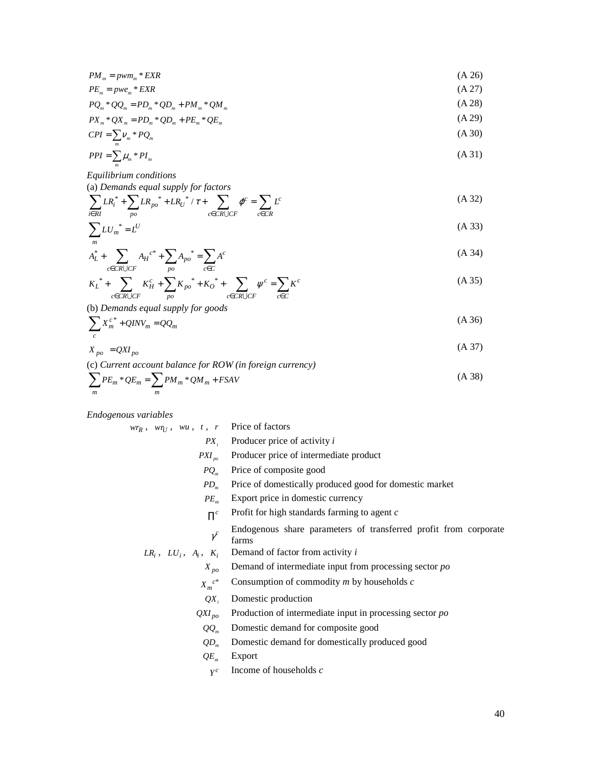$$PM_m = pwm_m * EXR \tag{A 26}$$

$$PE_m = pwe_m * EXR \tag{A 27}$$

$$PQ_m * QQ_m = PD_m * QD_m + PM_m * QM_m \tag{A 28}$$

$$PX_m * QX_m = PD_m * QD_m + PE_m * QE_m \tag{A 29}$$

$$CPI = \sum_m \nu_m * PQ_m \tag{A 30}$$

$$PPI = \sum_m \mu_m * PI_m \tag{A 31}$$

*Equilibrium conditions*

(a) *Demands equal supply for factors*

$$\sum_{i \in RI} LR_i^* + \sum_{po} LR_{po}^* + LR_U^* / \tau + \sum_{c \in CR \cup CF} \varphi^c = \sum_{c \in CR} L^c \tag{A 32}$$

$$\sum_m LU_m^* = L^U \tag{A 33}$$

$$A_L^* + \sum_{c \in CR \cup CF} A_H{}^{c*} + \sum_{po} A_{po}{}^* = \sum_{c \in C} A^c \tag{A 34}$$

$$K_L{}^* + \sum_{c \in CR \cup CF} K_H^c + \sum_{po} K_{po}{}^* + K_O{}^* + \sum_{c \in CR \cup CF} \psi^c = \sum_{c \in C} K^c \tag{A 35}$$

(b) *Demands equal supply for goods*

$$\sum_c X_m^{c*} + QINV_m = QQ_m \tag{A 36}$$

$$X_{po} = QXI_{po} \tag{A 37}$$

(c) *Current account balance for ROW (in foreign currency)*

$$\sum_m PE_m * QE_m = \sum_m PM_m * QM_m + FSAV \tag{A 38}$$

*Endogenous variables*

| | |
|---|---|
| $wr_R$ , $wr_U$ , $wu$ , $t$ , $r$ | Price of factors |
| $PX_i$ | Producer price of activity *i* |
| $PXI_{po}$ | Producer price of intermediate product |
| $PQ_m$ | Price of composite good |
| $PD_m$ | Price of domestically produced good for domestic market |
| $PE_m$ | Export price in domestic currency |
| $\prod^c$ | Profit for high standards farming to agent *c* |
| $\gamma^c$ | Endogenous share parameters of transferred profit from corporate farms |
| $LR_i$ , $LU_i$ , $A_i$ , $K_i$ | Demand of factor from activity *i* |
| $X_{po}$ | Demand of intermediate input from processing sector *po* |
| $X_m{}^{c*}$ | Consumption of commodity *m* by households *c* |
| $QX_i$ | Domestic production |
| $QXI_{po}$ | Production of intermediate input in processing sector *po* |
| $QQ_m$ | Domestic demand for composite good |
| $QD_m$ | Domestic demand for domestically produced good |
| $QE_m$ | Export |
| $Y^c$ | Income of households *c* |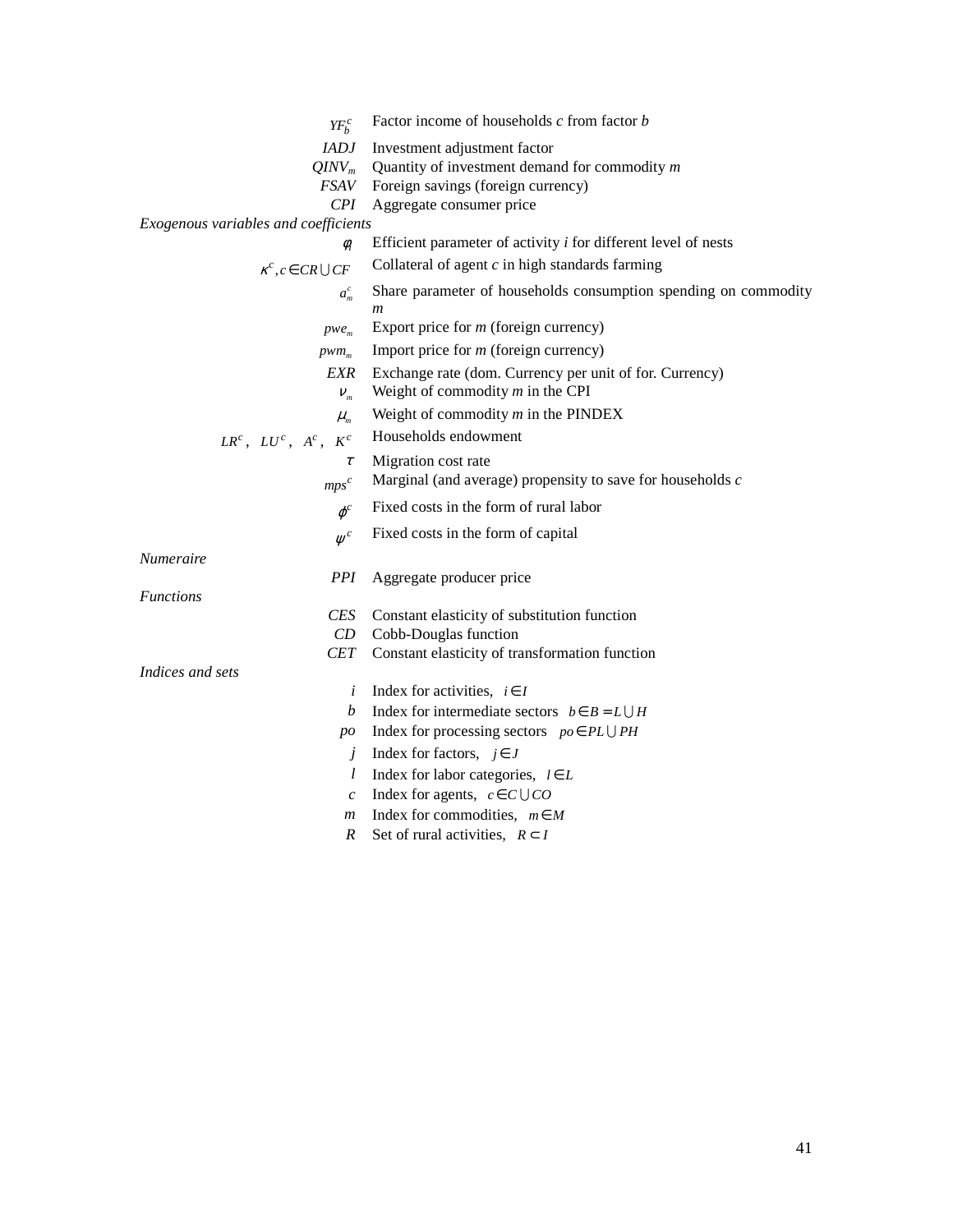| | |
|---|---|
| $YF_b^c$ | Factor income of households *c* from factor *b* |
| $IADJ$ | Investment adjustment factor |
| $QINV_m$ | Quantity of investment demand for commodity *m* |
| $FSAV$ | Foreign savings (foreign currency) |
| $CPI$ | Aggregate consumer price |
| *Exogenous variables and coefficients* | |
| $\phi_i$ | Efficient parameter of activity *i* for different level of nests |
| $\kappa^c, c \in CR \cup CF$ | Collateral of agent *c* in high standards farming |
| $a_m^c$ | Share parameter of households consumption spending on commodity *m* |
| $pwe_m$ | Export price for *m* (foreign currency) |
| $pwm_m$ | Import price for *m* (foreign currency) |
| $EXR$ | Exchange rate (dom. Currency per unit of for. Currency) |
| $\nu_m$ | Weight of commodity *m* in the CPI |
| $\mu_m$ | Weight of commodity *m* in the PINDEX |
| $LR^c$, $LU^c$, $A^c$, $K^c$ | Households endowment |
| $\tau$ | Migration cost rate |
| $mps^c$ | Marginal (and average) propensity to save for households *c* |
| $\varphi^c$ | Fixed costs in the form of rural labor |
| $\psi^c$ | Fixed costs in the form of capital |
| *Numeraire* | |
| $PPI$ | Aggregate producer price |
| *Functions* | |
| $CES$ | Constant elasticity of substitution function |
| $CD$ | Cobb-Douglas function |
| $CET$ | Constant elasticity of transformation function |
| *Indices and sets* | |
| $i$ | Index for activities, $i \in I$ |
| $b$ | Index for intermediate sectors $b \in B = L \cup H$ |
| $po$ | Index for processing sectors $po \in PL \cup PH$ |
| $j$ | Index for factors, $j \in J$ |
| $l$ | Index for labor categories, $l \in L$ |
| $c$ | Index for agents, $c \in C \cup CO$ |
| $m$ | Index for commodities, $m \in M$ |
| $R$ | Set of rural activities, $R \subset I$ |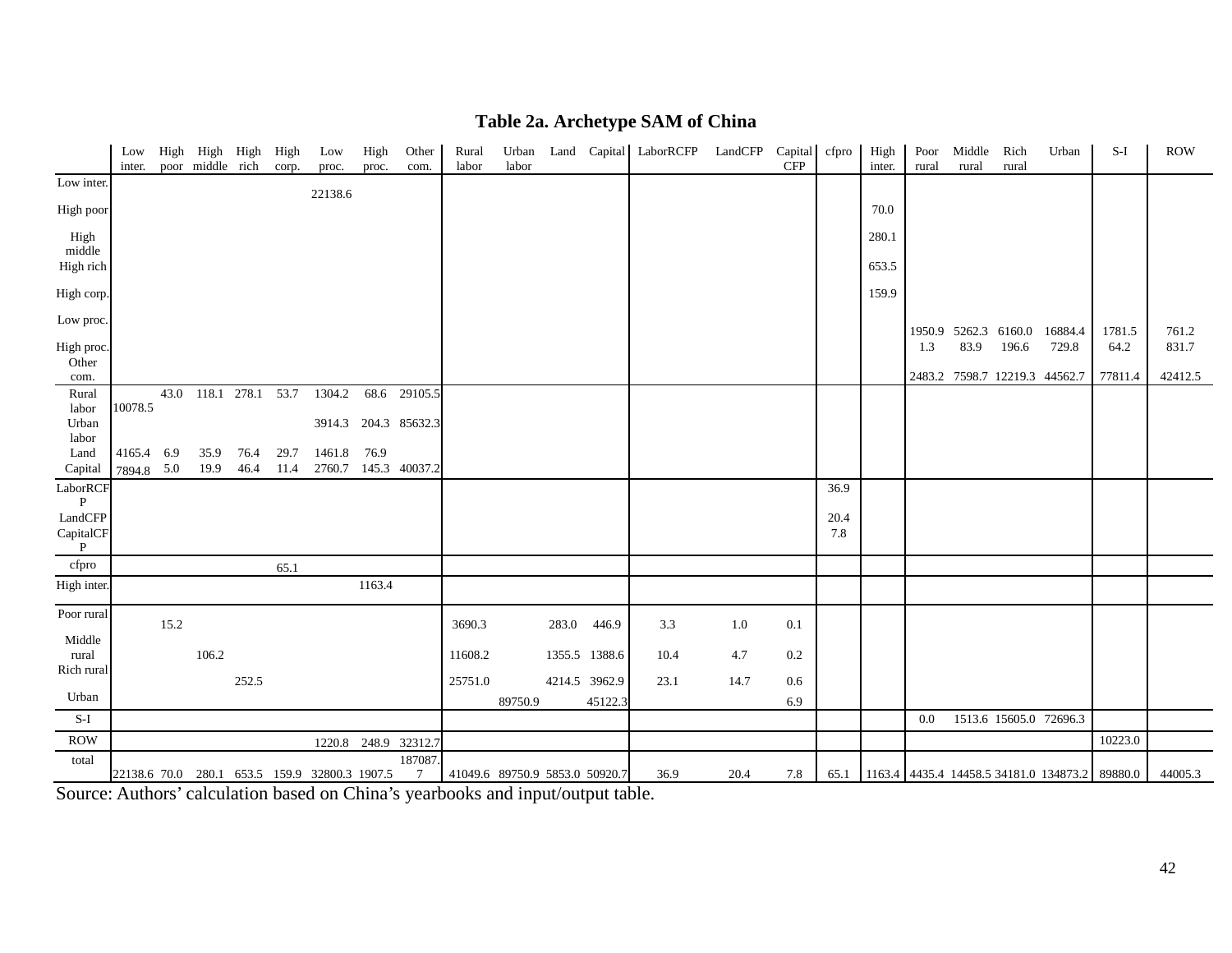# Table 2a. Archetype SAM of China

| | Low inter. | High poor | High middle | High rich | High corp. | Low proc. | High proc. | Other com. | Rural labor | Urban labor | Land | Capital | LaborRCFP | LandCFP | Capital CFP | cfpro | High inter. | Poor rural | Middle rural | Rich rural | Urban | S-I | ROW |
|---|---|---|---|---|---|---|---|---|---|---|---|---|---|---|---|---|---|---|---|---|---|---|---|
| Low inter. | | | | | | 22138.6 | | | | | | | | | | | | | | | | | |
| High poor | | | | | | | | | | | | | | | | | 70.0 | | | | | | |
| High middle | | | | | | | | | | | | | | | | | 280.1 | | | | | | |
| High rich | | | | | | | | | | | | | | | | | 653.5 | | | | | | |
| High corp. | | | | | | | | | | | | | | | | | 159.9 | | | | | | |
| Low proc. | | | | | | | | | | | | | | | | | | 1950.9 | 5262.3 | 6160.0 | 16884.4 | 1781.5 | 761.2 |
| High proc. | | | | | | | | | | | | | | | | | | 1.3 | 83.9 | 196.6 | 729.8 | 64.2 | 831.7 |
| Other com. | | | | | | | | | | | | | | | | | | 2483.2 | 7598.7 | 12219.3 | 44562.7 | 77811.4 | 42412.5 |
| Rural labor | 10078.5 | 43.0 | 118.1 | 278.1 | 53.7 | 1304.2 | 68.6 | 29105.5 | | | | | | | | | | | | | | | |
| Urban labor | | | | | | 3914.3 | 204.3 | 85632.3 | | | | | | | | | | | | | | | |
| Land | 4165.4 | 6.9 | 35.9 | 76.4 | 29.7 | 1461.8 | 76.9 | | | | | | | | | | | | | | | | |
| Capital | 7894.8 | 5.0 | 19.9 | 46.4 | 11.4 | 2760.7 | 145.3 | 40037.2 | | | | | | | | | | | | | | | |
| LaborRCFP | | | | | | | | | | | | | | | | 36.9 | | | | | | | |
| LandCFP | | | | | | | | | | | | | | | | 20.4 | | | | | | | |
| CapitalCFP | | | | | | | | | | | | | | | | 7.8 | | | | | | | |
| cfpro | | | | | 65.1 | | | | | | | | | | | | | | | | | | |
| High inter. | | | | | | | 1163.4 | | | | | | | | | | | | | | | | |
| Poor rural | | 15.2 | | | | | | | 3690.3 | | 283.0 | 446.9 | 3.3 | 1.0 | 0.1 | | | | | | | | |
| Middle rural | | | 106.2 | | | | | | 11608.2 | | 1355.5 | 1388.6 | 10.4 | 4.7 | 0.2 | | | | | | | | |
| Rich rural | | | | 252.5 | | | | | 25751.0 | | 4214.5 | 3962.9 | 23.1 | 14.7 | 0.6 | | | | | | | | |
| Urban | | | | | | | | | | 89750.9 | | 45122.3 | | | 6.9 | | | | | | | | |
| S-I | | | | | | | | | | | | | | | | | | 0.0 | 1513.6 | 15605.0 | 72696.3 | | |
| ROW | | | | | | 1220.8 | 248.9 | 32312.7 | | | | | | | | | | | | | | 10223.0 | |
| total | 22138.6 | 70.0 | 280.1 | 653.5 | 159.9 | 32800.3 | 1907.5 | 187087.7 | 41049.6 | 89750.9 | 5853.0 | 50920.7 | 36.9 | 20.4 | 7.8 | 65.1 | 1163.4 | 4435.4 | 14458.5 | 34181.0 | 134873.2 | 89880.0 | 44005.3 |

Source: Authors' calculation based on China's yearbooks and input/output table.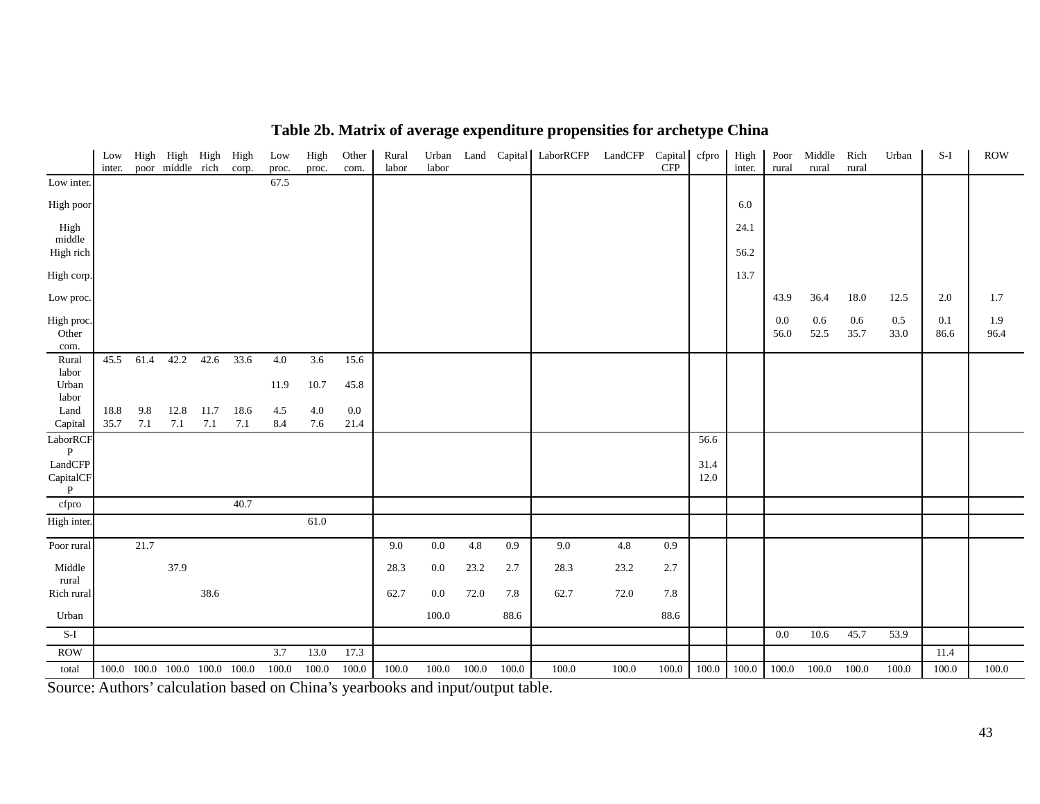## Table 2b. Matrix of average expenditure propensities for archetype China

| | Low inter. | High poor | High middle | High rich | High corp. | Low proc. | High proc. | Other com. | Rural labor | Urban labor | Land | Capital | LaborRCFP | LandCFP | Capital CFP | cfpro | High inter. | Poor rural | Middle rural | Rich rural | Urban | S-I | ROW |
|---|---|---|---|---|---|---|---|---|---|---|---|---|---|---|---|---|---|---|---|---|---|---|---|
| Low inter. | | | | | | 67.5 | | | | | | | | | | | | | | | | | |
| High poor | | | | | | | | | | | | | | | | | 6.0 | | | | | | |
| High middle | | | | | | | | | | | | | | | | | 24.1 | | | | | | |
| High rich | | | | | | | | | | | | | | | | | 56.2 | | | | | | |
| High corp. | | | | | | | | | | | | | | | | | 13.7 | | | | | | |
| Low proc. | | | | | | | | | | | | | | | | | | 43.9 | 36.4 | 18.0 | 12.5 | 2.0 | 1.7 |
| High proc. | | | | | | | | | | | | | | | | | | 0.0 | 0.6 | 0.6 | 0.5 | 0.1 | 1.9 |
| Other com. | | | | | | | | | | | | | | | | | | 56.0 | 52.5 | 35.7 | 33.0 | 86.6 | 96.4 |
| Rural labor | 45.5 | 61.4 | 42.2 | 42.6 | 33.6 | 4.0 | 3.6 | 15.6 | | | | | | | | | | | | | | | |
| Urban labor | | | | | | 11.9 | 10.7 | 45.8 | | | | | | | | | | | | | | | |
| Land | 18.8 | 9.8 | 12.8 | 11.7 | 18.6 | 4.5 | 4.0 | 0.0 | | | | | | | | | | | | | | | |
| Capital | 35.7 | 7.1 | 7.1 | 7.1 | 7.1 | 8.4 | 7.6 | 21.4 | | | | | | | | | | | | | | | |
| LaborRCFP | | | | | | | | | | | | | | | | 56.6 | | | | | | | |
| LandCFP | | | | | | | | | | | | | | | | 31.4 | | | | | | | |
| CapitalCFP | | | | | | | | | | | | | | | | 12.0 | | | | | | | |
| cfpro | | | | | 40.7 | | | | | | | | | | | | | | | | | | |
| High inter. | | | | | | | 61.0 | | | | | | | | | | | | | | | | |
| Poor rural | | 21.7 | | | | | | | 9.0 | 0.0 | 4.8 | 0.9 | 9.0 | 4.8 | 0.9 | | | | | | | | |
| Middle rural | | | 37.9 | | | | | | 28.3 | 0.0 | 23.2 | 2.7 | 28.3 | 23.2 | 2.7 | | | | | | | | |
| Rich rural | | | | 38.6 | | | | | 62.7 | 0.0 | 72.0 | 7.8 | 62.7 | 72.0 | 7.8 | | | | | | | | |
| Urban | | | | | | | | | | 100.0 | | 88.6 | | | 88.6 | | | | | | | | |
| S-I | | | | | | | | | | | | | | | | | | 0.0 | 10.6 | 45.7 | 53.9 | | |
| ROW | | | | | | 3.7 | 13.0 | 17.3 | | | | | | | | | | | | | | 11.4 | |
| total | 100.0 | 100.0 | 100.0 | 100.0 | 100.0 | 100.0 | 100.0 | 100.0 | 100.0 | 100.0 | 100.0 | 100.0 | 100.0 | 100.0 | 100.0 | 100.0 | 100.0 | 100.0 | 100.0 | 100.0 | 100.0 | 100.0 | 100.0 |

Source: Authors' calculation based on China's yearbooks and input/output table.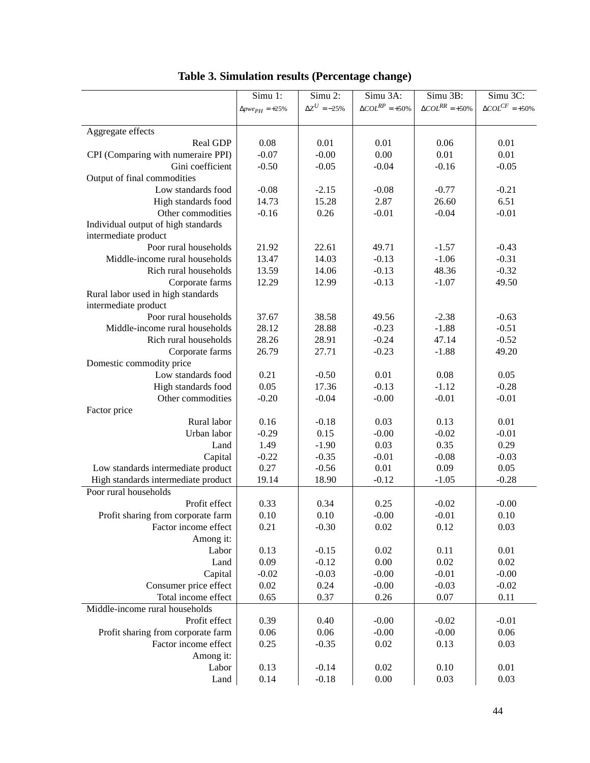**Table 3. Simulation results (Percentage change)**

| | Simu 1: $\Delta pwe_{PH} = +25\%$ | Simu 2: $\Delta Z^{U} = -25\%$ | Simu 3A: $\Delta COL^{RP} = +50\%$ | Simu 3B: $\Delta COL^{RR} = +50\%$ | Simu 3C: $\Delta COL^{CF} = +50\%$ |
|---|---|---|---|---|---|
| Aggregate effects | | | | | |
| Real GDP | 0.08 | 0.01 | 0.01 | 0.06 | 0.01 |
| CPI (Comparing with numeraire PPI) | -0.07 | -0.00 | 0.00 | 0.01 | 0.01 |
| Gini coefficient | -0.50 | -0.05 | -0.04 | -0.16 | -0.05 |
| Output of final commodities | | | | | |
| Low standards food | -0.08 | -2.15 | -0.08 | -0.77 | -0.21 |
| High standards food | 14.73 | 15.28 | 2.87 | 26.60 | 6.51 |
| Other commodities | -0.16 | 0.26 | -0.01 | -0.04 | -0.01 |
| Individual output of high standards intermediate product | | | | | |
| Poor rural households | 21.92 | 22.61 | 49.71 | -1.57 | -0.43 |
| Middle-income rural households | 13.47 | 14.03 | -0.13 | -1.06 | -0.31 |
| Rich rural households | 13.59 | 14.06 | -0.13 | 48.36 | -0.32 |
| Corporate farms | 12.29 | 12.99 | -0.13 | -1.07 | 49.50 |
| Rural labor used in high standards intermediate product | | | | | |
| Poor rural households | 37.67 | 38.58 | 49.56 | -2.38 | -0.63 |
| Middle-income rural households | 28.12 | 28.88 | -0.23 | -1.88 | -0.51 |
| Rich rural households | 28.26 | 28.91 | -0.24 | 47.14 | -0.52 |
| Corporate farms | 26.79 | 27.71 | -0.23 | -1.88 | 49.20 |
| Domestic commodity price | | | | | |
| Low standards food | 0.21 | -0.50 | 0.01 | 0.08 | 0.05 |
| High standards food | 0.05 | 17.36 | -0.13 | -1.12 | -0.28 |
| Other commodities | -0.20 | -0.04 | -0.00 | -0.01 | -0.01 |
| Factor price | | | | | |
| Rural labor | 0.16 | -0.18 | 0.03 | 0.13 | 0.01 |
| Urban labor | -0.29 | 0.15 | -0.00 | -0.02 | -0.01 |
| Land | 1.49 | -1.90 | 0.03 | 0.35 | 0.29 |
| Capital | -0.22 | -0.35 | -0.01 | -0.08 | -0.03 |
| Low standards intermediate product | 0.27 | -0.56 | 0.01 | 0.09 | 0.05 |
| High standards intermediate product | 19.14 | 18.90 | -0.12 | -1.05 | -0.28 |
| Poor rural households | | | | | |
| Profit effect | 0.33 | 0.34 | 0.25 | -0.02 | -0.00 |
| Profit sharing from corporate farm | 0.10 | 0.10 | -0.00 | -0.01 | 0.10 |
| Factor income effect | 0.21 | -0.30 | 0.02 | 0.12 | 0.03 |
| Among it: | | | | | |
| Labor | 0.13 | -0.15 | 0.02 | 0.11 | 0.01 |
| Land | 0.09 | -0.12 | 0.00 | 0.02 | 0.02 |
| Capital | -0.02 | -0.03 | -0.00 | -0.01 | -0.00 |
| Consumer price effect | 0.02 | 0.24 | -0.00 | -0.03 | -0.02 |
| Total income effect | 0.65 | 0.37 | 0.26 | 0.07 | 0.11 |
| Middle-income rural households | | | | | |
| Profit effect | 0.39 | 0.40 | -0.00 | -0.02 | -0.01 |
| Profit sharing from corporate farm | 0.06 | 0.06 | -0.00 | -0.00 | 0.06 |
| Factor income effect | 0.25 | -0.35 | 0.02 | 0.13 | 0.03 |
| Among it: | | | | | |
| Labor | 0.13 | -0.14 | 0.02 | 0.10 | 0.01 |
| Land | 0.14 | -0.18 | 0.00 | 0.03 | 0.03 |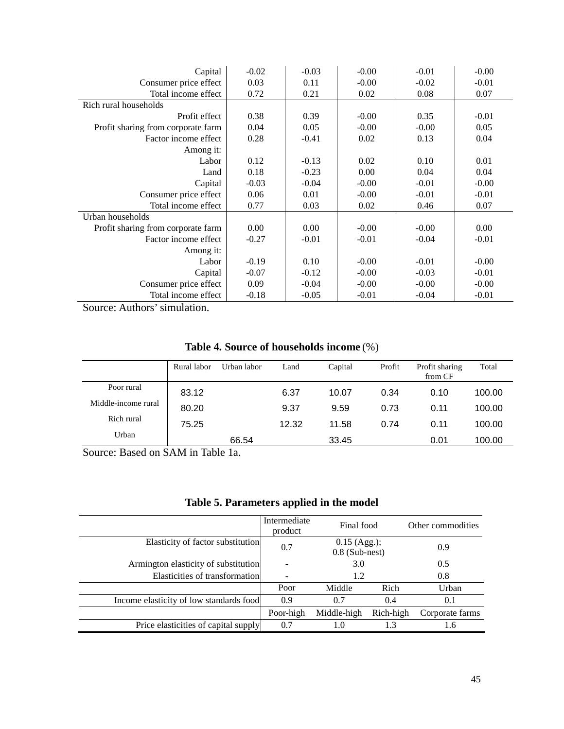| | | | | | |
|---|---|---|---|---|---|
| Capital | -0.02 | -0.03 | -0.00 | -0.01 | -0.00 |
| Consumer price effect | 0.03 | 0.11 | -0.00 | -0.02 | -0.01 |
| Total income effect | 0.72 | 0.21 | 0.02 | 0.08 | 0.07 |
| Rich rural households | | | | | |
| Profit effect | 0.38 | 0.39 | -0.00 | 0.35 | -0.01 |
| Profit sharing from corporate farm | 0.04 | 0.05 | -0.00 | -0.00 | 0.05 |
| Factor income effect | 0.28 | -0.41 | 0.02 | 0.13 | 0.04 |
| Among it: | | | | | |
| Labor | 0.12 | -0.13 | 0.02 | 0.10 | 0.01 |
| Land | 0.18 | -0.23 | 0.00 | 0.04 | 0.04 |
| Capital | -0.03 | -0.04 | -0.00 | -0.01 | -0.00 |
| Consumer price effect | 0.06 | 0.01 | -0.00 | -0.01 | -0.01 |
| Total income effect | 0.77 | 0.03 | 0.02 | 0.46 | 0.07 |
| Urban households | | | | | |
| Profit sharing from corporate farm | 0.00 | 0.00 | -0.00 | -0.00 | 0.00 |
| Factor income effect | -0.27 | -0.01 | -0.01 | -0.04 | -0.01 |
| Among it: | | | | | |
| Labor | -0.19 | 0.10 | -0.00 | -0.01 | -0.00 |
| Capital | -0.07 | -0.12 | -0.00 | -0.03 | -0.01 |
| Consumer price effect | 0.09 | -0.04 | -0.00 | -0.00 | -0.00 |
| Total income effect | -0.18 | -0.05 | -0.01 | -0.04 | -0.01 |

Source: Authors' simulation.

**Table 4. Source of households income** (%)

| | Rural labor | Urban labor | Land | Capital | Profit | Profit sharing from CF | Total |
|---|---|---|---|---|---|---|---|
| Poor rural | 83.12 | | 6.37 | 10.07 | 0.34 | 0.10 | 100.00 |
| Middle-income rural | 80.20 | | 9.37 | 9.59 | 0.73 | 0.11 | 100.00 |
| Rich rural | 75.25 | | 12.32 | 11.58 | 0.74 | 0.11 | 100.00 |
| Urban | | 66.54 | | 33.45 | | 0.01 | 100.00 |

Source: Based on SAM in Table 1a.

**Table 5. Parameters applied in the model**

| | Intermediate product | Final food | | Other commodities |
|---|---|---|---|---|
| Elasticity of factor substitution | 0.7 | 0.15 (Agg.); 0.8 (Sub-nest) | | 0.9 |
| Armington elasticity of substitution | - | 3.0 | | 0.5 |
| Elasticities of transformation | - | 1.2 | | 0.8 |
| | Poor | Middle | Rich | Urban |
| Income elasticity of low standards food | 0.9 | 0.7 | 0.4 | 0.1 |
| | Poor-high | Middle-high | Rich-high | Corporate farms |
| Price elasticities of capital supply | 0.7 | 1.0 | 1.3 | 1.6 |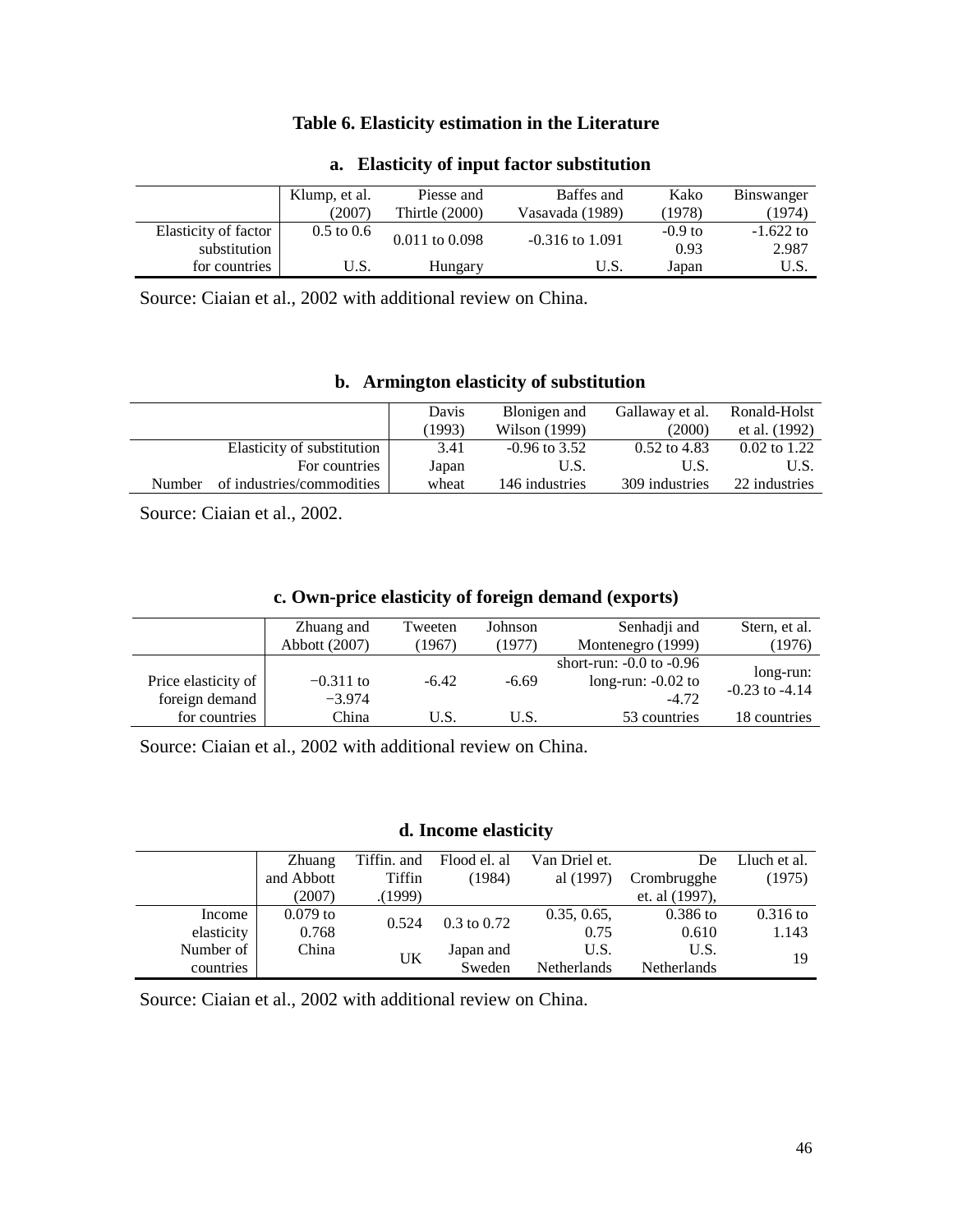# Table 6. Elasticity estimation in the Literature

## a. Elasticity of input factor substitution

| | Klump, et al. (2007) | Piesse and Thirtle (2000) | Baffes and Vasavada (1989) | Kako (1978) | Binswanger (1974) |
|---|---|---|---|---|---|
| Elasticity of factor substitution | 0.5 to 0.6 | 0.011 to 0.098 | -0.316 to 1.091 | -0.9 to 0.93 | -1.622 to 2.987 |
| for countries | U.S. | Hungary | U.S. | Japan | U.S. |

Source: Ciaian et al., 2002 with additional review on China.

## b. Armington elasticity of substitution

| | Davis (1993) | Blonigen and Wilson (1999) | Gallaway et al. (2000) | Ronald-Holst et al. (1992) |
|---|---|---|---|---|
| Elasticity of substitution | 3.41 | -0.96 to 3.52 | 0.52 to 4.83 | 0.02 to 1.22 |
| For countries | Japan | U.S. | U.S. | U.S. |
| Number of industries/commodities | wheat | 146 industries | 309 industries | 22 industries |

Source: Ciaian et al., 2002.

## c. Own-price elasticity of foreign demand (exports)

| | Zhuang and Abbott (2007) | Tweeten (1967) | Johnson (1977) | Senhadji and Montenegro (1999) | Stern, et al. (1976) |
|---|---|---|---|---|---|
| Price elasticity of foreign demand | −0.311 to −3.974 | -6.42 | -6.69 | short-run: -0.0 to -0.96 long-run: -0.02 to -4.72 | long-run: -0.23 to -4.14 |
| for countries | China | U.S. | U.S. | 53 countries | 18 countries |

Source: Ciaian et al., 2002 with additional review on China.

## d. Income elasticity

| | Zhuang and Abbott (2007) | Tiffin. and Tiffin .(1999) | Flood el. al (1984) | Van Driel et. al (1997) | De Crombrugghe et. al (1997), | Lluch et al. (1975) |
|---|---|---|---|---|---|---|
| Income elasticity | 0.079 to 0.768 | 0.524 | 0.3 to 0.72 | 0.35, 0.65, 0.75 | 0.386 to 0.610 | 0.316 to 1.143 |
| Number of countries | China | UK | Japan and Sweden | U.S. Netherlands | U.S. Netherlands | 19 |

Source: Ciaian et al., 2002 with additional review on China.